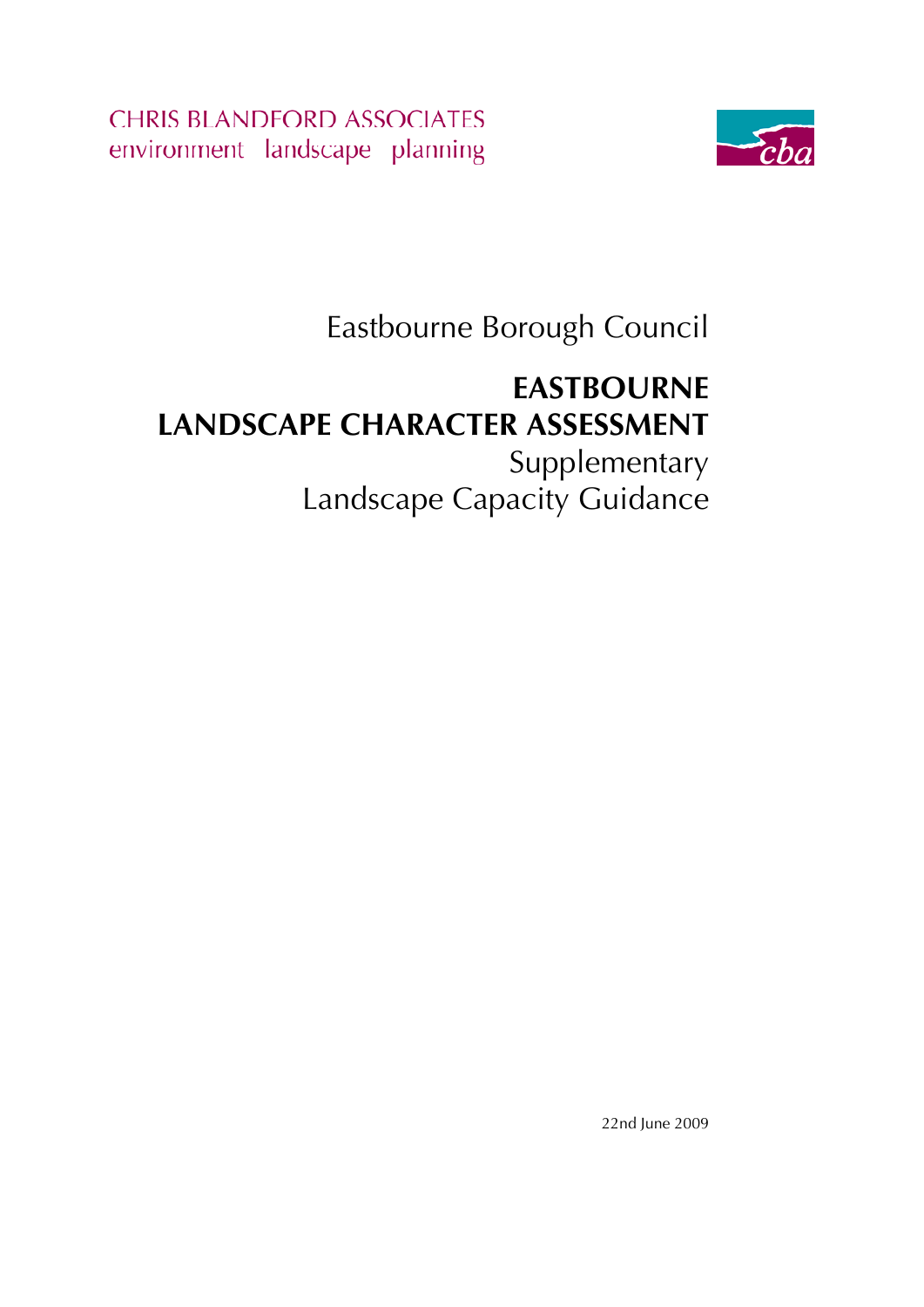CHRIS BLANDFORD ASSOCIATES
environment landscape planning

cba

Eastbourne Borough Council

# EASTBOURNE LANDSCAPE CHARACTER ASSESSMENT

Supplementary
Landscape Capacity Guidance

22nd June 2009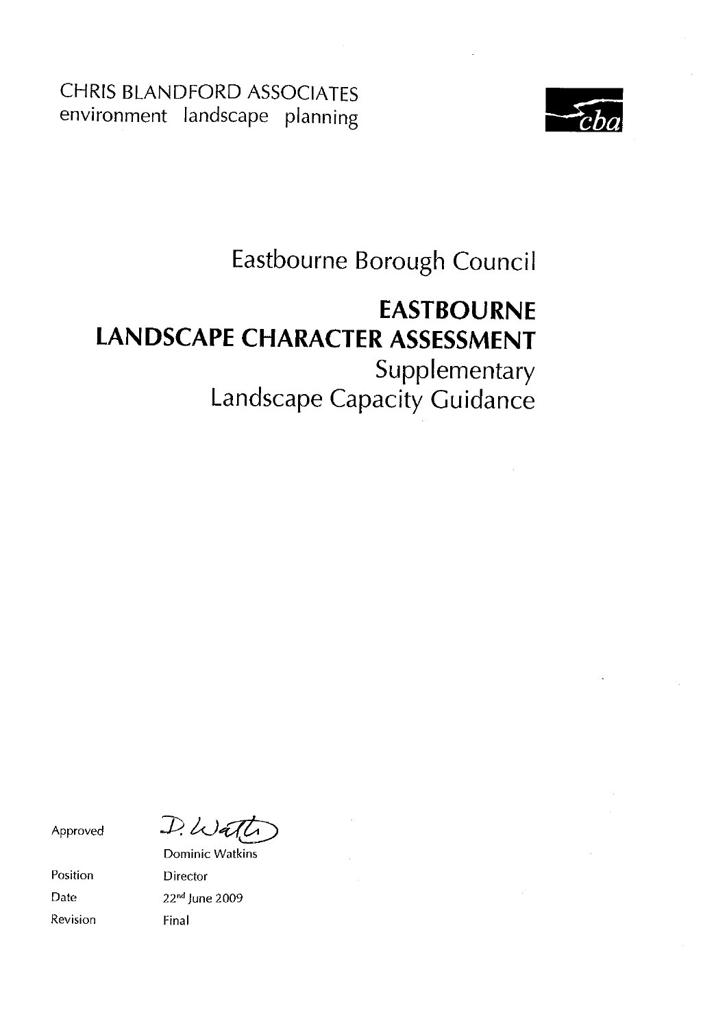CHRIS BLANDFORD ASSOCIATES
environment landscape planning

Eastbourne Borough Council

# EASTBOURNE LANDSCAPE CHARACTER ASSESSMENT

Supplementary
Landscape Capacity Guidance

| | |
|---|---|
| Approved | Dominic Watkins |
| Position | Director |
| Date | 22[nd] June 2009 |
| Revision | Final |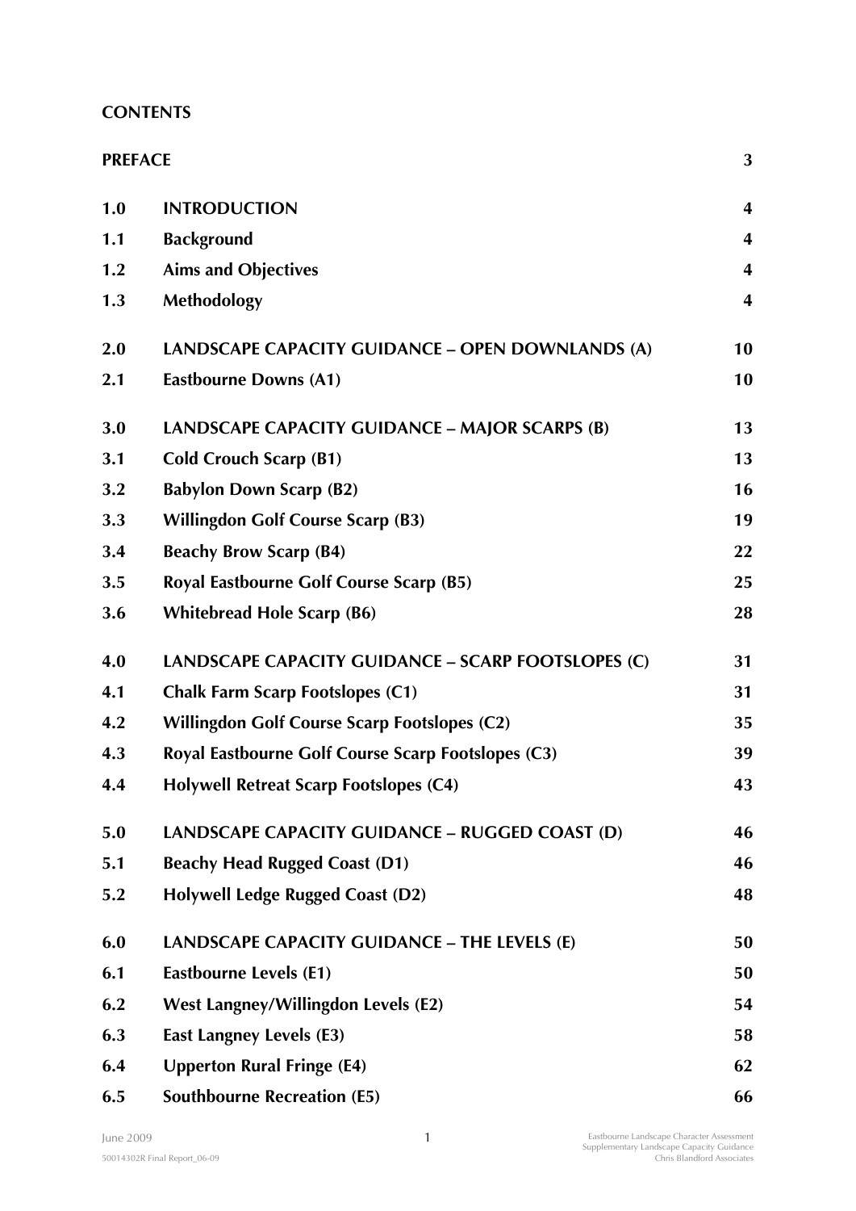**CONTENTS**

| | | |
|---|---|---|
| **PREFACE** | | **3** |
| **1.0** | **INTRODUCTION** | **4** |
| **1.1** | **Background** | **4** |
| **1.2** | **Aims and Objectives** | **4** |
| **1.3** | **Methodology** | **4** |
| **2.0** | **LANDSCAPE CAPACITY GUIDANCE – OPEN DOWNLANDS (A)** | **10** |
| **2.1** | **Eastbourne Downs (A1)** | **10** |
| **3.0** | **LANDSCAPE CAPACITY GUIDANCE – MAJOR SCARPS (B)** | **13** |
| **3.1** | **Cold Crouch Scarp (B1)** | **13** |
| **3.2** | **Babylon Down Scarp (B2)** | **16** |
| **3.3** | **Willingdon Golf Course Scarp (B3)** | **19** |
| **3.4** | **Beachy Brow Scarp (B4)** | **22** |
| **3.5** | **Royal Eastbourne Golf Course Scarp (B5)** | **25** |
| **3.6** | **Whitebread Hole Scarp (B6)** | **28** |
| **4.0** | **LANDSCAPE CAPACITY GUIDANCE – SCARP FOOTSLOPES (C)** | **31** |
| **4.1** | **Chalk Farm Scarp Footslopes (C1)** | **31** |
| **4.2** | **Willingdon Golf Course Scarp Footslopes (C2)** | **35** |
| **4.3** | **Royal Eastbourne Golf Course Scarp Footslopes (C3)** | **39** |
| **4.4** | **Holywell Retreat Scarp Footslopes (C4)** | **43** |
| **5.0** | **LANDSCAPE CAPACITY GUIDANCE – RUGGED COAST (D)** | **46** |
| **5.1** | **Beachy Head Rugged Coast (D1)** | **46** |
| **5.2** | **Holywell Ledge Rugged Coast (D2)** | **48** |
| **6.0** | **LANDSCAPE CAPACITY GUIDANCE – THE LEVELS (E)** | **50** |
| **6.1** | **Eastbourne Levels (E1)** | **50** |
| **6.2** | **West Langney/Willingdon Levels (E2)** | **54** |
| **6.3** | **East Langney Levels (E3)** | **58** |
| **6.4** | **Upperton Rural Fringe (E4)** | **62** |
| **6.5** | **Southbourne Recreation (E5)** | **66** |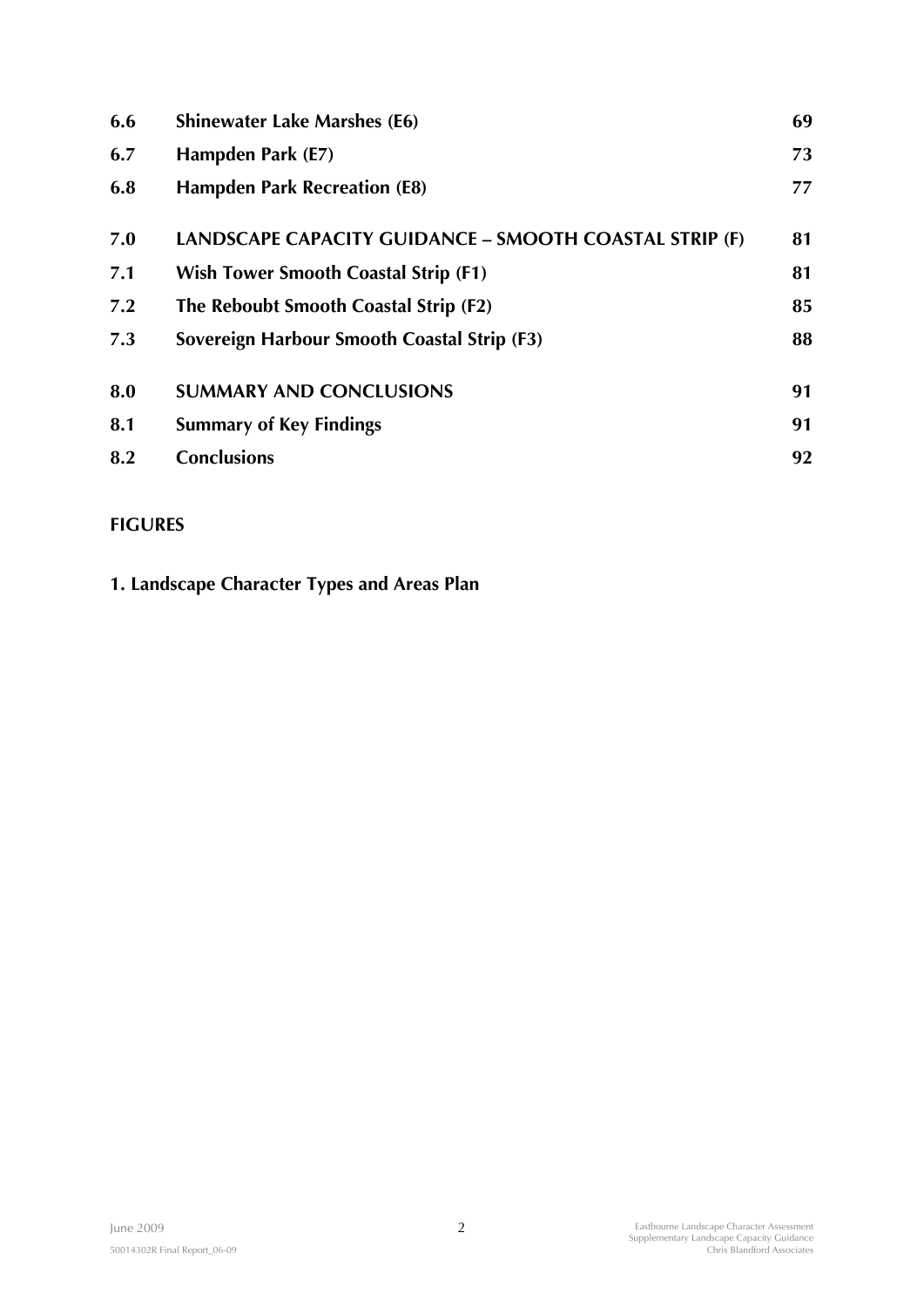| | | |
|---|---|---|
| **6.6** | **Shinewater Lake Marshes (E6)** | **69** |
| **6.7** | **Hampden Park (E7)** | **73** |
| **6.8** | **Hampden Park Recreation (E8)** | **77** |
| **7.0** | **LANDSCAPE CAPACITY GUIDANCE – SMOOTH COASTAL STRIP (F)** | **81** |
| **7.1** | **Wish Tower Smooth Coastal Strip (F1)** | **81** |
| **7.2** | **The Reboubt Smooth Coastal Strip (F2)** | **85** |
| **7.3** | **Sovereign Harbour Smooth Coastal Strip (F3)** | **88** |
| **8.0** | **SUMMARY AND CONCLUSIONS** | **91** |
| **8.1** | **Summary of Key Findings** | **91** |
| **8.2** | **Conclusions** | **92** |

**FIGURES**

**1. Landscape Character Types and Areas Plan**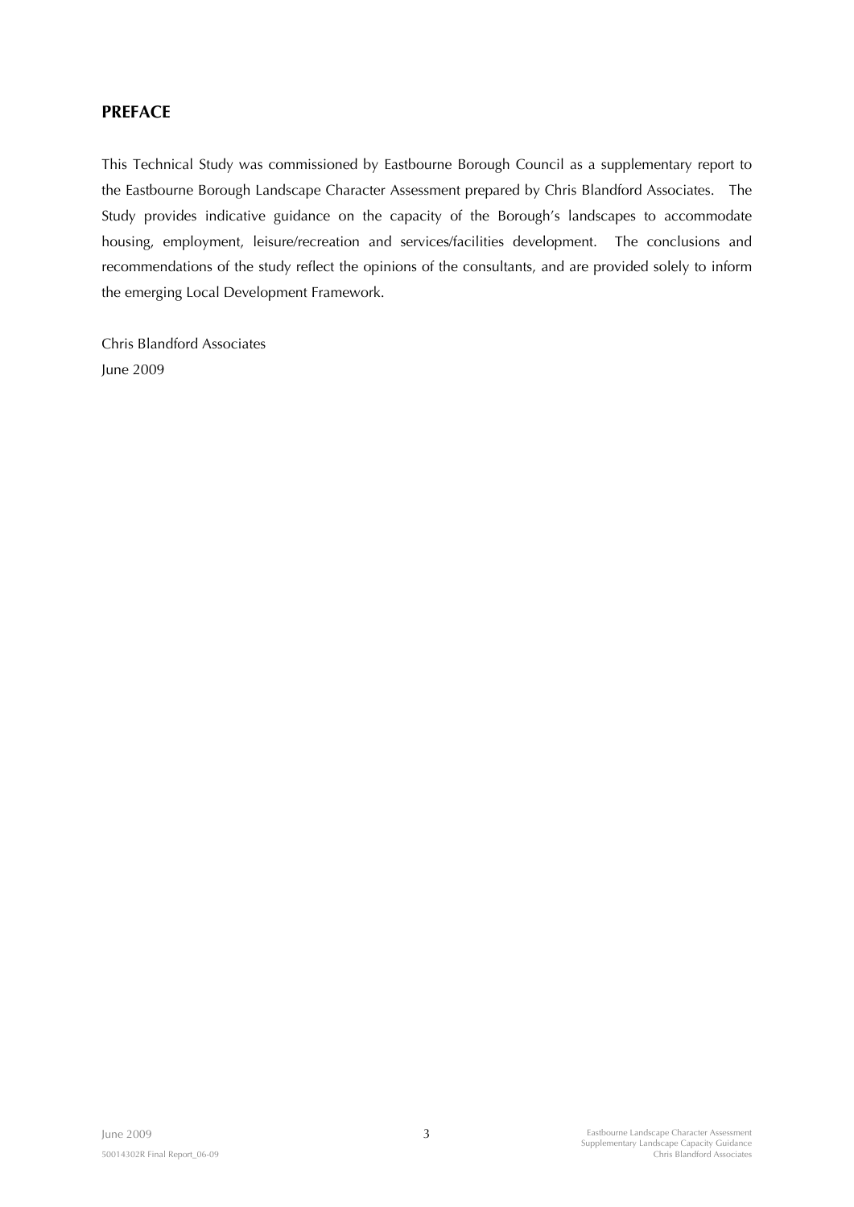## PREFACE

This Technical Study was commissioned by Eastbourne Borough Council as a supplementary report to the Eastbourne Borough Landscape Character Assessment prepared by Chris Blandford Associates. The Study provides indicative guidance on the capacity of the Borough's landscapes to accommodate housing, employment, leisure/recreation and services/facilities development. The conclusions and recommendations of the study reflect the opinions of the consultants, and are provided solely to inform the emerging Local Development Framework.

Chris Blandford Associates
June 2009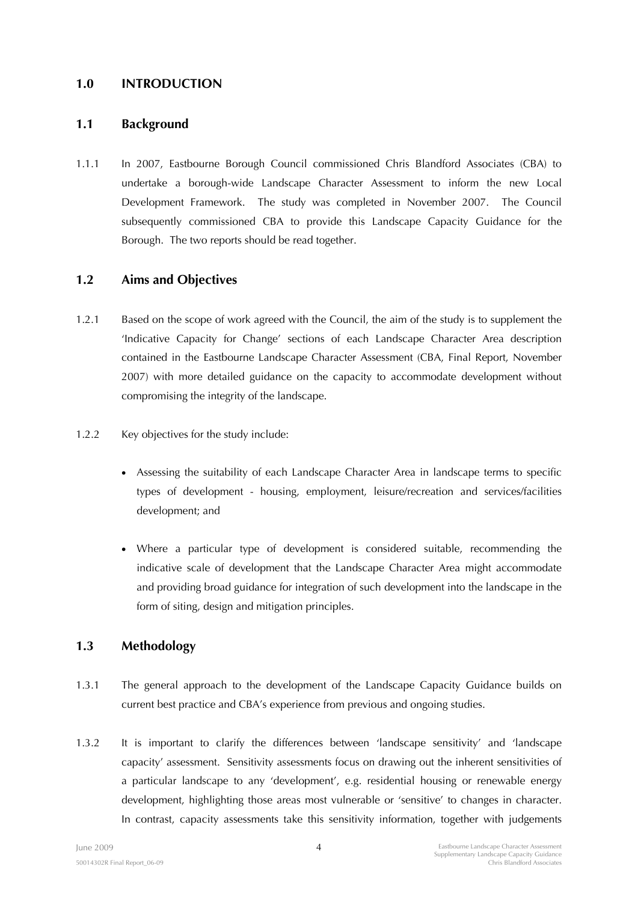# 1.0 INTRODUCTION

## 1.1 Background

1.1.1 In 2007, Eastbourne Borough Council commissioned Chris Blandford Associates (CBA) to undertake a borough-wide Landscape Character Assessment to inform the new Local Development Framework. The study was completed in November 2007. The Council subsequently commissioned CBA to provide this Landscape Capacity Guidance for the Borough. The two reports should be read together.

## 1.2 Aims and Objectives

1.2.1 Based on the scope of work agreed with the Council, the aim of the study is to supplement the 'Indicative Capacity for Change' sections of each Landscape Character Area description contained in the Eastbourne Landscape Character Assessment (CBA, Final Report, November 2007) with more detailed guidance on the capacity to accommodate development without compromising the integrity of the landscape.

1.2.2 Key objectives for the study include:

- Assessing the suitability of each Landscape Character Area in landscape terms to specific types of development - housing, employment, leisure/recreation and services/facilities development; and
- Where a particular type of development is considered suitable, recommending the indicative scale of development that the Landscape Character Area might accommodate and providing broad guidance for integration of such development into the landscape in the form of siting, design and mitigation principles.

## 1.3 Methodology

1.3.1 The general approach to the development of the Landscape Capacity Guidance builds on current best practice and CBA's experience from previous and ongoing studies.

1.3.2 It is important to clarify the differences between 'landscape sensitivity' and 'landscape capacity' assessment. Sensitivity assessments focus on drawing out the inherent sensitivities of a particular landscape to any 'development', e.g. residential housing or renewable energy development, highlighting those areas most vulnerable or 'sensitive' to changes in character. In contrast, capacity assessments take this sensitivity information, together with judgements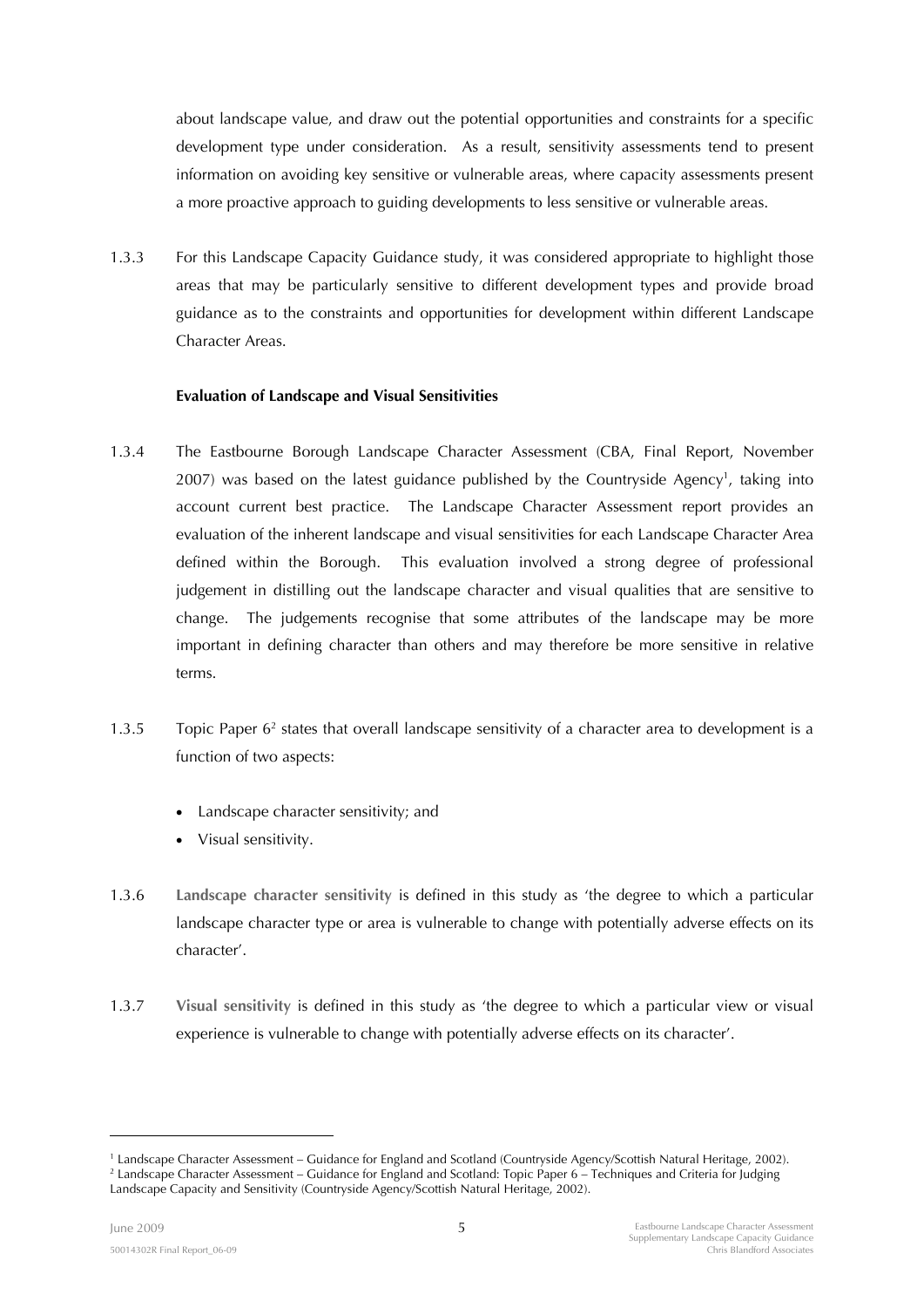about landscape value, and draw out the potential opportunities and constraints for a specific development type under consideration. As a result, sensitivity assessments tend to present information on avoiding key sensitive or vulnerable areas, where capacity assessments present a more proactive approach to guiding developments to less sensitive or vulnerable areas.

1.3.3 For this Landscape Capacity Guidance study, it was considered appropriate to highlight those areas that may be particularly sensitive to different development types and provide broad guidance as to the constraints and opportunities for development within different Landscape Character Areas.

**Evaluation of Landscape and Visual Sensitivities**

1.3.4 The Eastbourne Borough Landscape Character Assessment (CBA, Final Report, November 2007) was based on the latest guidance published by the Countryside Agency[1], taking into account current best practice. The Landscape Character Assessment report provides an evaluation of the inherent landscape and visual sensitivities for each Landscape Character Area defined within the Borough. This evaluation involved a strong degree of professional judgement in distilling out the landscape character and visual qualities that are sensitive to change. The judgements recognise that some attributes of the landscape may be more important in defining character than others and may therefore be more sensitive in relative terms.

1.3.5 Topic Paper 6[2] states that overall landscape sensitivity of a character area to development is a function of two aspects:

- Landscape character sensitivity; and
- Visual sensitivity.

1.3.6 **Landscape character sensitivity** is defined in this study as 'the degree to which a particular landscape character type or area is vulnerable to change with potentially adverse effects on its character'.

1.3.7 **Visual sensitivity** is defined in this study as 'the degree to which a particular view or visual experience is vulnerable to change with potentially adverse effects on its character'.

---

[1] Landscape Character Assessment – Guidance for England and Scotland (Countryside Agency/Scottish Natural Heritage, 2002).

[2] Landscape Character Assessment – Guidance for England and Scotland: Topic Paper 6 – Techniques and Criteria for Judging Landscape Capacity and Sensitivity (Countryside Agency/Scottish Natural Heritage, 2002).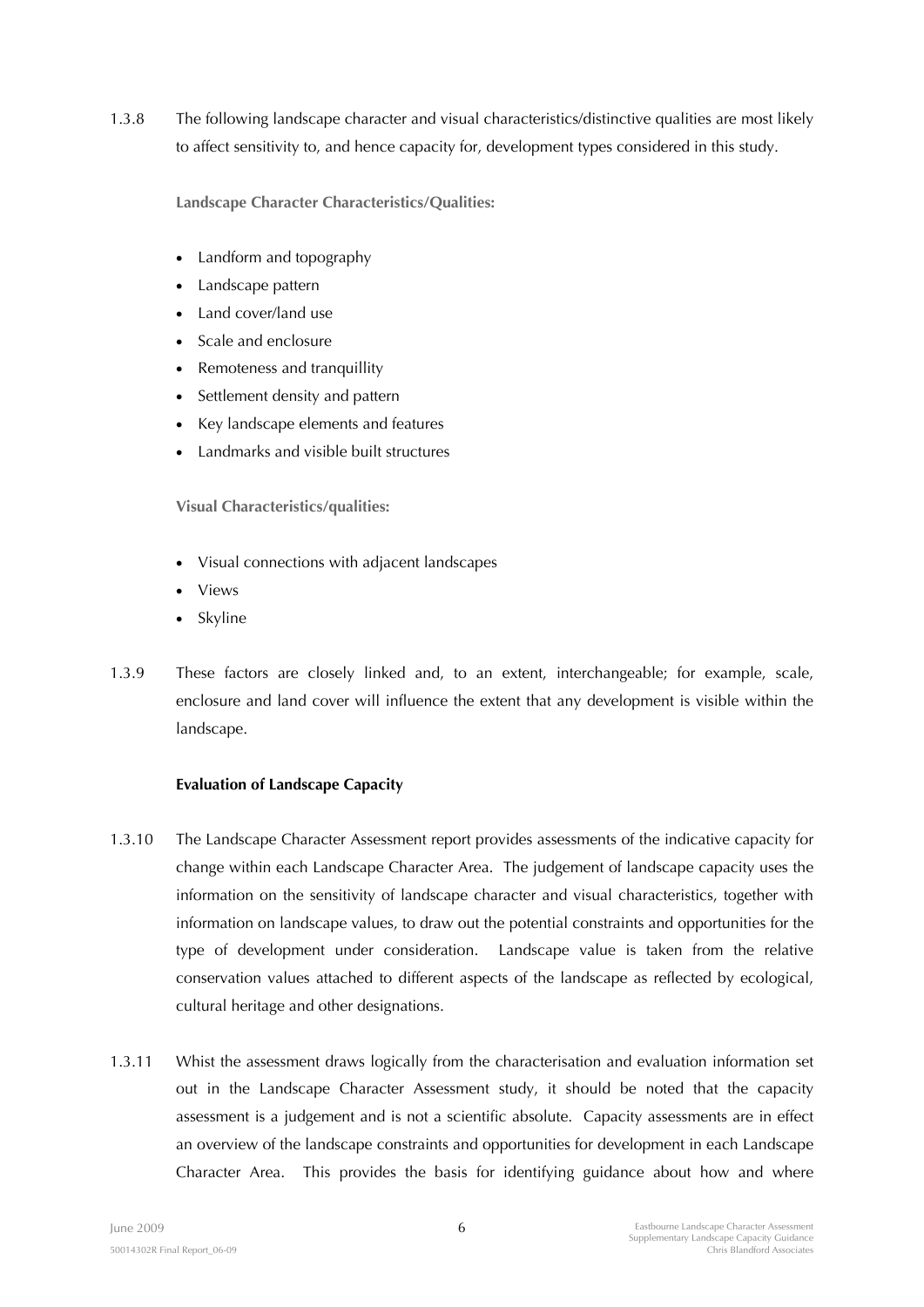1.3.8 The following landscape character and visual characteristics/distinctive qualities are most likely to affect sensitivity to, and hence capacity for, development types considered in this study.

**Landscape Character Characteristics/Qualities:**

- Landform and topography
- Landscape pattern
- Land cover/land use
- Scale and enclosure
- Remoteness and tranquillity
- Settlement density and pattern
- Key landscape elements and features
- Landmarks and visible built structures

**Visual Characteristics/qualities:**

- Visual connections with adjacent landscapes
- Views
- Skyline

1.3.9 These factors are closely linked and, to an extent, interchangeable; for example, scale, enclosure and land cover will influence the extent that any development is visible within the landscape.

**Evaluation of Landscape Capacity**

1.3.10 The Landscape Character Assessment report provides assessments of the indicative capacity for change within each Landscape Character Area. The judgement of landscape capacity uses the information on the sensitivity of landscape character and visual characteristics, together with information on landscape values, to draw out the potential constraints and opportunities for the type of development under consideration. Landscape value is taken from the relative conservation values attached to different aspects of the landscape as reflected by ecological, cultural heritage and other designations.

1.3.11 Whist the assessment draws logically from the characterisation and evaluation information set out in the Landscape Character Assessment study, it should be noted that the capacity assessment is a judgement and is not a scientific absolute. Capacity assessments are in effect an overview of the landscape constraints and opportunities for development in each Landscape Character Area. This provides the basis for identifying guidance about how and where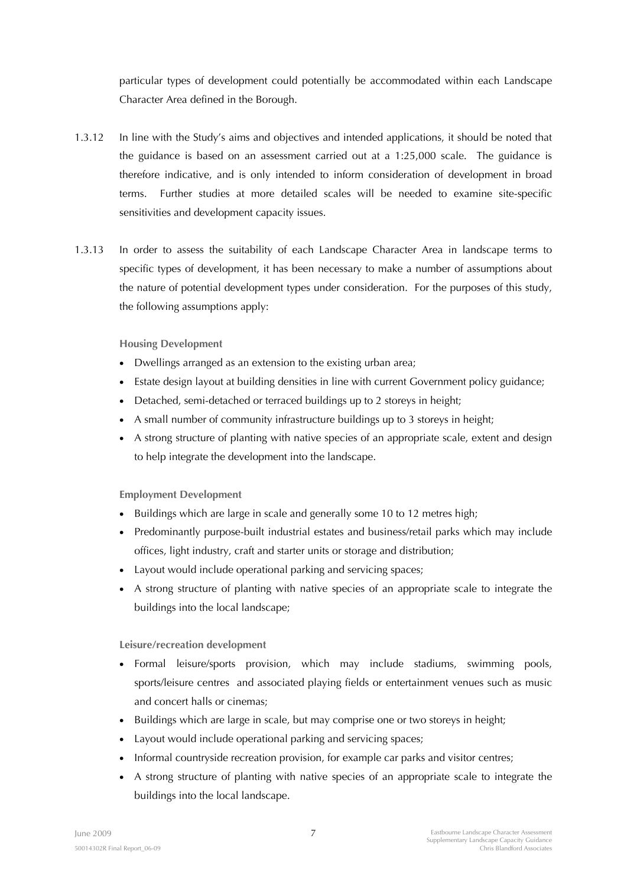particular types of development could potentially be accommodated within each Landscape Character Area defined in the Borough.

1.3.12 In line with the Study's aims and objectives and intended applications, it should be noted that the guidance is based on an assessment carried out at a 1:25,000 scale. The guidance is therefore indicative, and is only intended to inform consideration of development in broad terms. Further studies at more detailed scales will be needed to examine site-specific sensitivities and development capacity issues.

1.3.13 In order to assess the suitability of each Landscape Character Area in landscape terms to specific types of development, it has been necessary to make a number of assumptions about the nature of potential development types under consideration. For the purposes of this study, the following assumptions apply:

**Housing Development**

- Dwellings arranged as an extension to the existing urban area;
- Estate design layout at building densities in line with current Government policy guidance;
- Detached, semi-detached or terraced buildings up to 2 storeys in height;
- A small number of community infrastructure buildings up to 3 storeys in height;
- A strong structure of planting with native species of an appropriate scale, extent and design to help integrate the development into the landscape.

**Employment Development**

- Buildings which are large in scale and generally some 10 to 12 metres high;
- Predominantly purpose-built industrial estates and business/retail parks which may include offices, light industry, craft and starter units or storage and distribution;
- Layout would include operational parking and servicing spaces;
- A strong structure of planting with native species of an appropriate scale to integrate the buildings into the local landscape;

**Leisure/recreation development**

- Formal leisure/sports provision, which may include stadiums, swimming pools, sports/leisure centres and associated playing fields or entertainment venues such as music and concert halls or cinemas;
- Buildings which are large in scale, but may comprise one or two storeys in height;
- Layout would include operational parking and servicing spaces;
- Informal countryside recreation provision, for example car parks and visitor centres;
- A strong structure of planting with native species of an appropriate scale to integrate the buildings into the local landscape.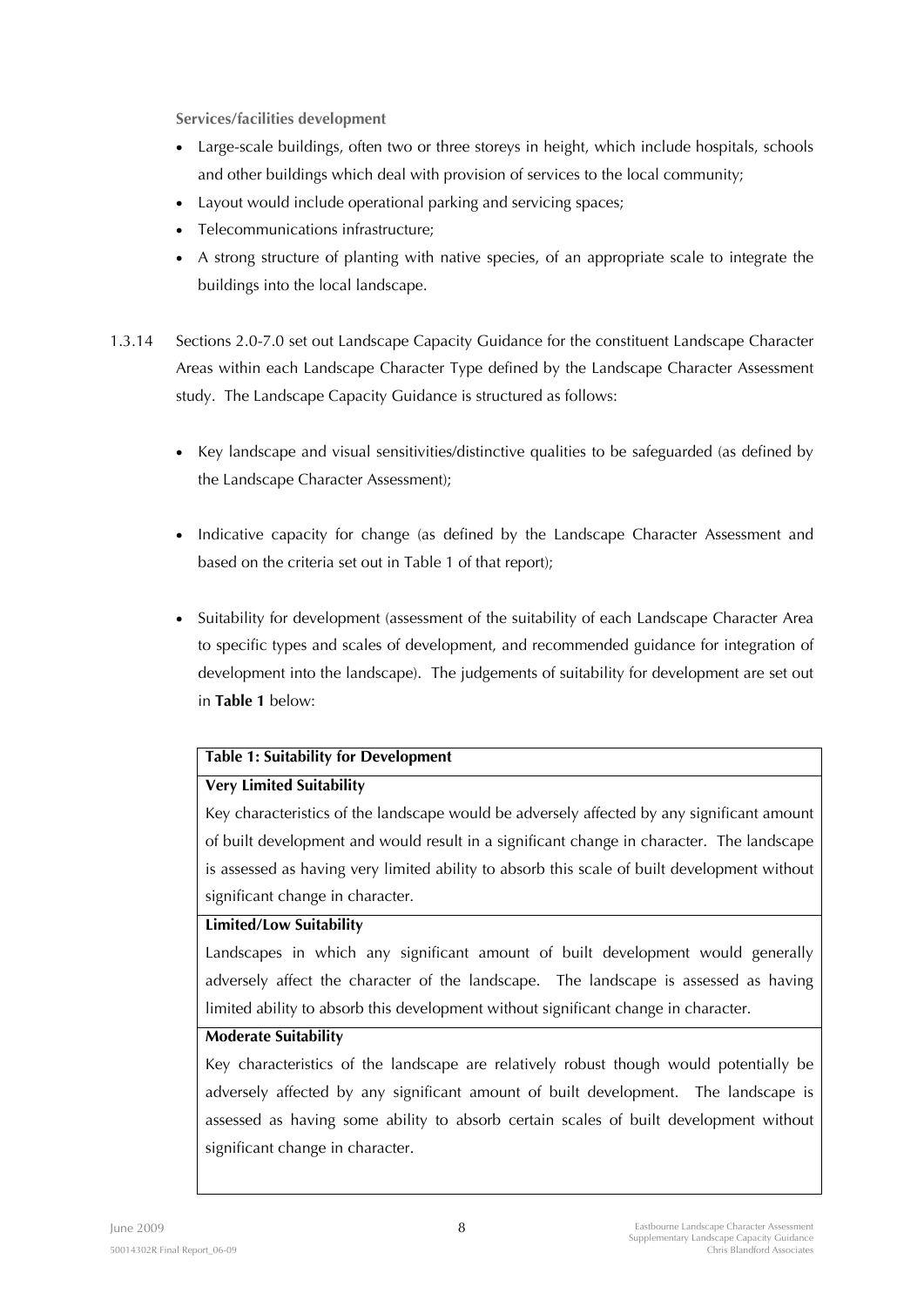**Services/facilities development**

- Large-scale buildings, often two or three storeys in height, which include hospitals, schools and other buildings which deal with provision of services to the local community;
- Layout would include operational parking and servicing spaces;
- Telecommunications infrastructure;
- A strong structure of planting with native species, of an appropriate scale to integrate the buildings into the local landscape.

1.3.14 Sections 2.0-7.0 set out Landscape Capacity Guidance for the constituent Landscape Character Areas within each Landscape Character Type defined by the Landscape Character Assessment study. The Landscape Capacity Guidance is structured as follows:

- Key landscape and visual sensitivities/distinctive qualities to be safeguarded (as defined by the Landscape Character Assessment);
- Indicative capacity for change (as defined by the Landscape Character Assessment and based on the criteria set out in Table 1 of that report);
- Suitability for development (assessment of the suitability of each Landscape Character Area to specific types and scales of development, and recommended guidance for integration of development into the landscape). The judgements of suitability for development are set out in **Table 1** below:

| **Table 1: Suitability for Development** |
|---|
| **Very Limited Suitability**<br>Key characteristics of the landscape would be adversely affected by any significant amount of built development and would result in a significant change in character. The landscape is assessed as having very limited ability to absorb this scale of built development without significant change in character. |
| **Limited/Low Suitability**<br>Landscapes in which any significant amount of built development would generally adversely affect the character of the landscape. The landscape is assessed as having limited ability to absorb this development without significant change in character. |
| **Moderate Suitability**<br>Key characteristics of the landscape are relatively robust though would potentially be adversely affected by any significant amount of built development. The landscape is assessed as having some ability to absorb certain scales of built development without significant change in character. |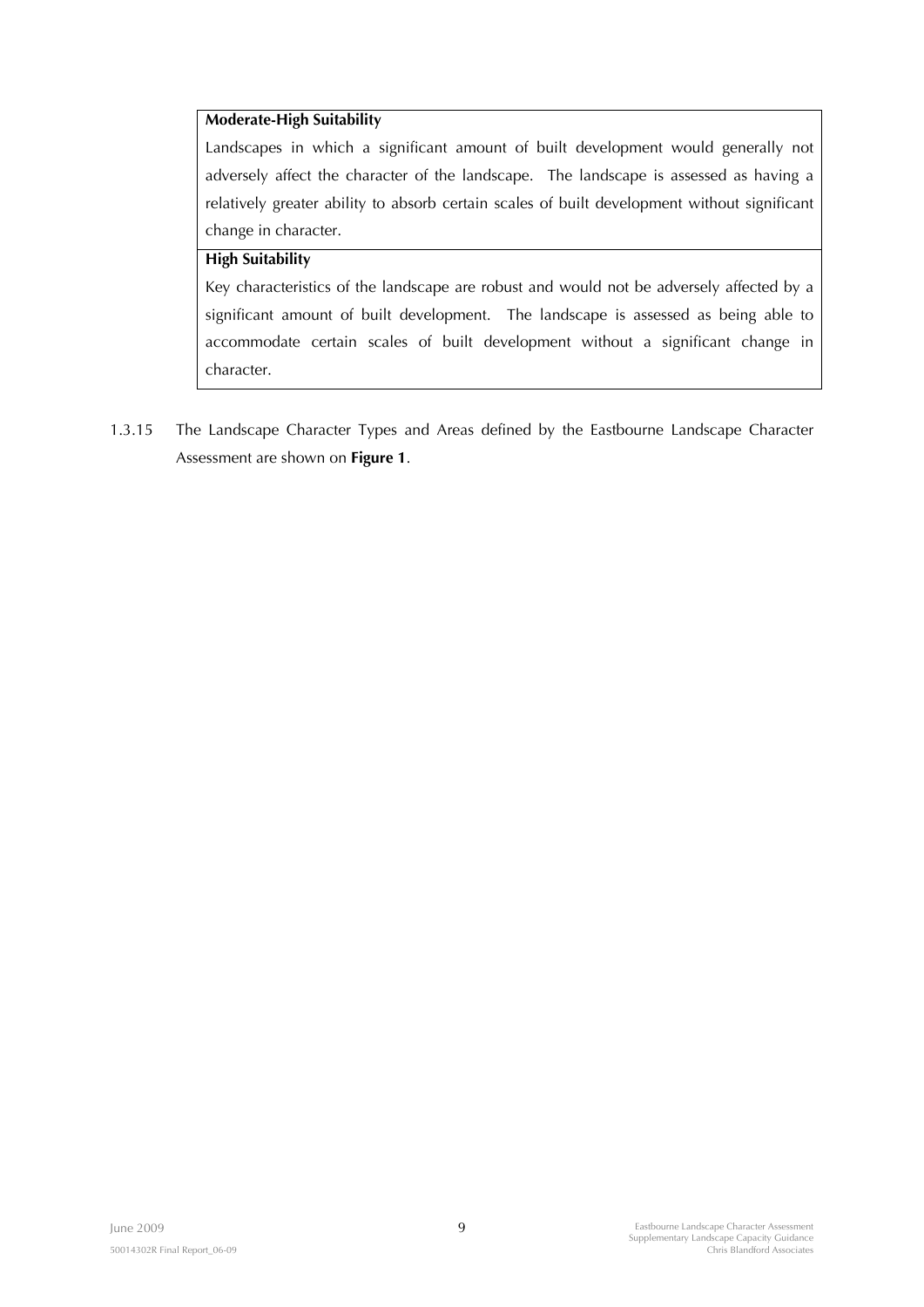| |
|---|
| **Moderate-High Suitability**<br>Landscapes in which a significant amount of built development would generally not adversely affect the character of the landscape. The landscape is assessed as having a relatively greater ability to absorb certain scales of built development without significant change in character. |
| **High Suitability**<br>Key characteristics of the landscape are robust and would not be adversely affected by a significant amount of built development. The landscape is assessed as being able to accommodate certain scales of built development without a significant change in character. |

1.3.15 The Landscape Character Types and Areas defined by the Eastbourne Landscape Character Assessment are shown on **Figure 1**.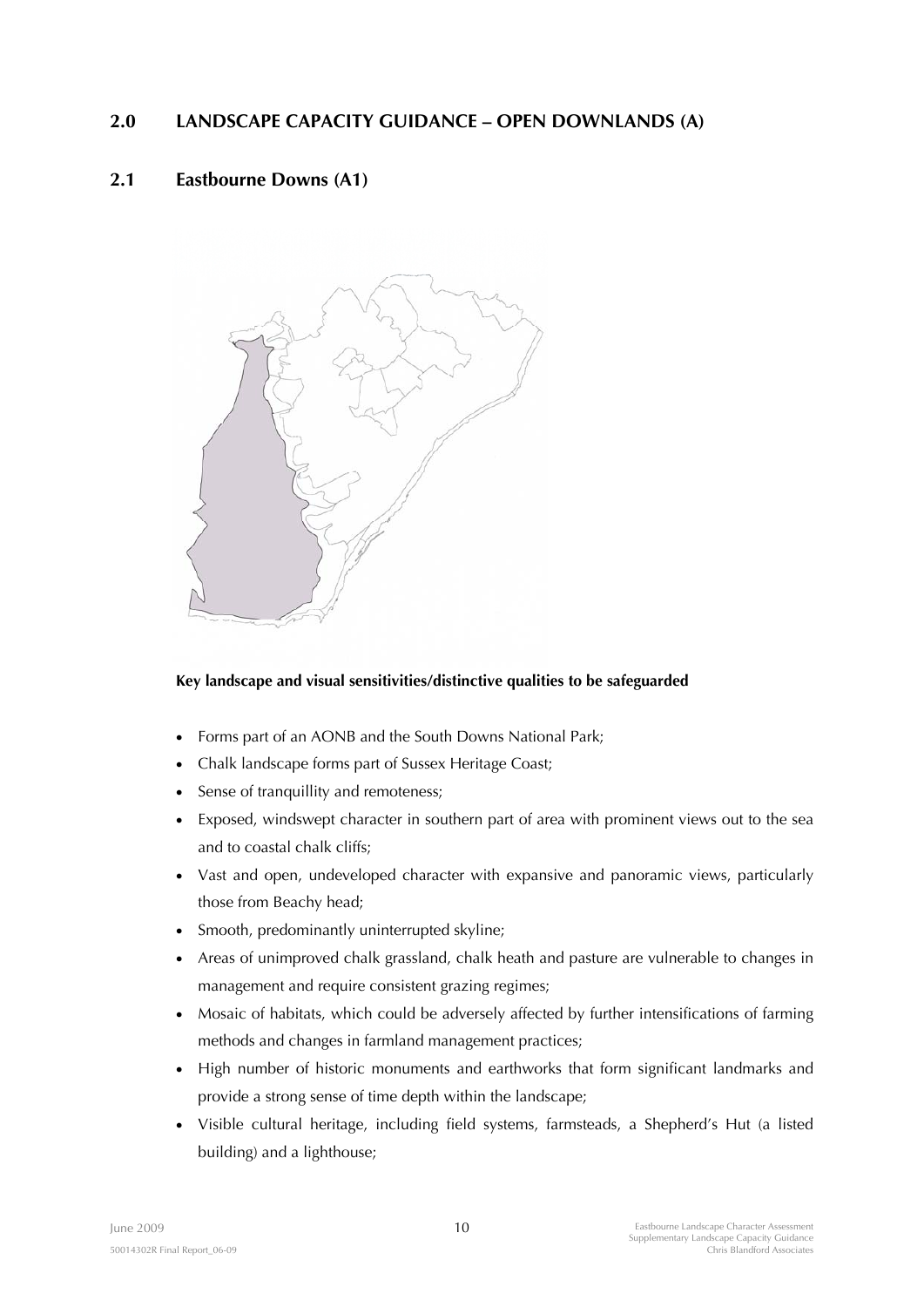## 2.0 LANDSCAPE CAPACITY GUIDANCE – OPEN DOWNLANDS (A)

### 2.1 Eastbourne Downs (A1)

**Key landscape and visual sensitivities/distinctive qualities to be safeguarded**

- Forms part of an AONB and the South Downs National Park;
- Chalk landscape forms part of Sussex Heritage Coast;
- Sense of tranquillity and remoteness;
- Exposed, windswept character in southern part of area with prominent views out to the sea and to coastal chalk cliffs;
- Vast and open, undeveloped character with expansive and panoramic views, particularly those from Beachy head;
- Smooth, predominantly uninterrupted skyline;
- Areas of unimproved chalk grassland, chalk heath and pasture are vulnerable to changes in management and require consistent grazing regimes;
- Mosaic of habitats, which could be adversely affected by further intensifications of farming methods and changes in farmland management practices;
- High number of historic monuments and earthworks that form significant landmarks and provide a strong sense of time depth within the landscape;
- Visible cultural heritage, including field systems, farmsteads, a Shepherd's Hut (a listed building) and a lighthouse;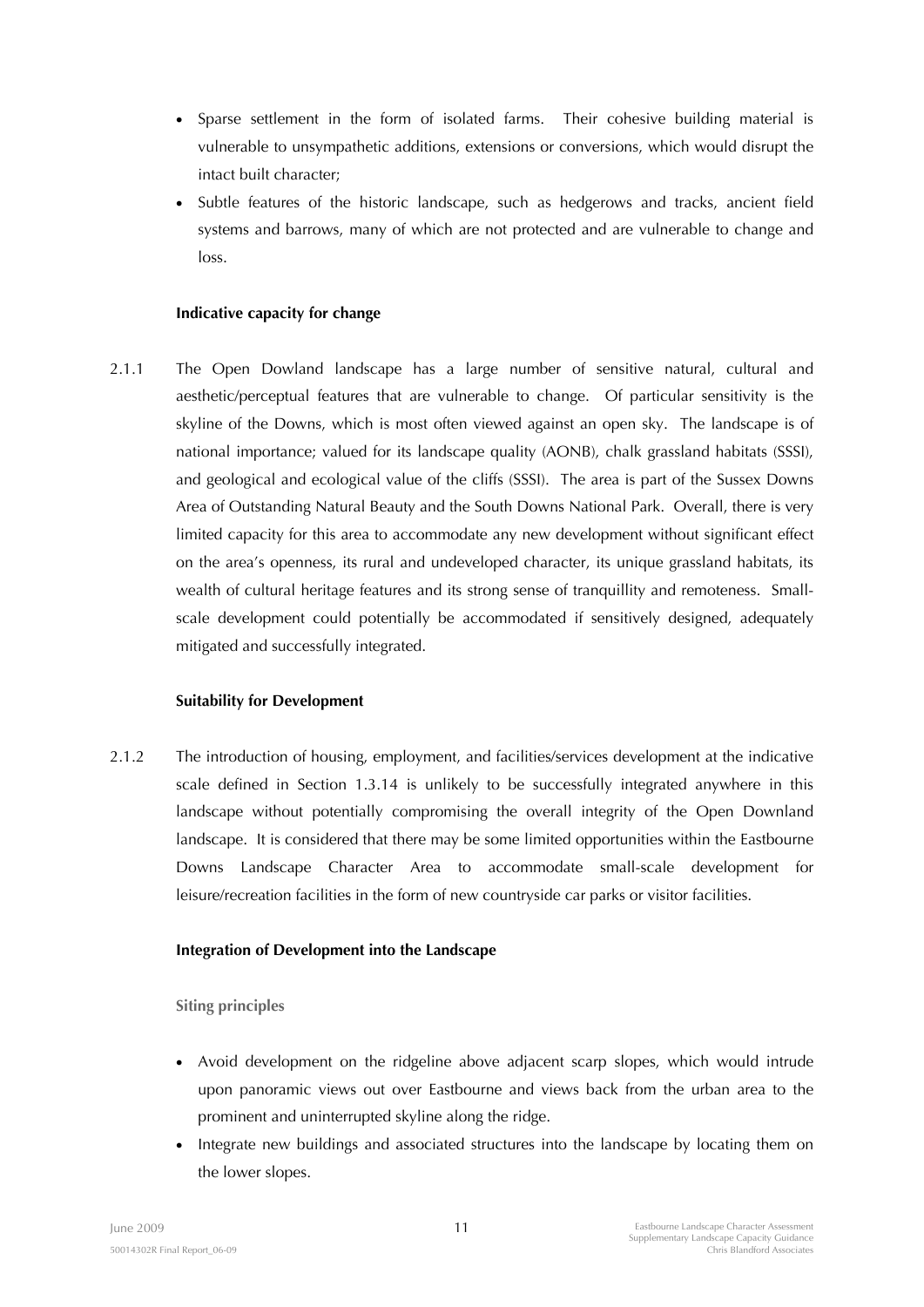- Sparse settlement in the form of isolated farms. Their cohesive building material is vulnerable to unsympathetic additions, extensions or conversions, which would disrupt the intact built character;
- Subtle features of the historic landscape, such as hedgerows and tracks, ancient field systems and barrows, many of which are not protected and are vulnerable to change and loss.

**Indicative capacity for change**

2.1.1 The Open Dowland landscape has a large number of sensitive natural, cultural and aesthetic/perceptual features that are vulnerable to change. Of particular sensitivity is the skyline of the Downs, which is most often viewed against an open sky. The landscape is of national importance; valued for its landscape quality (AONB), chalk grassland habitats (SSSI), and geological and ecological value of the cliffs (SSSI). The area is part of the Sussex Downs Area of Outstanding Natural Beauty and the South Downs National Park. Overall, there is very limited capacity for this area to accommodate any new development without significant effect on the area's openness, its rural and undeveloped character, its unique grassland habitats, its wealth of cultural heritage features and its strong sense of tranquillity and remoteness. Small-scale development could potentially be accommodated if sensitively designed, adequately mitigated and successfully integrated.

**Suitability for Development**

2.1.2 The introduction of housing, employment, and facilities/services development at the indicative scale defined in Section 1.3.14 is unlikely to be successfully integrated anywhere in this landscape without potentially compromising the overall integrity of the Open Downland landscape. It is considered that there may be some limited opportunities within the Eastbourne Downs Landscape Character Area to accommodate small-scale development for leisure/recreation facilities in the form of new countryside car parks or visitor facilities.

**Integration of Development into the Landscape**

**Siting principles**

- Avoid development on the ridgeline above adjacent scarp slopes, which would intrude upon panoramic views out over Eastbourne and views back from the urban area to the prominent and uninterrupted skyline along the ridge.
- Integrate new buildings and associated structures into the landscape by locating them on the lower slopes.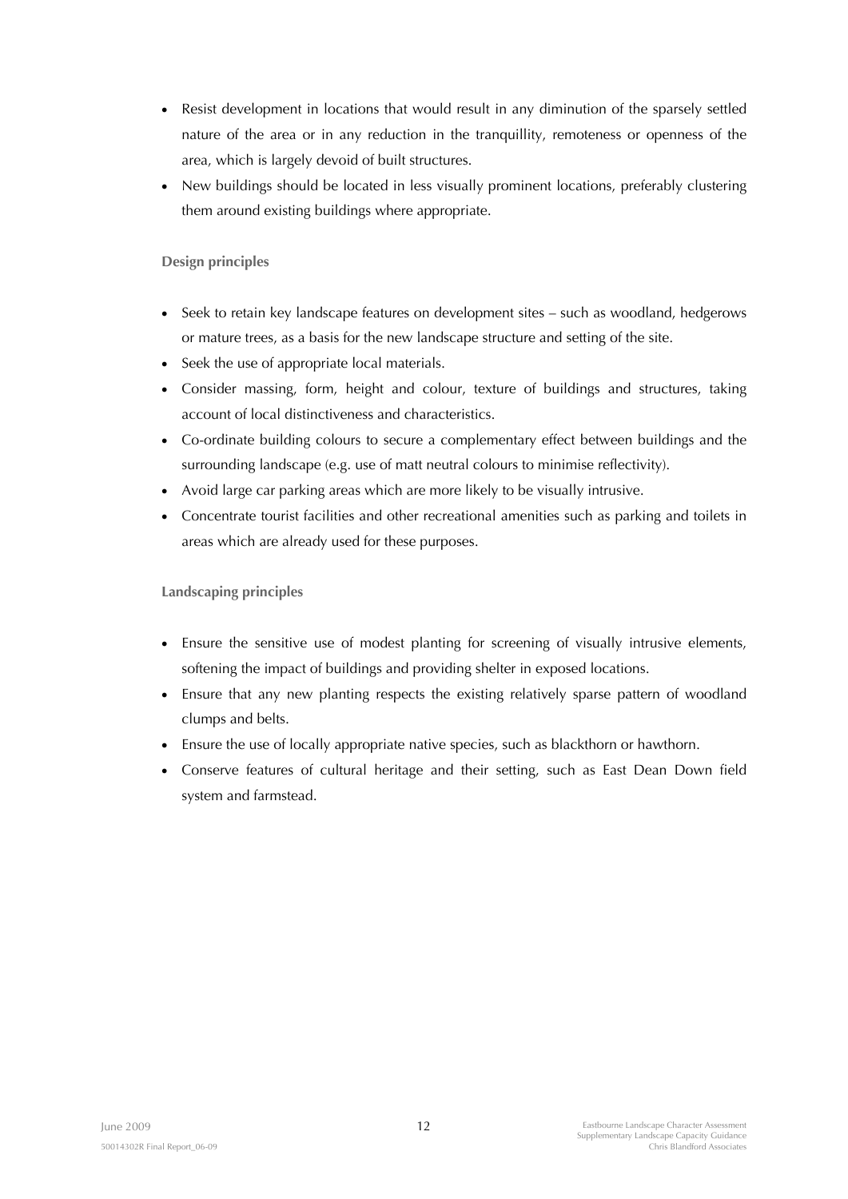- Resist development in locations that would result in any diminution of the sparsely settled nature of the area or in any reduction in the tranquillity, remoteness or openness of the area, which is largely devoid of built structures.
- New buildings should be located in less visually prominent locations, preferably clustering them around existing buildings where appropriate.

**Design principles**

- Seek to retain key landscape features on development sites – such as woodland, hedgerows or mature trees, as a basis for the new landscape structure and setting of the site.
- Seek the use of appropriate local materials.
- Consider massing, form, height and colour, texture of buildings and structures, taking account of local distinctiveness and characteristics.
- Co-ordinate building colours to secure a complementary effect between buildings and the surrounding landscape (e.g. use of matt neutral colours to minimise reflectivity).
- Avoid large car parking areas which are more likely to be visually intrusive.
- Concentrate tourist facilities and other recreational amenities such as parking and toilets in areas which are already used for these purposes.

**Landscaping principles**

- Ensure the sensitive use of modest planting for screening of visually intrusive elements, softening the impact of buildings and providing shelter in exposed locations.
- Ensure that any new planting respects the existing relatively sparse pattern of woodland clumps and belts.
- Ensure the use of locally appropriate native species, such as blackthorn or hawthorn.
- Conserve features of cultural heritage and their setting, such as East Dean Down field system and farmstead.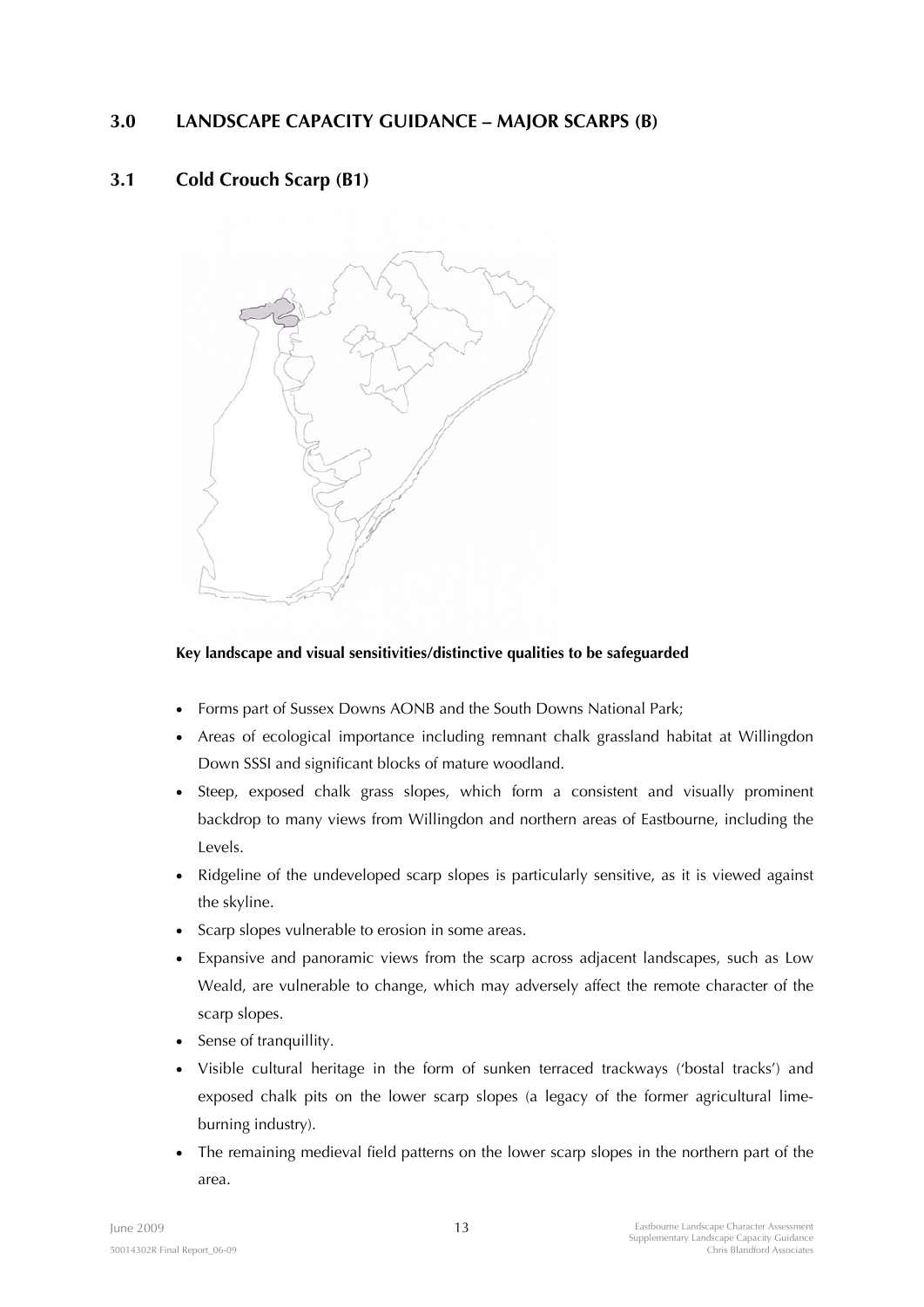## 3.0 LANDSCAPE CAPACITY GUIDANCE – MAJOR SCARPS (B)

### 3.1 Cold Crouch Scarp (B1)

**Key landscape and visual sensitivities/distinctive qualities to be safeguarded**

- Forms part of Sussex Downs AONB and the South Downs National Park;
- Areas of ecological importance including remnant chalk grassland habitat at Willingdon Down SSSI and significant blocks of mature woodland.
- Steep, exposed chalk grass slopes, which form a consistent and visually prominent backdrop to many views from Willingdon and northern areas of Eastbourne, including the Levels.
- Ridgeline of the undeveloped scarp slopes is particularly sensitive, as it is viewed against the skyline.
- Scarp slopes vulnerable to erosion in some areas.
- Expansive and panoramic views from the scarp across adjacent landscapes, such as Low Weald, are vulnerable to change, which may adversely affect the remote character of the scarp slopes.
- Sense of tranquillity.
- Visible cultural heritage in the form of sunken terraced trackways ('bostal tracks') and exposed chalk pits on the lower scarp slopes (a legacy of the former agricultural lime-burning industry).
- The remaining medieval field patterns on the lower scarp slopes in the northern part of the area.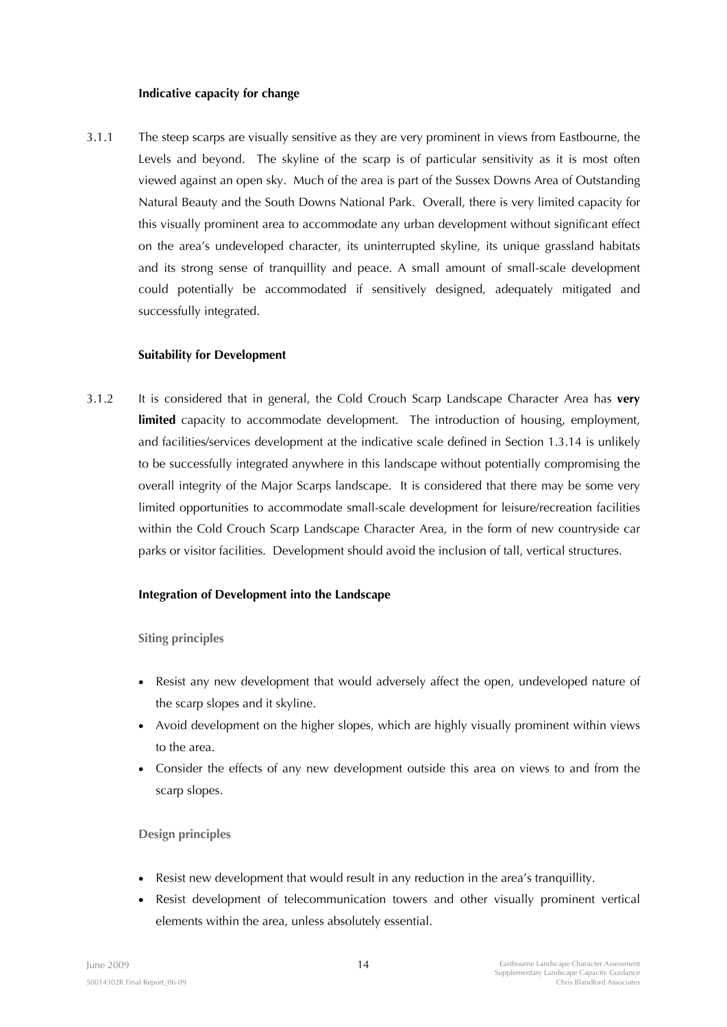### Indicative capacity for change

3.1.1 The steep scarps are visually sensitive as they are very prominent in views from Eastbourne, the Levels and beyond. The skyline of the scarp is of particular sensitivity as it is most often viewed against an open sky. Much of the area is part of the Sussex Downs Area of Outstanding Natural Beauty and the South Downs National Park. Overall, there is very limited capacity for this visually prominent area to accommodate any urban development without significant effect on the area's undeveloped character, its uninterrupted skyline, its unique grassland habitats and its strong sense of tranquillity and peace. A small amount of small-scale development could potentially be accommodated if sensitively designed, adequately mitigated and successfully integrated.

### Suitability for Development

3.1.2 It is considered that in general, the Cold Crouch Scarp Landscape Character Area has **very limited** capacity to accommodate development. The introduction of housing, employment, and facilities/services development at the indicative scale defined in Section 1.3.14 is unlikely to be successfully integrated anywhere in this landscape without potentially compromising the overall integrity of the Major Scarps landscape. It is considered that there may be some very limited opportunities to accommodate small-scale development for leisure/recreation facilities within the Cold Crouch Scarp Landscape Character Area, in the form of new countryside car parks or visitor facilities. Development should avoid the inclusion of tall, vertical structures.

### Integration of Development into the Landscape

#### Siting principles

- Resist any new development that would adversely affect the open, undeveloped nature of the scarp slopes and it skyline.
- Avoid development on the higher slopes, which are highly visually prominent within views to the area.
- Consider the effects of any new development outside this area on views to and from the scarp slopes.

#### Design principles

- Resist new development that would result in any reduction in the area's tranquillity.
- Resist development of telecommunication towers and other visually prominent vertical elements within the area, unless absolutely essential.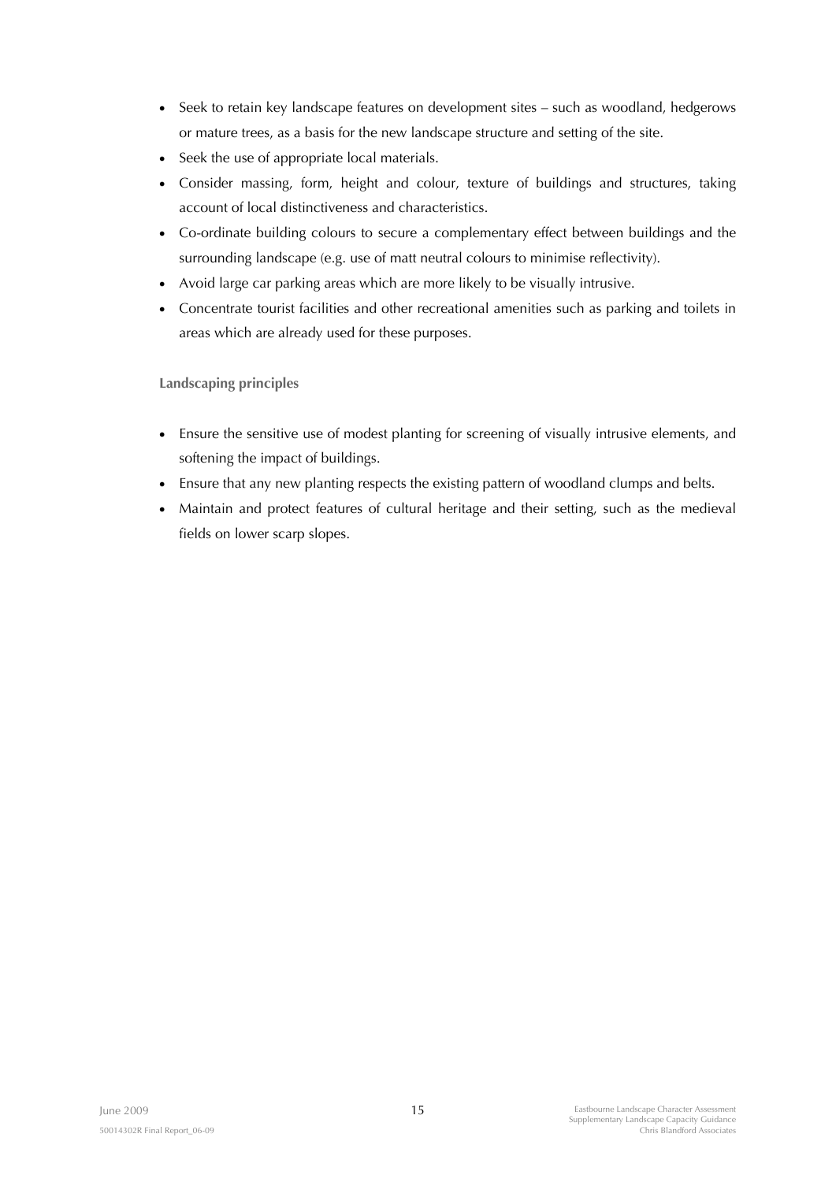- Seek to retain key landscape features on development sites – such as woodland, hedgerows or mature trees, as a basis for the new landscape structure and setting of the site.
- Seek the use of appropriate local materials.
- Consider massing, form, height and colour, texture of buildings and structures, taking account of local distinctiveness and characteristics.
- Co-ordinate building colours to secure a complementary effect between buildings and the surrounding landscape (e.g. use of matt neutral colours to minimise reflectivity).
- Avoid large car parking areas which are more likely to be visually intrusive.
- Concentrate tourist facilities and other recreational amenities such as parking and toilets in areas which are already used for these purposes.

**Landscaping principles**

- Ensure the sensitive use of modest planting for screening of visually intrusive elements, and softening the impact of buildings.
- Ensure that any new planting respects the existing pattern of woodland clumps and belts.
- Maintain and protect features of cultural heritage and their setting, such as the medieval fields on lower scarp slopes.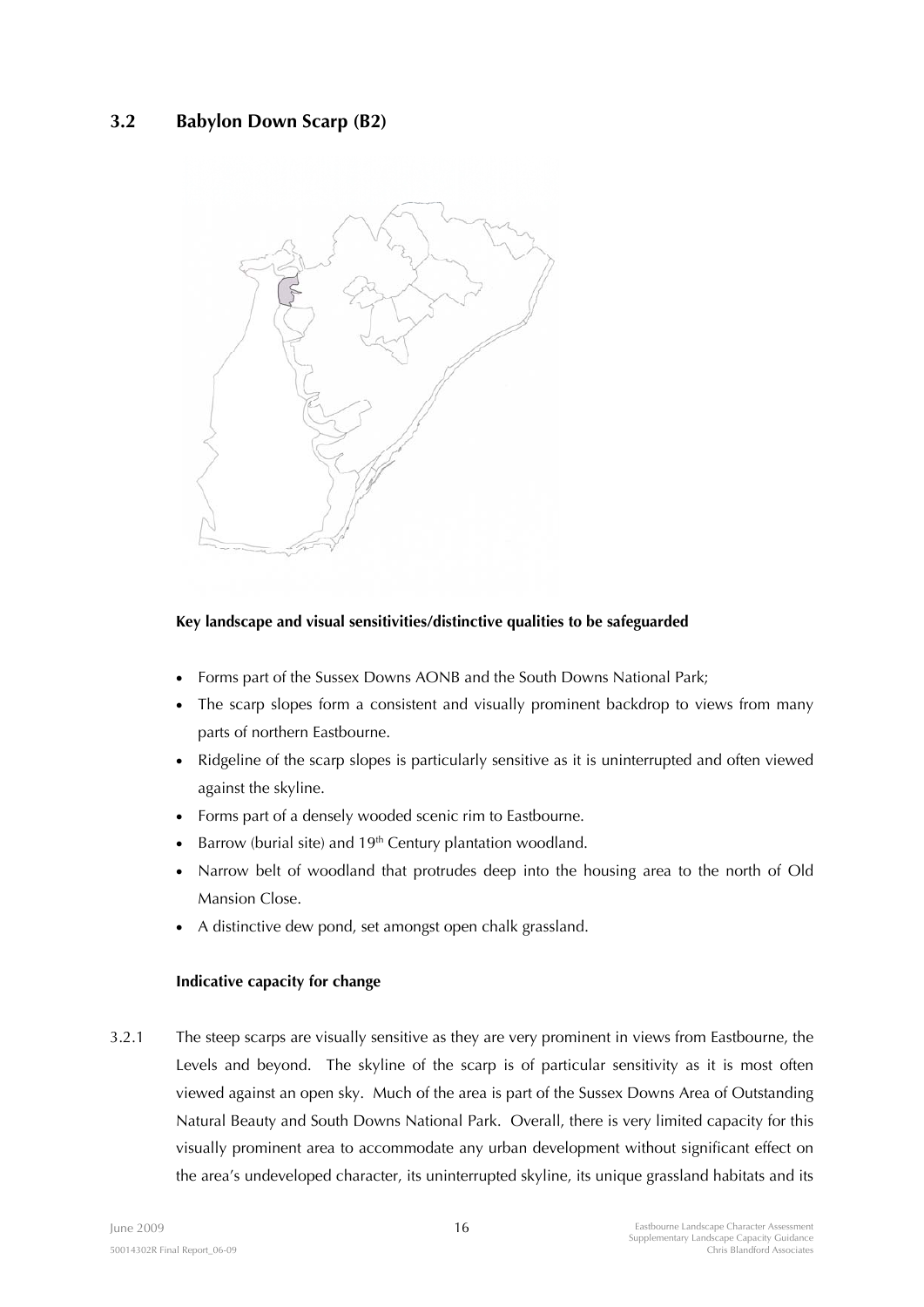## 3.2 Babylon Down Scarp (B2)

**Key landscape and visual sensitivities/distinctive qualities to be safeguarded**

- Forms part of the Sussex Downs AONB and the South Downs National Park;
- The scarp slopes form a consistent and visually prominent backdrop to views from many parts of northern Eastbourne.
- Ridgeline of the scarp slopes is particularly sensitive as it is uninterrupted and often viewed against the skyline.
- Forms part of a densely wooded scenic rim to Eastbourne.
- Barrow (burial site) and 19th Century plantation woodland.
- Narrow belt of woodland that protrudes deep into the housing area to the north of Old Mansion Close.
- A distinctive dew pond, set amongst open chalk grassland.

**Indicative capacity for change**

3.2.1 The steep scarps are visually sensitive as they are very prominent in views from Eastbourne, the Levels and beyond. The skyline of the scarp is of particular sensitivity as it is most often viewed against an open sky. Much of the area is part of the Sussex Downs Area of Outstanding Natural Beauty and South Downs National Park. Overall, there is very limited capacity for this visually prominent area to accommodate any urban development without significant effect on the area's undeveloped character, its uninterrupted skyline, its unique grassland habitats and its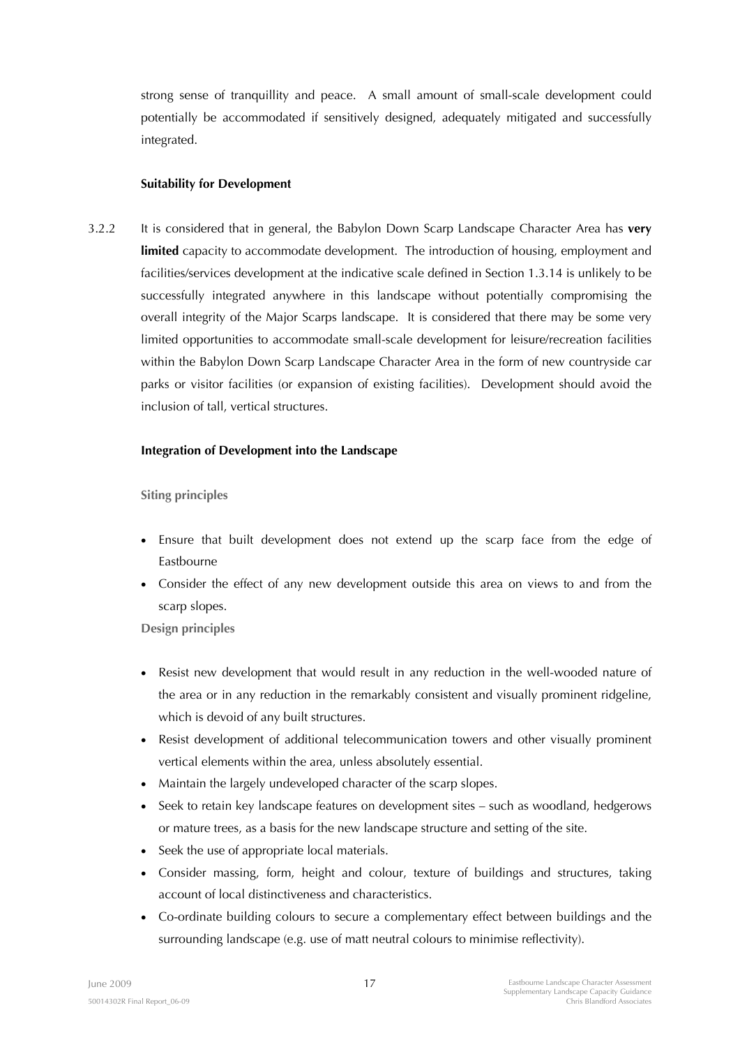strong sense of tranquillity and peace. A small amount of small-scale development could potentially be accommodated if sensitively designed, adequately mitigated and successfully integrated.

**Suitability for Development**

3.2.2 It is considered that in general, the Babylon Down Scarp Landscape Character Area has **very limited** capacity to accommodate development. The introduction of housing, employment and facilities/services development at the indicative scale defined in Section 1.3.14 is unlikely to be successfully integrated anywhere in this landscape without potentially compromising the overall integrity of the Major Scarps landscape. It is considered that there may be some very limited opportunities to accommodate small-scale development for leisure/recreation facilities within the Babylon Down Scarp Landscape Character Area in the form of new countryside car parks or visitor facilities (or expansion of existing facilities). Development should avoid the inclusion of tall, vertical structures.

**Integration of Development into the Landscape**

**Siting principles**

- Ensure that built development does not extend up the scarp face from the edge of Eastbourne
- Consider the effect of any new development outside this area on views to and from the scarp slopes.

**Design principles**

- Resist new development that would result in any reduction in the well-wooded nature of the area or in any reduction in the remarkably consistent and visually prominent ridgeline, which is devoid of any built structures.
- Resist development of additional telecommunication towers and other visually prominent vertical elements within the area, unless absolutely essential.
- Maintain the largely undeveloped character of the scarp slopes.
- Seek to retain key landscape features on development sites – such as woodland, hedgerows or mature trees, as a basis for the new landscape structure and setting of the site.
- Seek the use of appropriate local materials.
- Consider massing, form, height and colour, texture of buildings and structures, taking account of local distinctiveness and characteristics.
- Co-ordinate building colours to secure a complementary effect between buildings and the surrounding landscape (e.g. use of matt neutral colours to minimise reflectivity).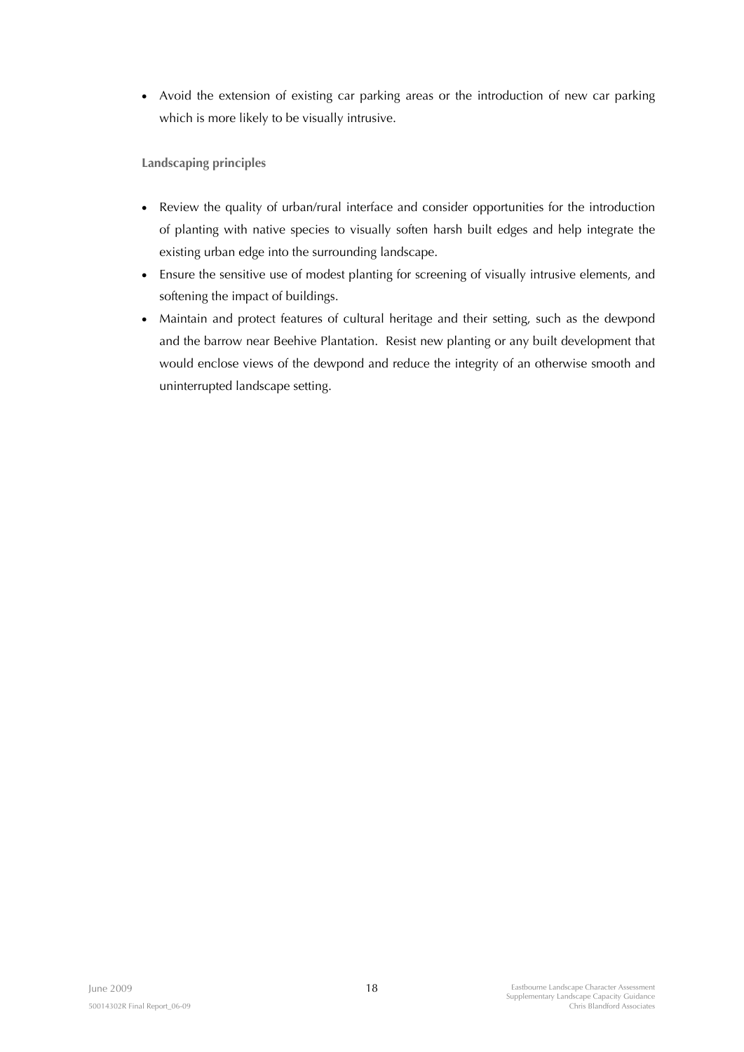- Avoid the extension of existing car parking areas or the introduction of new car parking which is more likely to be visually intrusive.

**Landscaping principles**

- Review the quality of urban/rural interface and consider opportunities for the introduction of planting with native species to visually soften harsh built edges and help integrate the existing urban edge into the surrounding landscape.
- Ensure the sensitive use of modest planting for screening of visually intrusive elements, and softening the impact of buildings.
- Maintain and protect features of cultural heritage and their setting, such as the dewpond and the barrow near Beehive Plantation. Resist new planting or any built development that would enclose views of the dewpond and reduce the integrity of an otherwise smooth and uninterrupted landscape setting.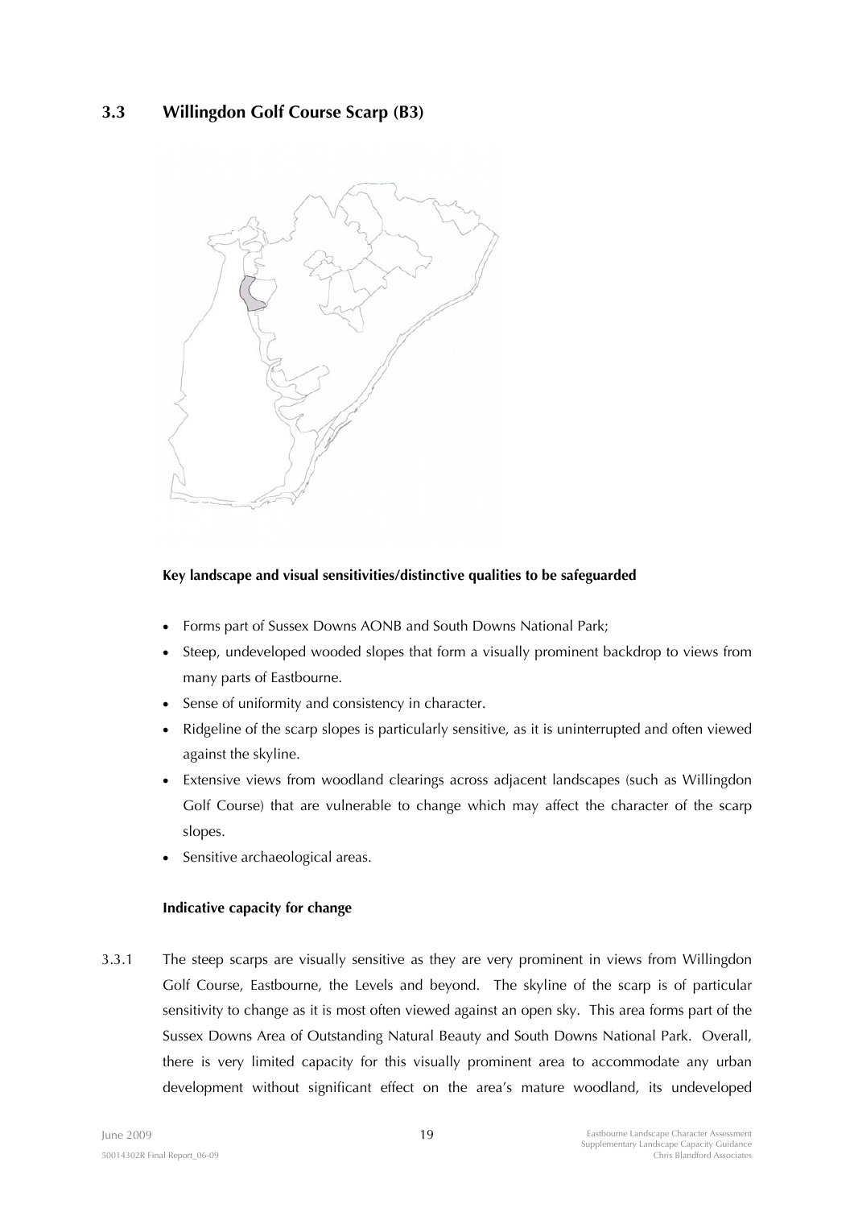## 3.3 Willingdon Golf Course Scarp (B3)

**Key landscape and visual sensitivities/distinctive qualities to be safeguarded**

- Forms part of Sussex Downs AONB and South Downs National Park;
- Steep, undeveloped wooded slopes that form a visually prominent backdrop to views from many parts of Eastbourne.
- Sense of uniformity and consistency in character.
- Ridgeline of the scarp slopes is particularly sensitive, as it is uninterrupted and often viewed against the skyline.
- Extensive views from woodland clearings across adjacent landscapes (such as Willingdon Golf Course) that are vulnerable to change which may affect the character of the scarp slopes.
- Sensitive archaeological areas.

**Indicative capacity for change**

3.3.1 The steep scarps are visually sensitive as they are very prominent in views from Willingdon Golf Course, Eastbourne, the Levels and beyond. The skyline of the scarp is of particular sensitivity to change as it is most often viewed against an open sky. This area forms part of the Sussex Downs Area of Outstanding Natural Beauty and South Downs National Park. Overall, there is very limited capacity for this visually prominent area to accommodate any urban development without significant effect on the area's mature woodland, its undeveloped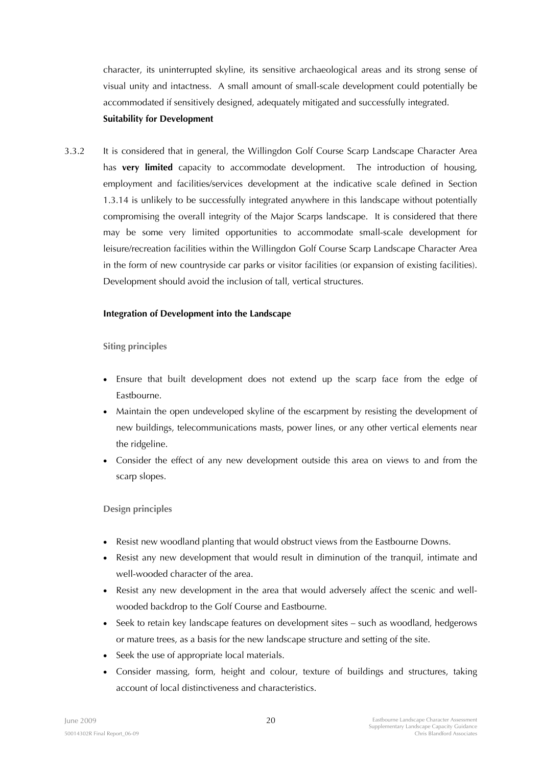character, its uninterrupted skyline, its sensitive archaeological areas and its strong sense of visual unity and intactness. A small amount of small-scale development could potentially be accommodated if sensitively designed, adequately mitigated and successfully integrated.

**Suitability for Development**

3.3.2 It is considered that in general, the Willingdon Golf Course Scarp Landscape Character Area has **very limited** capacity to accommodate development. The introduction of housing, employment and facilities/services development at the indicative scale defined in Section 1.3.14 is unlikely to be successfully integrated anywhere in this landscape without potentially compromising the overall integrity of the Major Scarps landscape. It is considered that there may be some very limited opportunities to accommodate small-scale development for leisure/recreation facilities within the Willingdon Golf Course Scarp Landscape Character Area in the form of new countryside car parks or visitor facilities (or expansion of existing facilities). Development should avoid the inclusion of tall, vertical structures.

**Integration of Development into the Landscape**

**Siting principles**

- Ensure that built development does not extend up the scarp face from the edge of Eastbourne.
- Maintain the open undeveloped skyline of the escarpment by resisting the development of new buildings, telecommunications masts, power lines, or any other vertical elements near the ridgeline.
- Consider the effect of any new development outside this area on views to and from the scarp slopes.

**Design principles**

- Resist new woodland planting that would obstruct views from the Eastbourne Downs.
- Resist any new development that would result in diminution of the tranquil, intimate and well-wooded character of the area.
- Resist any new development in the area that would adversely affect the scenic and well-wooded backdrop to the Golf Course and Eastbourne.
- Seek to retain key landscape features on development sites – such as woodland, hedgerows or mature trees, as a basis for the new landscape structure and setting of the site.
- Seek the use of appropriate local materials.
- Consider massing, form, height and colour, texture of buildings and structures, taking account of local distinctiveness and characteristics.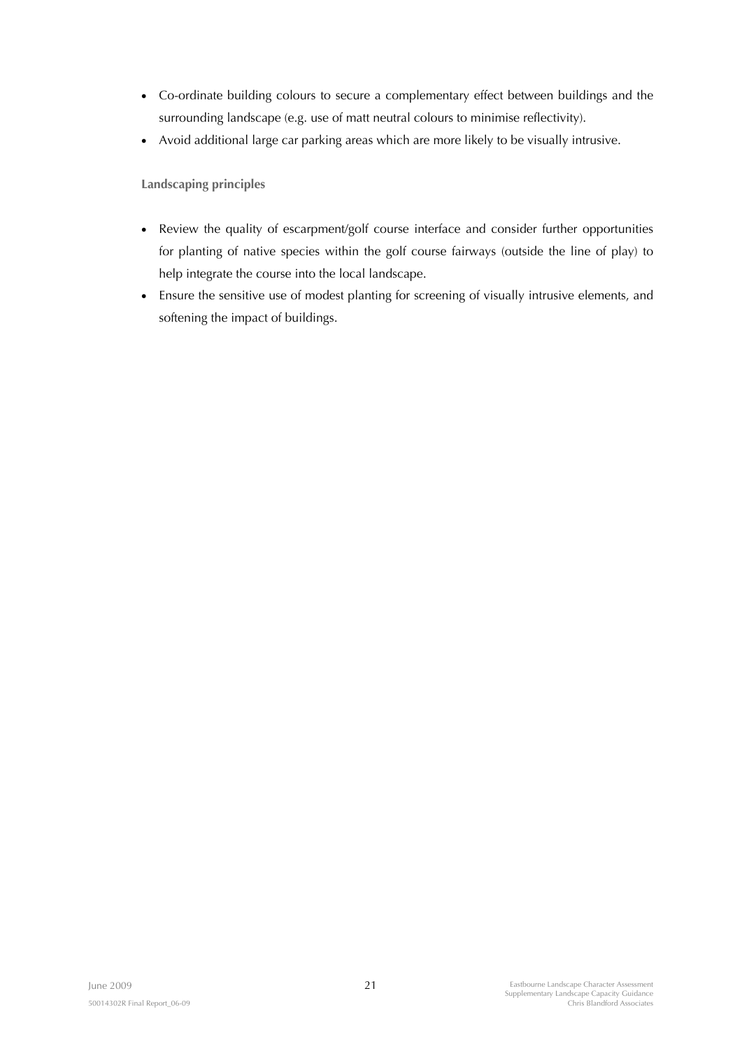- Co-ordinate building colours to secure a complementary effect between buildings and the surrounding landscape (e.g. use of matt neutral colours to minimise reflectivity).
- Avoid additional large car parking areas which are more likely to be visually intrusive.

**Landscaping principles**

- Review the quality of escarpment/golf course interface and consider further opportunities for planting of native species within the golf course fairways (outside the line of play) to help integrate the course into the local landscape.
- Ensure the sensitive use of modest planting for screening of visually intrusive elements, and softening the impact of buildings.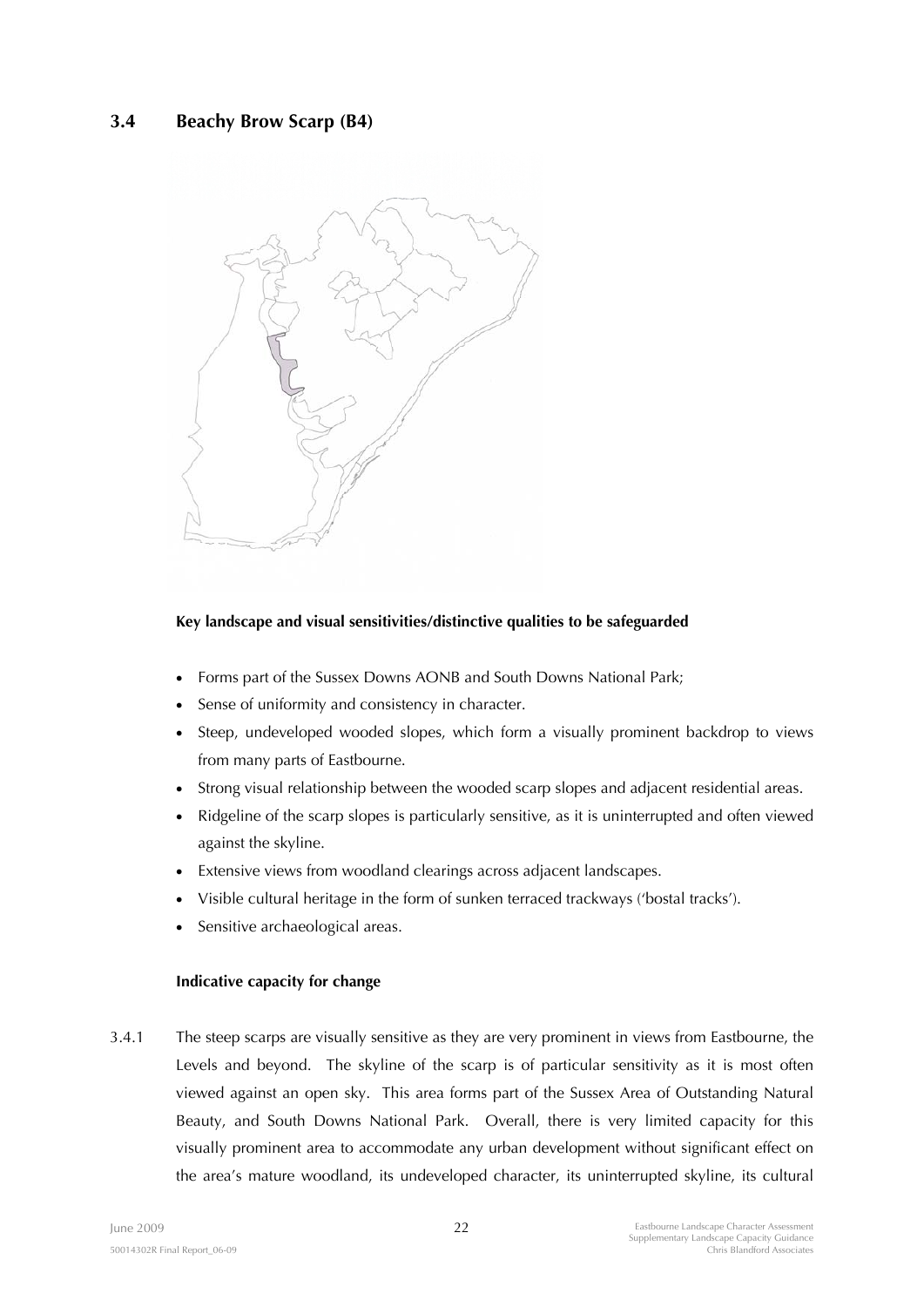## 3.4 Beachy Brow Scarp (B4)

**Key landscape and visual sensitivities/distinctive qualities to be safeguarded**

- Forms part of the Sussex Downs AONB and South Downs National Park;
- Sense of uniformity and consistency in character.
- Steep, undeveloped wooded slopes, which form a visually prominent backdrop to views from many parts of Eastbourne.
- Strong visual relationship between the wooded scarp slopes and adjacent residential areas.
- Ridgeline of the scarp slopes is particularly sensitive, as it is uninterrupted and often viewed against the skyline.
- Extensive views from woodland clearings across adjacent landscapes.
- Visible cultural heritage in the form of sunken terraced trackways ('bostal tracks').
- Sensitive archaeological areas.

**Indicative capacity for change**

3.4.1 The steep scarps are visually sensitive as they are very prominent in views from Eastbourne, the Levels and beyond. The skyline of the scarp is of particular sensitivity as it is most often viewed against an open sky. This area forms part of the Sussex Area of Outstanding Natural Beauty, and South Downs National Park. Overall, there is very limited capacity for this visually prominent area to accommodate any urban development without significant effect on the area's mature woodland, its undeveloped character, its uninterrupted skyline, its cultural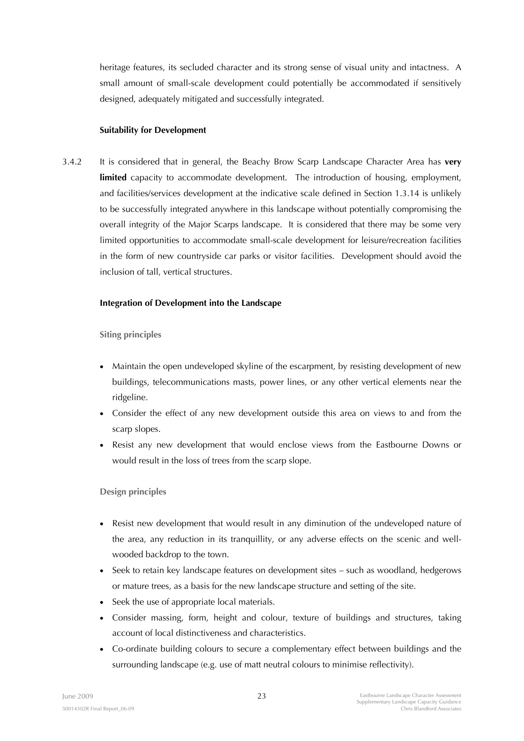heritage features, its secluded character and its strong sense of visual unity and intactness. A small amount of small-scale development could potentially be accommodated if sensitively designed, adequately mitigated and successfully integrated.

**Suitability for Development**

3.4.2 It is considered that in general, the Beachy Brow Scarp Landscape Character Area has **very limited** capacity to accommodate development. The introduction of housing, employment, and facilities/services development at the indicative scale defined in Section 1.3.14 is unlikely to be successfully integrated anywhere in this landscape without potentially compromising the overall integrity of the Major Scarps landscape. It is considered that there may be some very limited opportunities to accommodate small-scale development for leisure/recreation facilities in the form of new countryside car parks or visitor facilities. Development should avoid the inclusion of tall, vertical structures.

**Integration of Development into the Landscape**

**Siting principles**

- Maintain the open undeveloped skyline of the escarpment, by resisting development of new buildings, telecommunications masts, power lines, or any other vertical elements near the ridgeline.
- Consider the effect of any new development outside this area on views to and from the scarp slopes.
- Resist any new development that would enclose views from the Eastbourne Downs or would result in the loss of trees from the scarp slope.

**Design principles**

- Resist new development that would result in any diminution of the undeveloped nature of the area, any reduction in its tranquillity, or any adverse effects on the scenic and well-wooded backdrop to the town.
- Seek to retain key landscape features on development sites – such as woodland, hedgerows or mature trees, as a basis for the new landscape structure and setting of the site.
- Seek the use of appropriate local materials.
- Consider massing, form, height and colour, texture of buildings and structures, taking account of local distinctiveness and characteristics.
- Co-ordinate building colours to secure a complementary effect between buildings and the surrounding landscape (e.g. use of matt neutral colours to minimise reflectivity).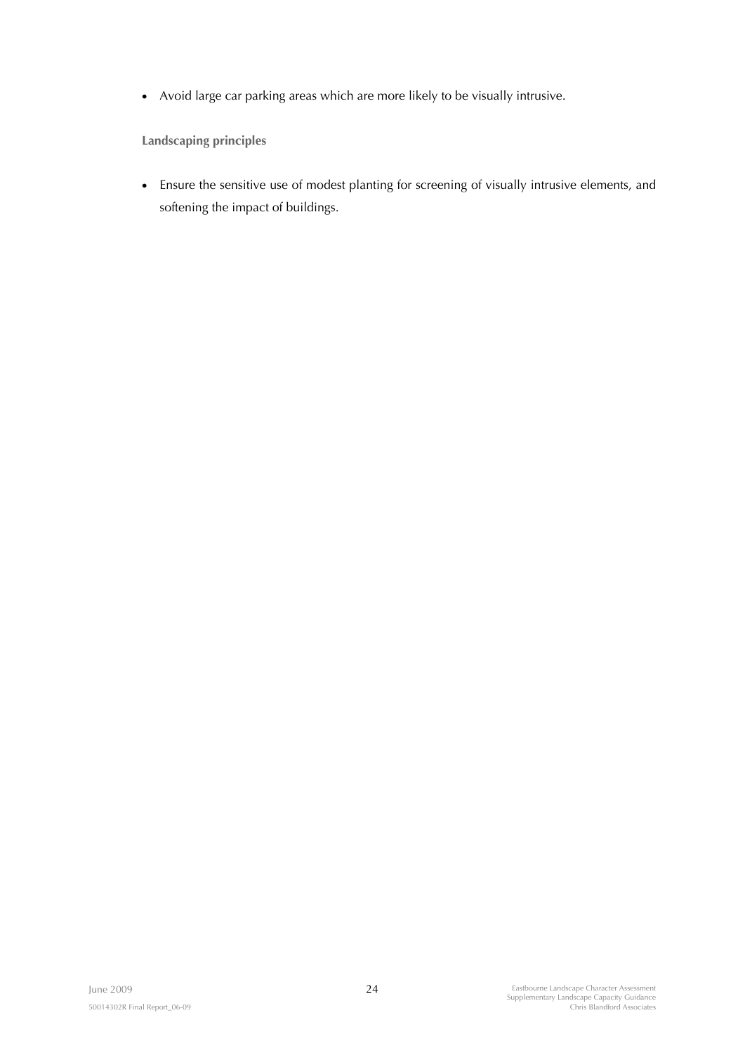- Avoid large car parking areas which are more likely to be visually intrusive.

**Landscaping principles**

- Ensure the sensitive use of modest planting for screening of visually intrusive elements, and softening the impact of buildings.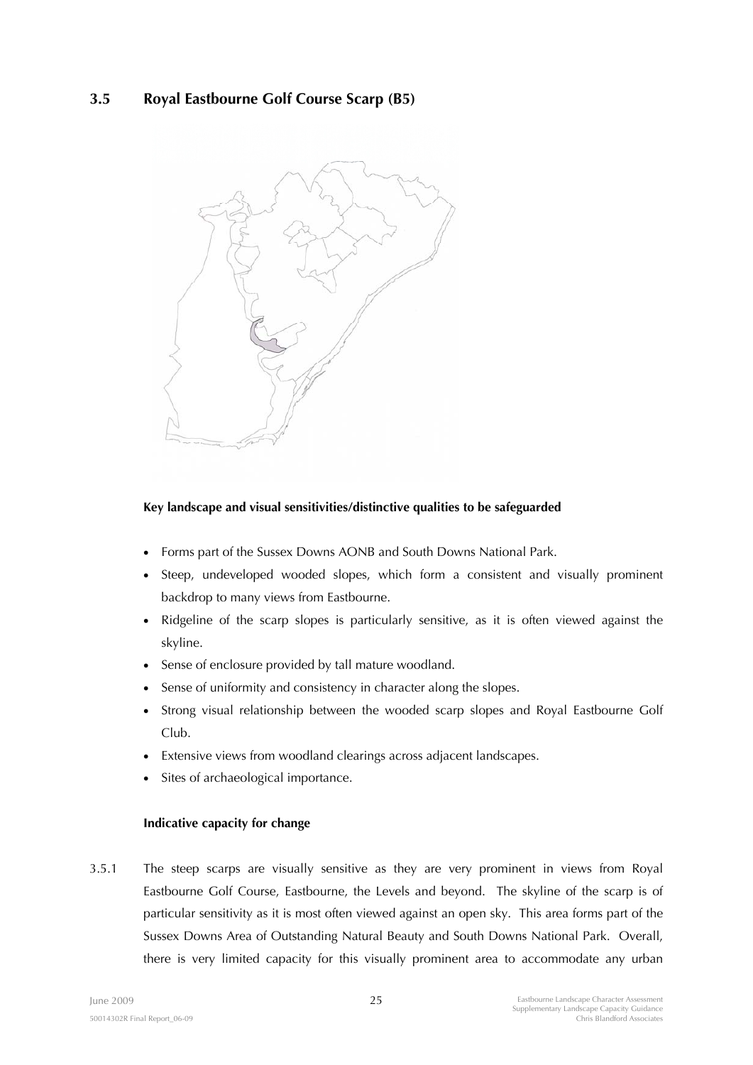## 3.5 Royal Eastbourne Golf Course Scarp (B5)

**Key landscape and visual sensitivities/distinctive qualities to be safeguarded**

- Forms part of the Sussex Downs AONB and South Downs National Park.
- Steep, undeveloped wooded slopes, which form a consistent and visually prominent backdrop to many views from Eastbourne.
- Ridgeline of the scarp slopes is particularly sensitive, as it is often viewed against the skyline.
- Sense of enclosure provided by tall mature woodland.
- Sense of uniformity and consistency in character along the slopes.
- Strong visual relationship between the wooded scarp slopes and Royal Eastbourne Golf Club.
- Extensive views from woodland clearings across adjacent landscapes.
- Sites of archaeological importance.

**Indicative capacity for change**

3.5.1 The steep scarps are visually sensitive as they are very prominent in views from Royal Eastbourne Golf Course, Eastbourne, the Levels and beyond. The skyline of the scarp is of particular sensitivity as it is most often viewed against an open sky. This area forms part of the Sussex Downs Area of Outstanding Natural Beauty and South Downs National Park. Overall, there is very limited capacity for this visually prominent area to accommodate any urban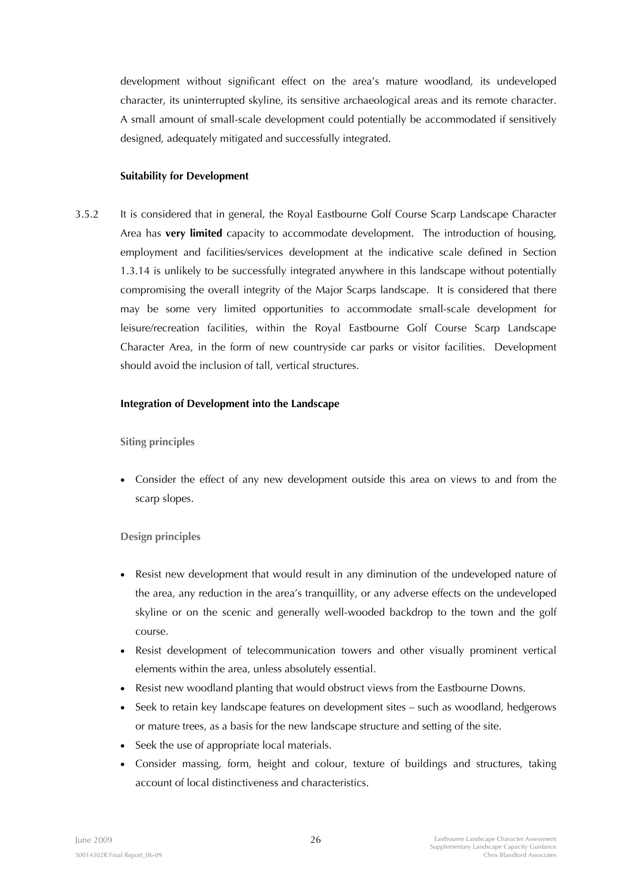development without significant effect on the area's mature woodland, its undeveloped character, its uninterrupted skyline, its sensitive archaeological areas and its remote character. A small amount of small-scale development could potentially be accommodated if sensitively designed, adequately mitigated and successfully integrated.

#### Suitability for Development

3.5.2 It is considered that in general, the Royal Eastbourne Golf Course Scarp Landscape Character Area has **very limited** capacity to accommodate development. The introduction of housing, employment and facilities/services development at the indicative scale defined in Section 1.3.14 is unlikely to be successfully integrated anywhere in this landscape without potentially compromising the overall integrity of the Major Scarps landscape. It is considered that there may be some very limited opportunities to accommodate small-scale development for leisure/recreation facilities, within the Royal Eastbourne Golf Course Scarp Landscape Character Area, in the form of new countryside car parks or visitor facilities. Development should avoid the inclusion of tall, vertical structures.

#### Integration of Development into the Landscape

##### Siting principles

- Consider the effect of any new development outside this area on views to and from the scarp slopes.

##### Design principles

- Resist new development that would result in any diminution of the undeveloped nature of the area, any reduction in the area's tranquillity, or any adverse effects on the undeveloped skyline or on the scenic and generally well-wooded backdrop to the town and the golf course.
- Resist development of telecommunication towers and other visually prominent vertical elements within the area, unless absolutely essential.
- Resist new woodland planting that would obstruct views from the Eastbourne Downs.
- Seek to retain key landscape features on development sites – such as woodland, hedgerows or mature trees, as a basis for the new landscape structure and setting of the site.
- Seek the use of appropriate local materials.
- Consider massing, form, height and colour, texture of buildings and structures, taking account of local distinctiveness and characteristics.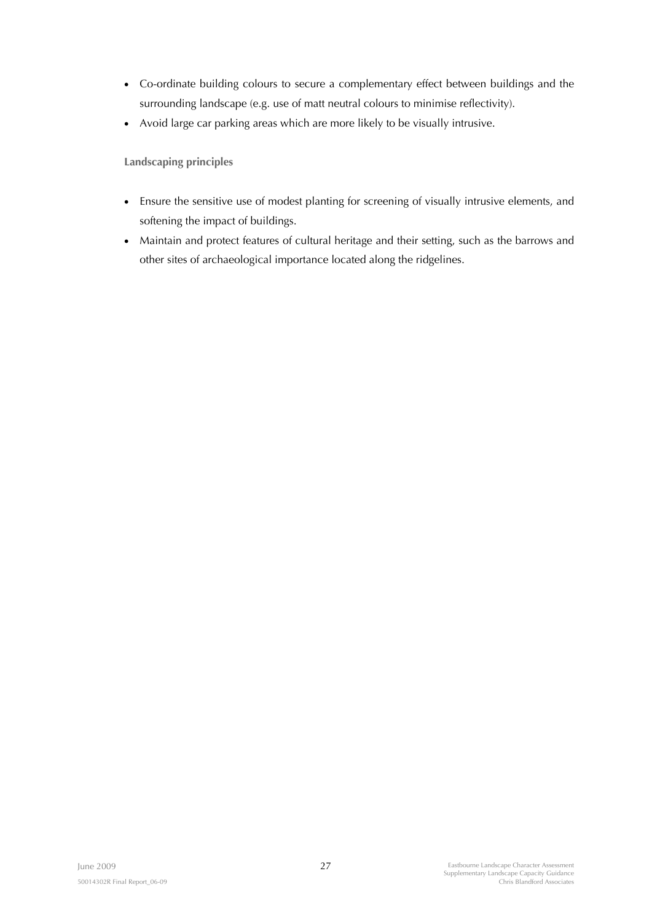- Co-ordinate building colours to secure a complementary effect between buildings and the surrounding landscape (e.g. use of matt neutral colours to minimise reflectivity).
- Avoid large car parking areas which are more likely to be visually intrusive.

**Landscaping principles**

- Ensure the sensitive use of modest planting for screening of visually intrusive elements, and softening the impact of buildings.
- Maintain and protect features of cultural heritage and their setting, such as the barrows and other sites of archaeological importance located along the ridgelines.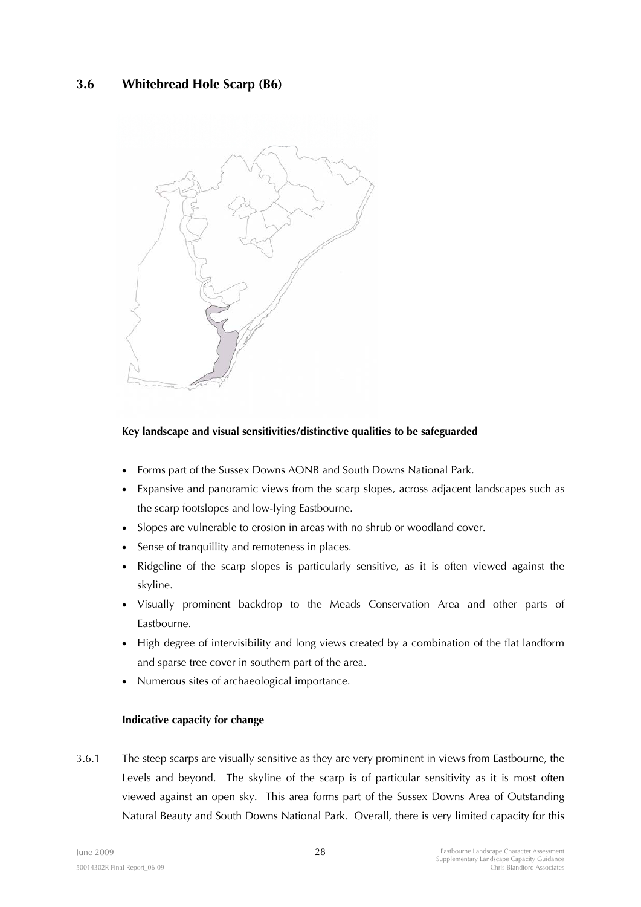## 3.6 Whitebread Hole Scarp (B6)

**Key landscape and visual sensitivities/distinctive qualities to be safeguarded**

- Forms part of the Sussex Downs AONB and South Downs National Park.
- Expansive and panoramic views from the scarp slopes, across adjacent landscapes such as the scarp footslopes and low-lying Eastbourne.
- Slopes are vulnerable to erosion in areas with no shrub or woodland cover.
- Sense of tranquillity and remoteness in places.
- Ridgeline of the scarp slopes is particularly sensitive, as it is often viewed against the skyline.
- Visually prominent backdrop to the Meads Conservation Area and other parts of Eastbourne.
- High degree of intervisibility and long views created by a combination of the flat landform and sparse tree cover in southern part of the area.
- Numerous sites of archaeological importance.

**Indicative capacity for change**

3.6.1 The steep scarps are visually sensitive as they are very prominent in views from Eastbourne, the Levels and beyond. The skyline of the scarp is of particular sensitivity as it is most often viewed against an open sky. This area forms part of the Sussex Downs Area of Outstanding Natural Beauty and South Downs National Park. Overall, there is very limited capacity for this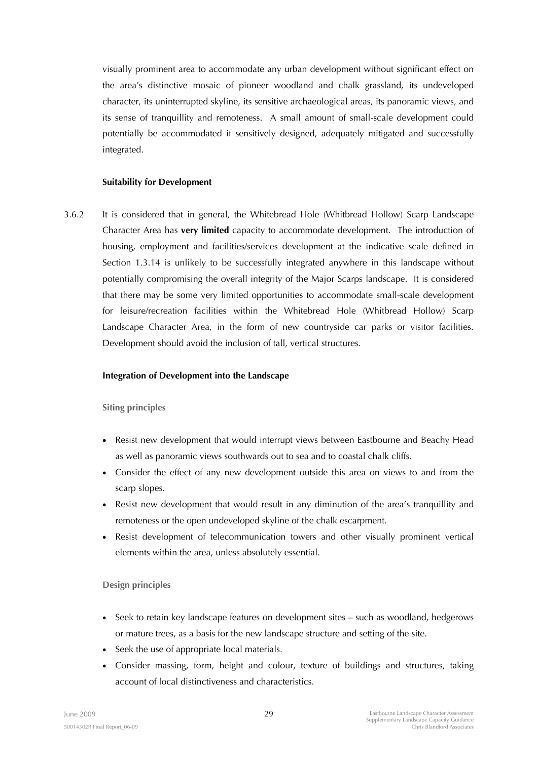visually prominent area to accommodate any urban development without significant effect on the area's distinctive mosaic of pioneer woodland and chalk grassland, its undeveloped character, its uninterrupted skyline, its sensitive archaeological areas, its panoramic views, and its sense of tranquillity and remoteness. A small amount of small-scale development could potentially be accommodated if sensitively designed, adequately mitigated and successfully integrated.

**Suitability for Development**

3.6.2 It is considered that in general, the Whitebread Hole (Whitbread Hollow) Scarp Landscape Character Area has **very limited** capacity to accommodate development. The introduction of housing, employment and facilities/services development at the indicative scale defined in Section 1.3.14 is unlikely to be successfully integrated anywhere in this landscape without potentially compromising the overall integrity of the Major Scarps landscape. It is considered that there may be some very limited opportunities to accommodate small-scale development for leisure/recreation facilities within the Whitebread Hole (Whitbread Hollow) Scarp Landscape Character Area, in the form of new countryside car parks or visitor facilities. Development should avoid the inclusion of tall, vertical structures.

**Integration of Development into the Landscape**

**Siting principles**

- Resist new development that would interrupt views between Eastbourne and Beachy Head as well as panoramic views southwards out to sea and to coastal chalk cliffs.
- Consider the effect of any new development outside this area on views to and from the scarp slopes.
- Resist new development that would result in any diminution of the area's tranquillity and remoteness or the open undeveloped skyline of the chalk escarpment.
- Resist development of telecommunication towers and other visually prominent vertical elements within the area, unless absolutely essential.

**Design principles**

- Seek to retain key landscape features on development sites – such as woodland, hedgerows or mature trees, as a basis for the new landscape structure and setting of the site.
- Seek the use of appropriate local materials.
- Consider massing, form, height and colour, texture of buildings and structures, taking account of local distinctiveness and characteristics.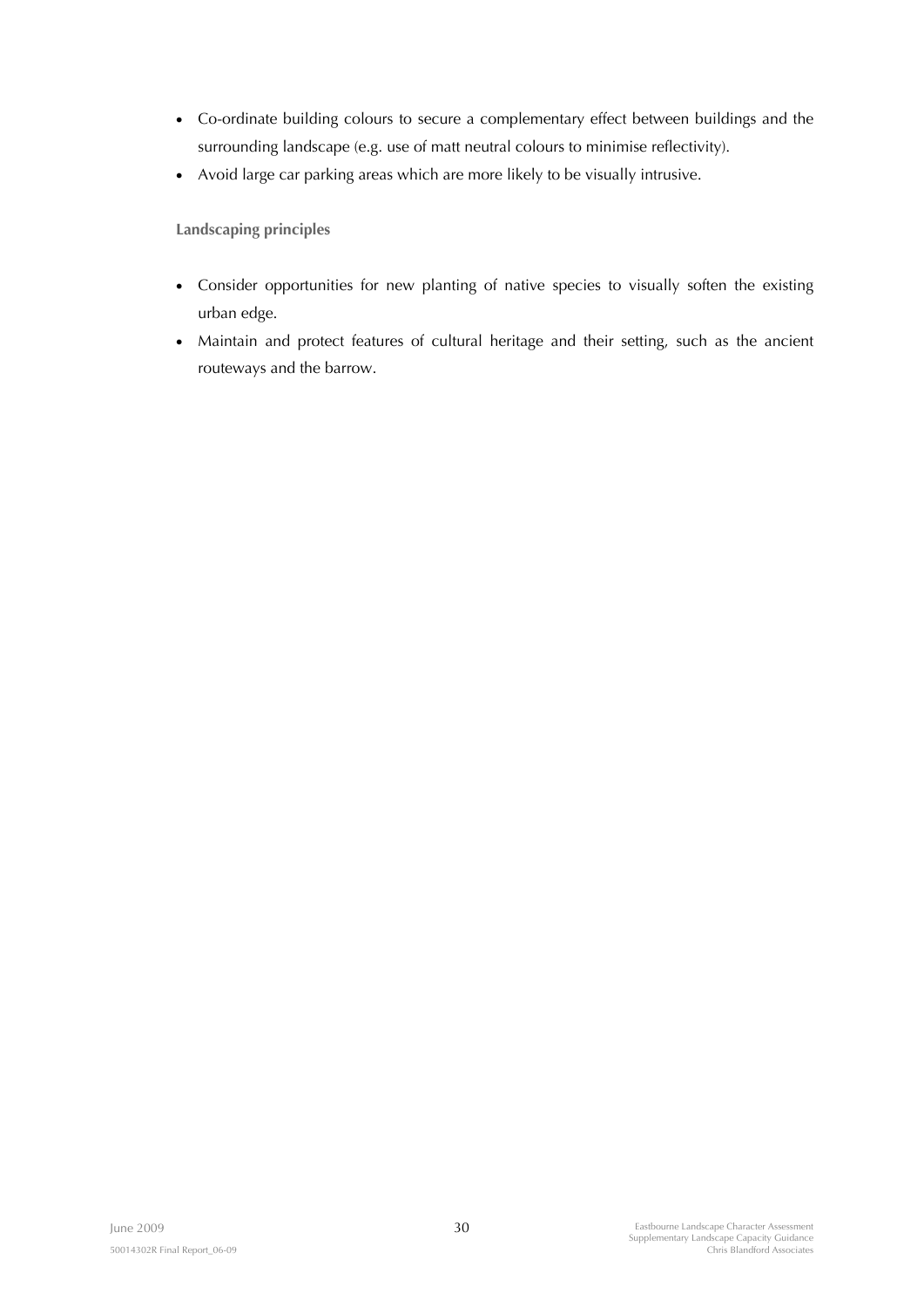- Co-ordinate building colours to secure a complementary effect between buildings and the surrounding landscape (e.g. use of matt neutral colours to minimise reflectivity).
- Avoid large car parking areas which are more likely to be visually intrusive.

**Landscaping principles**

- Consider opportunities for new planting of native species to visually soften the existing urban edge.
- Maintain and protect features of cultural heritage and their setting, such as the ancient routeways and the barrow.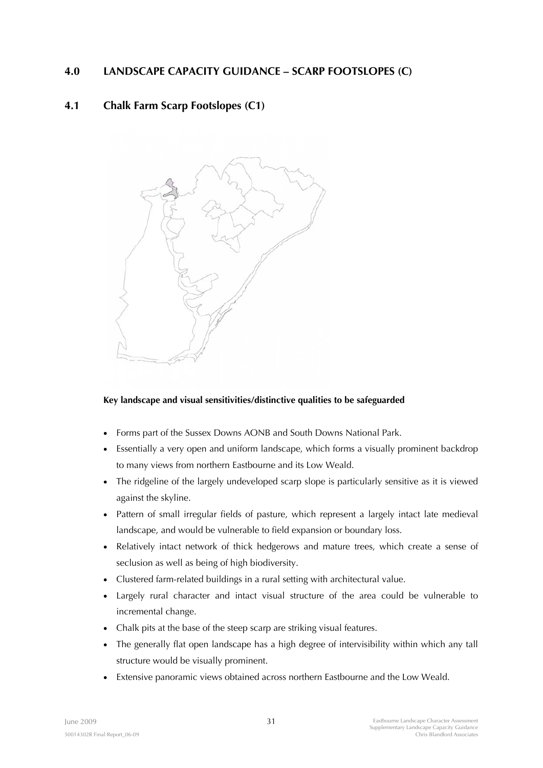## 4.0 LANDSCAPE CAPACITY GUIDANCE – SCARP FOOTSLOPES (C)

### 4.1 Chalk Farm Scarp Footslopes (C1)

**Key landscape and visual sensitivities/distinctive qualities to be safeguarded**

- Forms part of the Sussex Downs AONB and South Downs National Park.
- Essentially a very open and uniform landscape, which forms a visually prominent backdrop to many views from northern Eastbourne and its Low Weald.
- The ridgeline of the largely undeveloped scarp slope is particularly sensitive as it is viewed against the skyline.
- Pattern of small irregular fields of pasture, which represent a largely intact late medieval landscape, and would be vulnerable to field expansion or boundary loss.
- Relatively intact network of thick hedgerows and mature trees, which create a sense of seclusion as well as being of high biodiversity.
- Clustered farm-related buildings in a rural setting with architectural value.
- Largely rural character and intact visual structure of the area could be vulnerable to incremental change.
- Chalk pits at the base of the steep scarp are striking visual features.
- The generally flat open landscape has a high degree of intervisibility within which any tall structure would be visually prominent.
- Extensive panoramic views obtained across northern Eastbourne and the Low Weald.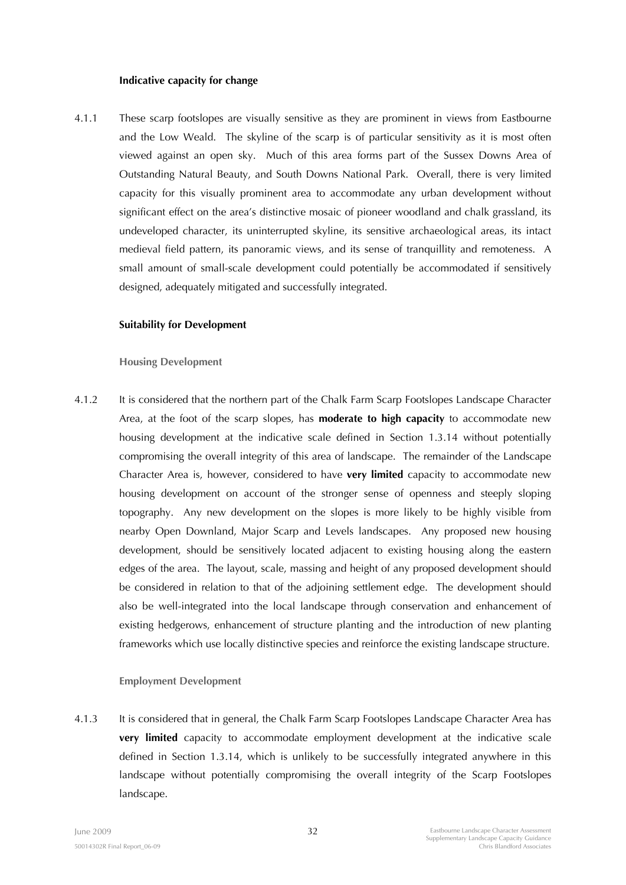### Indicative capacity for change

4.1.1 These scarp footslopes are visually sensitive as they are prominent in views from Eastbourne and the Low Weald. The skyline of the scarp is of particular sensitivity as it is most often viewed against an open sky. Much of this area forms part of the Sussex Downs Area of Outstanding Natural Beauty, and South Downs National Park. Overall, there is very limited capacity for this visually prominent area to accommodate any urban development without significant effect on the area's distinctive mosaic of pioneer woodland and chalk grassland, its undeveloped character, its uninterrupted skyline, its sensitive archaeological areas, its intact medieval field pattern, its panoramic views, and its sense of tranquillity and remoteness. A small amount of small-scale development could potentially be accommodated if sensitively designed, adequately mitigated and successfully integrated.

### Suitability for Development

#### Housing Development

4.1.2 It is considered that the northern part of the Chalk Farm Scarp Footslopes Landscape Character Area, at the foot of the scarp slopes, has **moderate to high capacity** to accommodate new housing development at the indicative scale defined in Section 1.3.14 without potentially compromising the overall integrity of this area of landscape. The remainder of the Landscape Character Area is, however, considered to have **very limited** capacity to accommodate new housing development on account of the stronger sense of openness and steeply sloping topography. Any new development on the slopes is more likely to be highly visible from nearby Open Downland, Major Scarp and Levels landscapes. Any proposed new housing development, should be sensitively located adjacent to existing housing along the eastern edges of the area. The layout, scale, massing and height of any proposed development should be considered in relation to that of the adjoining settlement edge. The development should also be well-integrated into the local landscape through conservation and enhancement of existing hedgerows, enhancement of structure planting and the introduction of new planting frameworks which use locally distinctive species and reinforce the existing landscape structure.

#### Employment Development

4.1.3 It is considered that in general, the Chalk Farm Scarp Footslopes Landscape Character Area has **very limited** capacity to accommodate employment development at the indicative scale defined in Section 1.3.14, which is unlikely to be successfully integrated anywhere in this landscape without potentially compromising the overall integrity of the Scarp Footslopes landscape.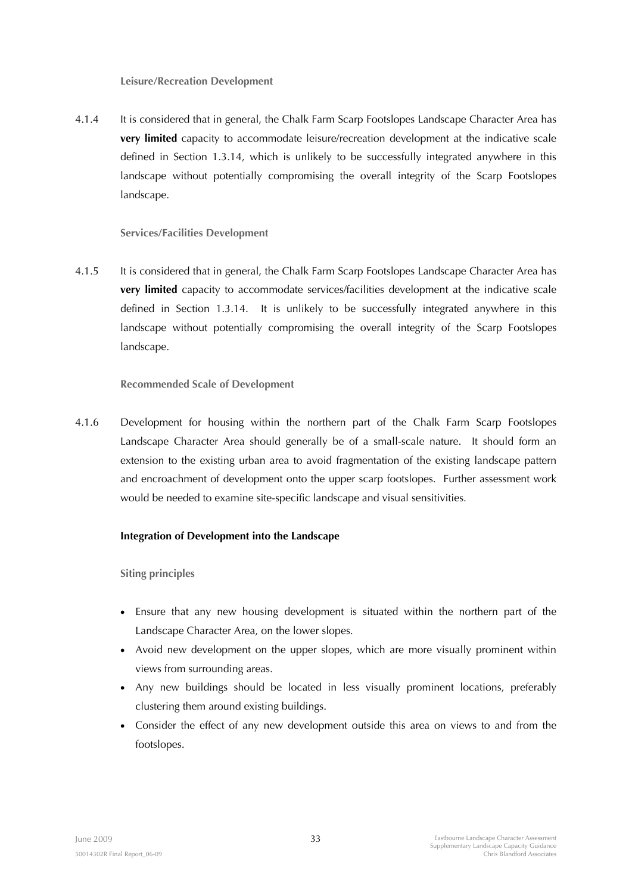#### Leisure/Recreation Development

4.1.4 It is considered that in general, the Chalk Farm Scarp Footslopes Landscape Character Area has **very limited** capacity to accommodate leisure/recreation development at the indicative scale defined in Section 1.3.14, which is unlikely to be successfully integrated anywhere in this landscape without potentially compromising the overall integrity of the Scarp Footslopes landscape.

#### Services/Facilities Development

4.1.5 It is considered that in general, the Chalk Farm Scarp Footslopes Landscape Character Area has **very limited** capacity to accommodate services/facilities development at the indicative scale defined in Section 1.3.14. It is unlikely to be successfully integrated anywhere in this landscape without potentially compromising the overall integrity of the Scarp Footslopes landscape.

#### Recommended Scale of Development

4.1.6 Development for housing within the northern part of the Chalk Farm Scarp Footslopes Landscape Character Area should generally be of a small-scale nature. It should form an extension to the existing urban area to avoid fragmentation of the existing landscape pattern and encroachment of development onto the upper scarp footslopes. Further assessment work would be needed to examine site-specific landscape and visual sensitivities.

### Integration of Development into the Landscape

#### Siting principles

- Ensure that any new housing development is situated within the northern part of the Landscape Character Area, on the lower slopes.
- Avoid new development on the upper slopes, which are more visually prominent within views from surrounding areas.
- Any new buildings should be located in less visually prominent locations, preferably clustering them around existing buildings.
- Consider the effect of any new development outside this area on views to and from the footslopes.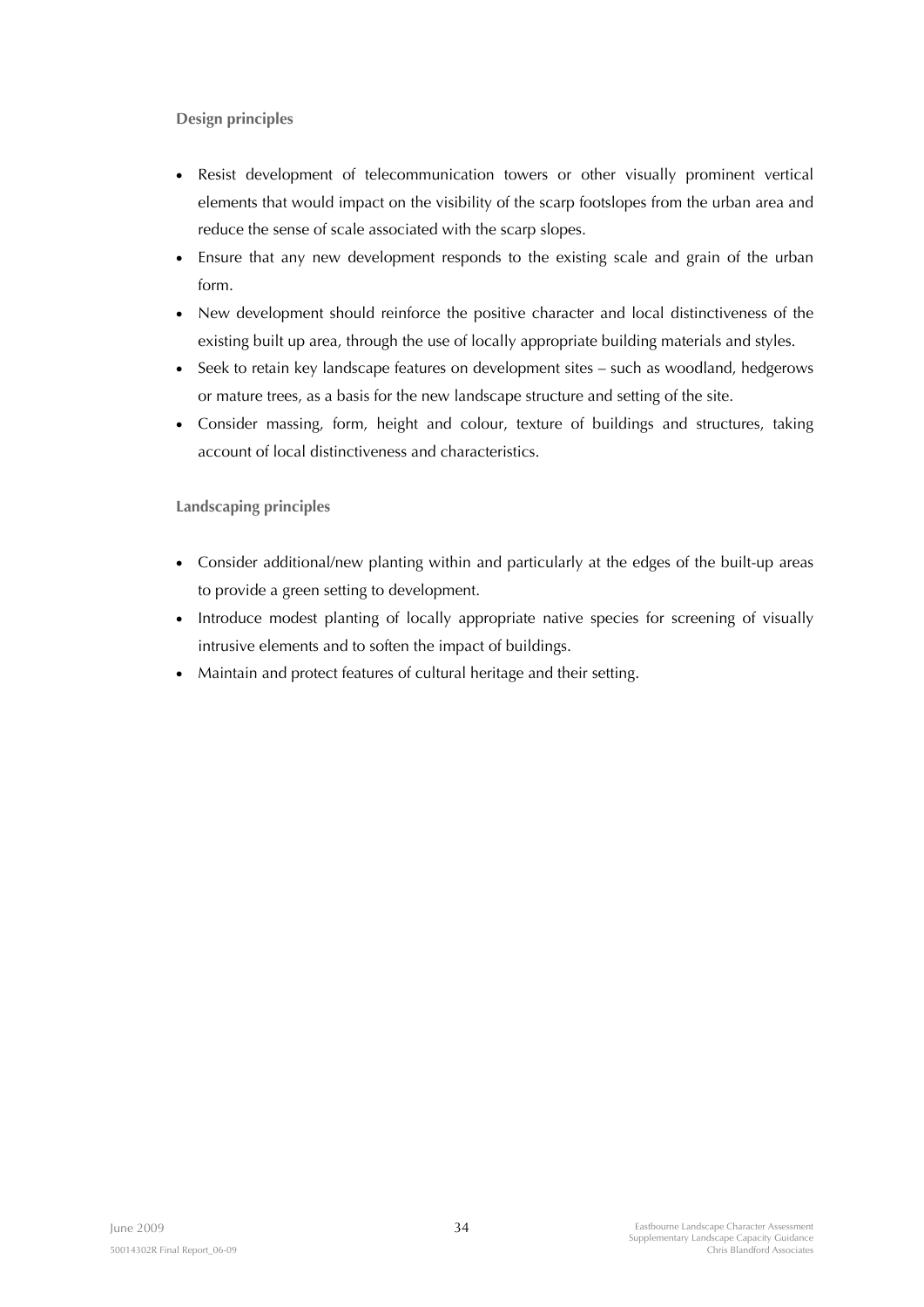**Design principles**

- Resist development of telecommunication towers or other visually prominent vertical elements that would impact on the visibility of the scarp footslopes from the urban area and reduce the sense of scale associated with the scarp slopes.
- Ensure that any new development responds to the existing scale and grain of the urban form.
- New development should reinforce the positive character and local distinctiveness of the existing built up area, through the use of locally appropriate building materials and styles.
- Seek to retain key landscape features on development sites – such as woodland, hedgerows or mature trees, as a basis for the new landscape structure and setting of the site.
- Consider massing, form, height and colour, texture of buildings and structures, taking account of local distinctiveness and characteristics.

**Landscaping principles**

- Consider additional/new planting within and particularly at the edges of the built-up areas to provide a green setting to development.
- Introduce modest planting of locally appropriate native species for screening of visually intrusive elements and to soften the impact of buildings.
- Maintain and protect features of cultural heritage and their setting.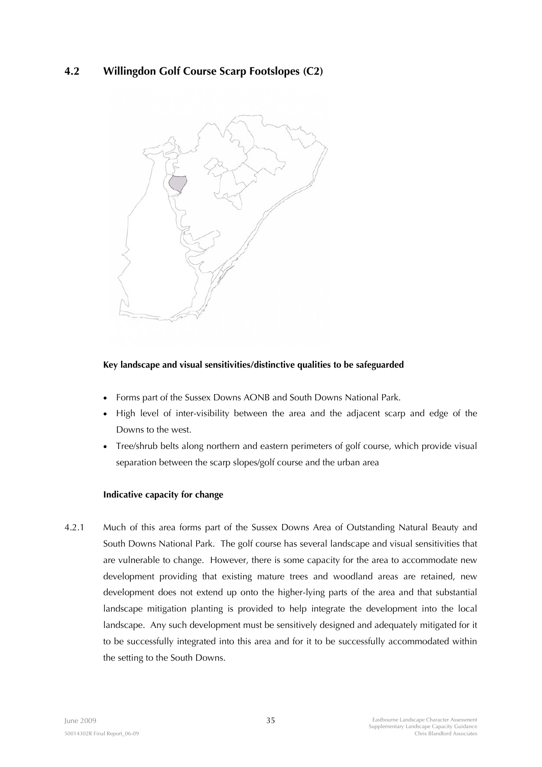## 4.2 Willingdon Golf Course Scarp Footslopes (C2)

**Key landscape and visual sensitivities/distinctive qualities to be safeguarded**

- Forms part of the Sussex Downs AONB and South Downs National Park.
- High level of inter-visibility between the area and the adjacent scarp and edge of the Downs to the west.
- Tree/shrub belts along northern and eastern perimeters of golf course, which provide visual separation between the scarp slopes/golf course and the urban area

**Indicative capacity for change**

4.2.1 Much of this area forms part of the Sussex Downs Area of Outstanding Natural Beauty and South Downs National Park. The golf course has several landscape and visual sensitivities that are vulnerable to change. However, there is some capacity for the area to accommodate new development providing that existing mature trees and woodland areas are retained, new development does not extend up onto the higher-lying parts of the area and that substantial landscape mitigation planting is provided to help integrate the development into the local landscape. Any such development must be sensitively designed and adequately mitigated for it to be successfully integrated into this area and for it to be successfully accommodated within the setting to the South Downs.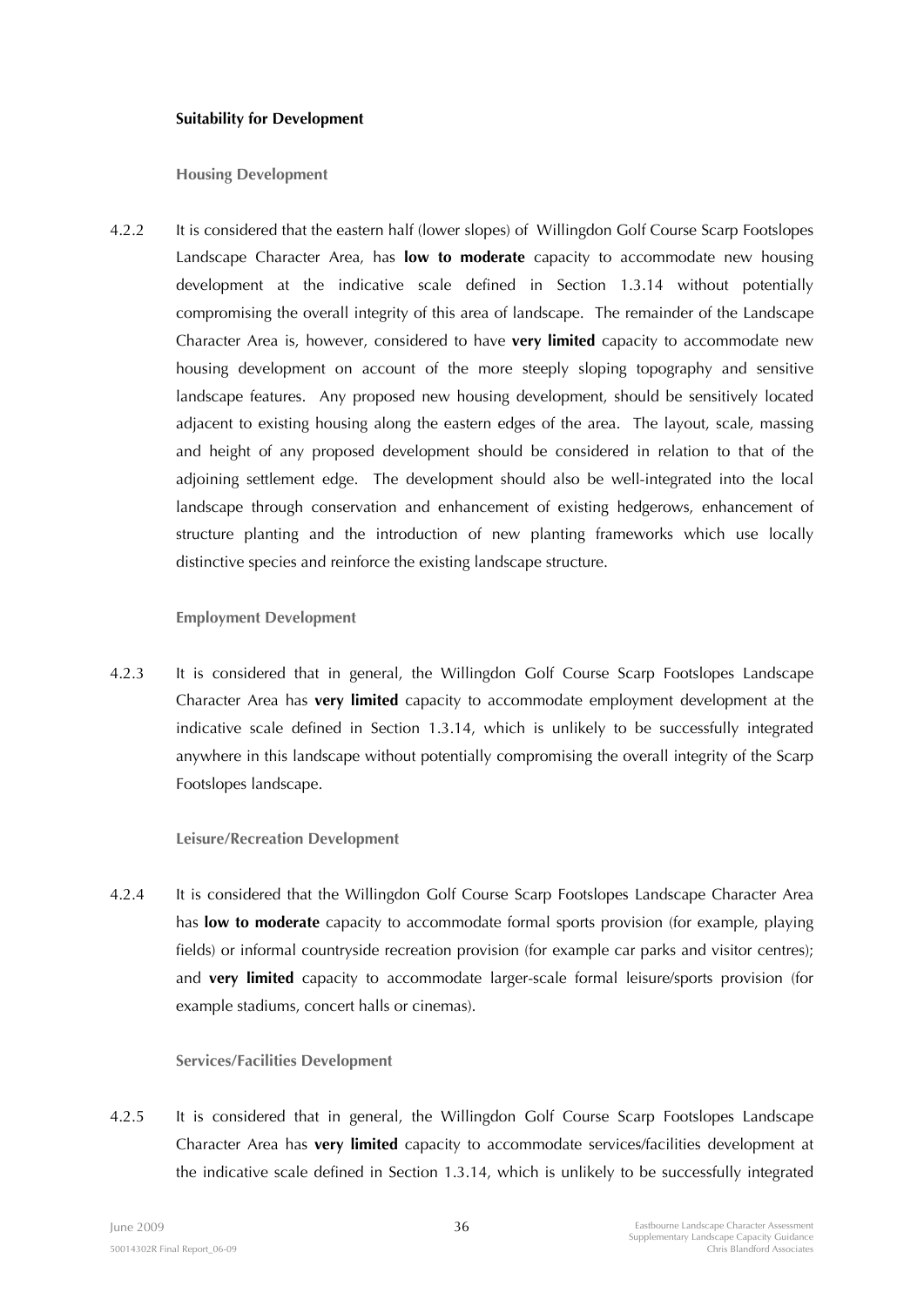**Suitability for Development**

**Housing Development**

4.2.2 It is considered that the eastern half (lower slopes) of Willingdon Golf Course Scarp Footslopes Landscape Character Area, has **low to moderate** capacity to accommodate new housing development at the indicative scale defined in Section 1.3.14 without potentially compromising the overall integrity of this area of landscape. The remainder of the Landscape Character Area is, however, considered to have **very limited** capacity to accommodate new housing development on account of the more steeply sloping topography and sensitive landscape features. Any proposed new housing development, should be sensitively located adjacent to existing housing along the eastern edges of the area. The layout, scale, massing and height of any proposed development should be considered in relation to that of the adjoining settlement edge. The development should also be well-integrated into the local landscape through conservation and enhancement of existing hedgerows, enhancement of structure planting and the introduction of new planting frameworks which use locally distinctive species and reinforce the existing landscape structure.

**Employment Development**

4.2.3 It is considered that in general, the Willingdon Golf Course Scarp Footslopes Landscape Character Area has **very limited** capacity to accommodate employment development at the indicative scale defined in Section 1.3.14, which is unlikely to be successfully integrated anywhere in this landscape without potentially compromising the overall integrity of the Scarp Footslopes landscape.

**Leisure/Recreation Development**

4.2.4 It is considered that the Willingdon Golf Course Scarp Footslopes Landscape Character Area has **low to moderate** capacity to accommodate formal sports provision (for example, playing fields) or informal countryside recreation provision (for example car parks and visitor centres); and **very limited** capacity to accommodate larger-scale formal leisure/sports provision (for example stadiums, concert halls or cinemas).

**Services/Facilities Development**

4.2.5 It is considered that in general, the Willingdon Golf Course Scarp Footslopes Landscape Character Area has **very limited** capacity to accommodate services/facilities development at the indicative scale defined in Section 1.3.14, which is unlikely to be successfully integrated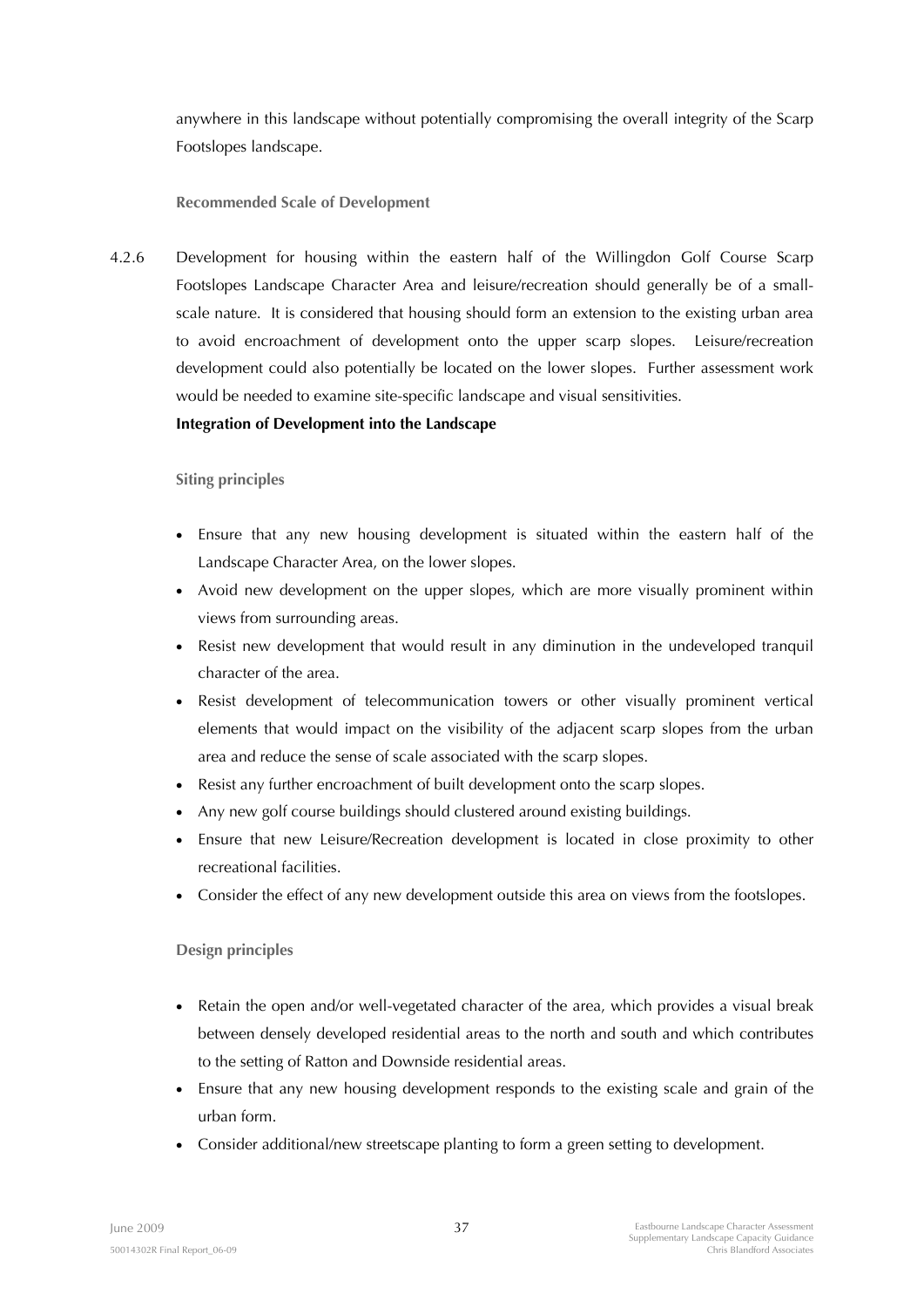anywhere in this landscape without potentially compromising the overall integrity of the Scarp Footslopes landscape.

**Recommended Scale of Development**

4.2.6 Development for housing within the eastern half of the Willingdon Golf Course Scarp Footslopes Landscape Character Area and leisure/recreation should generally be of a small-scale nature. It is considered that housing should form an extension to the existing urban area to avoid encroachment of development onto the upper scarp slopes. Leisure/recreation development could also potentially be located on the lower slopes. Further assessment work would be needed to examine site-specific landscape and visual sensitivities.

**Integration of Development into the Landscape**

**Siting principles**

- Ensure that any new housing development is situated within the eastern half of the Landscape Character Area, on the lower slopes.
- Avoid new development on the upper slopes, which are more visually prominent within views from surrounding areas.
- Resist new development that would result in any diminution in the undeveloped tranquil character of the area.
- Resist development of telecommunication towers or other visually prominent vertical elements that would impact on the visibility of the adjacent scarp slopes from the urban area and reduce the sense of scale associated with the scarp slopes.
- Resist any further encroachment of built development onto the scarp slopes.
- Any new golf course buildings should clustered around existing buildings.
- Ensure that new Leisure/Recreation development is located in close proximity to other recreational facilities.
- Consider the effect of any new development outside this area on views from the footslopes.

**Design principles**

- Retain the open and/or well-vegetated character of the area, which provides a visual break between densely developed residential areas to the north and south and which contributes to the setting of Ratton and Downside residential areas.
- Ensure that any new housing development responds to the existing scale and grain of the urban form.
- Consider additional/new streetscape planting to form a green setting to development.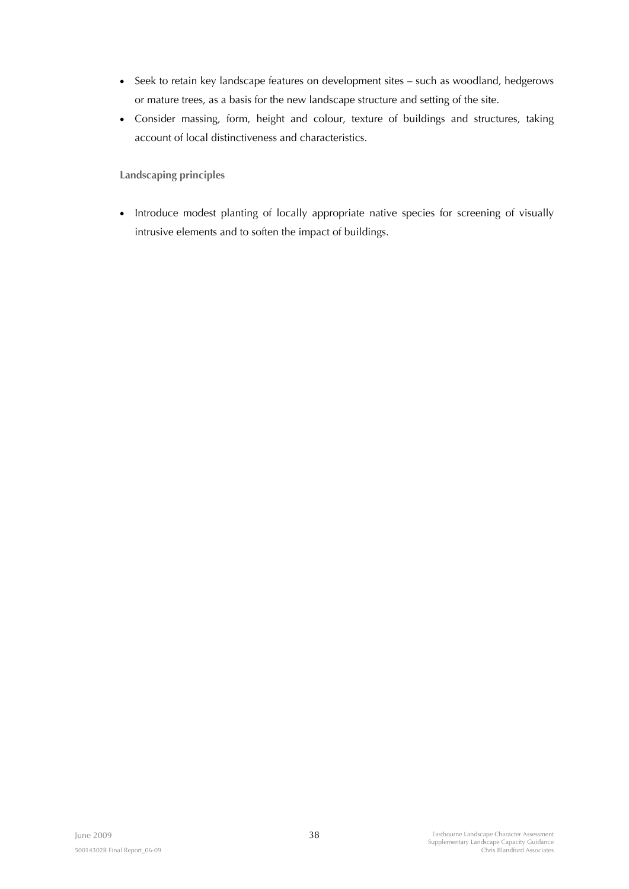- Seek to retain key landscape features on development sites – such as woodland, hedgerows or mature trees, as a basis for the new landscape structure and setting of the site.
- Consider massing, form, height and colour, texture of buildings and structures, taking account of local distinctiveness and characteristics.

**Landscaping principles**

- Introduce modest planting of locally appropriate native species for screening of visually intrusive elements and to soften the impact of buildings.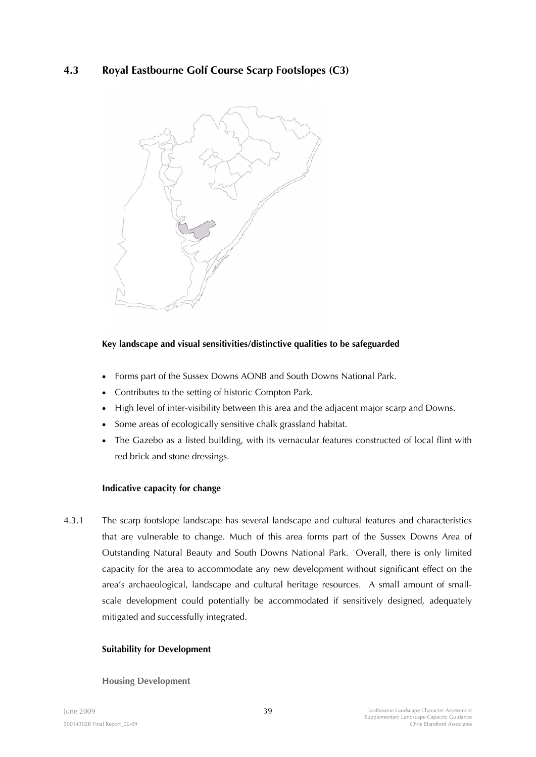## 4.3 Royal Eastbourne Golf Course Scarp Footslopes (C3)

**Key landscape and visual sensitivities/distinctive qualities to be safeguarded**

- Forms part of the Sussex Downs AONB and South Downs National Park.
- Contributes to the setting of historic Compton Park.
- High level of inter-visibility between this area and the adjacent major scarp and Downs.
- Some areas of ecologically sensitive chalk grassland habitat.
- The Gazebo as a listed building, with its vernacular features constructed of local flint with red brick and stone dressings.

**Indicative capacity for change**

4.3.1 The scarp footslope landscape has several landscape and cultural features and characteristics that are vulnerable to change. Much of this area forms part of the Sussex Downs Area of Outstanding Natural Beauty and South Downs National Park. Overall, there is only limited capacity for the area to accommodate any new development without significant effect on the area's archaeological, landscape and cultural heritage resources. A small amount of small-scale development could potentially be accommodated if sensitively designed, adequately mitigated and successfully integrated.

**Suitability for Development**

**Housing Development**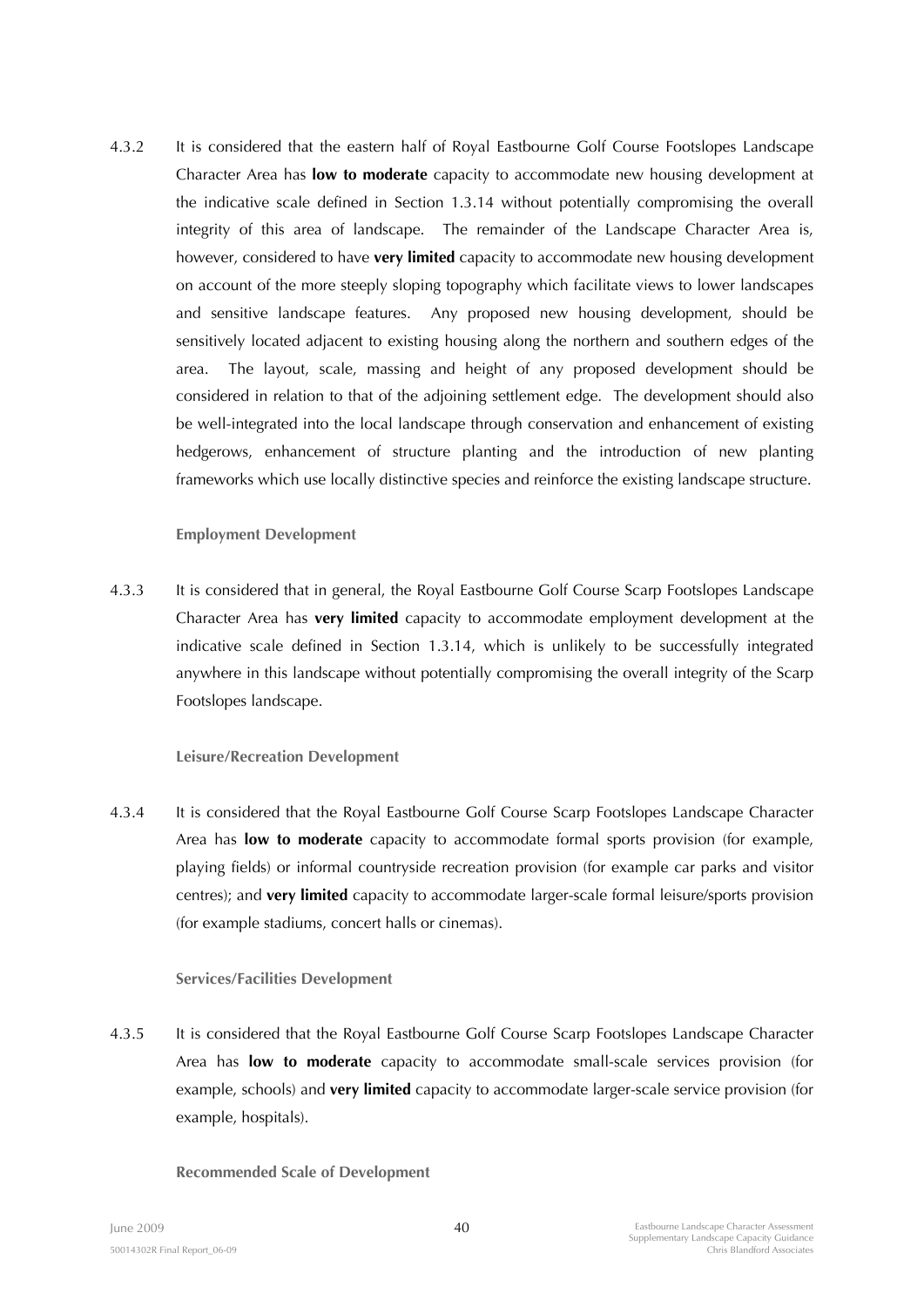4.3.2 It is considered that the eastern half of Royal Eastbourne Golf Course Footslopes Landscape Character Area has **low to moderate** capacity to accommodate new housing development at the indicative scale defined in Section 1.3.14 without potentially compromising the overall integrity of this area of landscape. The remainder of the Landscape Character Area is, however, considered to have **very limited** capacity to accommodate new housing development on account of the more steeply sloping topography which facilitate views to lower landscapes and sensitive landscape features. Any proposed new housing development, should be sensitively located adjacent to existing housing along the northern and southern edges of the area. The layout, scale, massing and height of any proposed development should be considered in relation to that of the adjoining settlement edge. The development should also be well-integrated into the local landscape through conservation and enhancement of existing hedgerows, enhancement of structure planting and the introduction of new planting frameworks which use locally distinctive species and reinforce the existing landscape structure.

#### Employment Development

4.3.3 It is considered that in general, the Royal Eastbourne Golf Course Scarp Footslopes Landscape Character Area has **very limited** capacity to accommodate employment development at the indicative scale defined in Section 1.3.14, which is unlikely to be successfully integrated anywhere in this landscape without potentially compromising the overall integrity of the Scarp Footslopes landscape.

#### Leisure/Recreation Development

4.3.4 It is considered that the Royal Eastbourne Golf Course Scarp Footslopes Landscape Character Area has **low to moderate** capacity to accommodate formal sports provision (for example, playing fields) or informal countryside recreation provision (for example car parks and visitor centres); and **very limited** capacity to accommodate larger-scale formal leisure/sports provision (for example stadiums, concert halls or cinemas).

#### Services/Facilities Development

4.3.5 It is considered that the Royal Eastbourne Golf Course Scarp Footslopes Landscape Character Area has **low to moderate** capacity to accommodate small-scale services provision (for example, schools) and **very limited** capacity to accommodate larger-scale service provision (for example, hospitals).

#### Recommended Scale of Development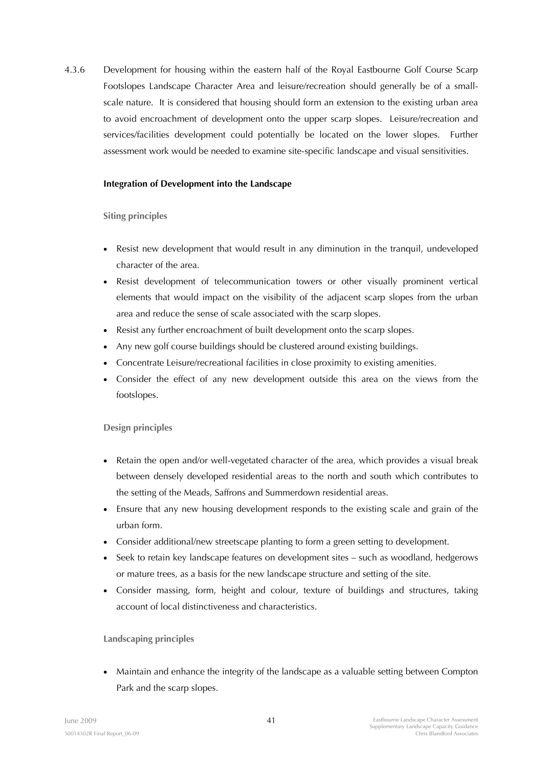4.3.6 Development for housing within the eastern half of the Royal Eastbourne Golf Course Scarp Footslopes Landscape Character Area and leisure/recreation should generally be of a small-scale nature. It is considered that housing should form an extension to the existing urban area to avoid encroachment of development onto the upper scarp slopes. Leisure/recreation and services/facilities development could potentially be located on the lower slopes. Further assessment work would be needed to examine site-specific landscape and visual sensitivities.

**Integration of Development into the Landscape**

**Siting principles**

- Resist new development that would result in any diminution in the tranquil, undeveloped character of the area.
- Resist development of telecommunication towers or other visually prominent vertical elements that would impact on the visibility of the adjacent scarp slopes from the urban area and reduce the sense of scale associated with the scarp slopes.
- Resist any further encroachment of built development onto the scarp slopes.
- Any new golf course buildings should be clustered around existing buildings.
- Concentrate Leisure/recreational facilities in close proximity to existing amenities.
- Consider the effect of any new development outside this area on the views from the footslopes.

**Design principles**

- Retain the open and/or well-vegetated character of the area, which provides a visual break between densely developed residential areas to the north and south which contributes to the setting of the Meads, Saffrons and Summerdown residential areas.
- Ensure that any new housing development responds to the existing scale and grain of the urban form.
- Consider additional/new streetscape planting to form a green setting to development.
- Seek to retain key landscape features on development sites – such as woodland, hedgerows or mature trees, as a basis for the new landscape structure and setting of the site.
- Consider massing, form, height and colour, texture of buildings and structures, taking account of local distinctiveness and characteristics.

**Landscaping principles**

- Maintain and enhance the integrity of the landscape as a valuable setting between Compton Park and the scarp slopes.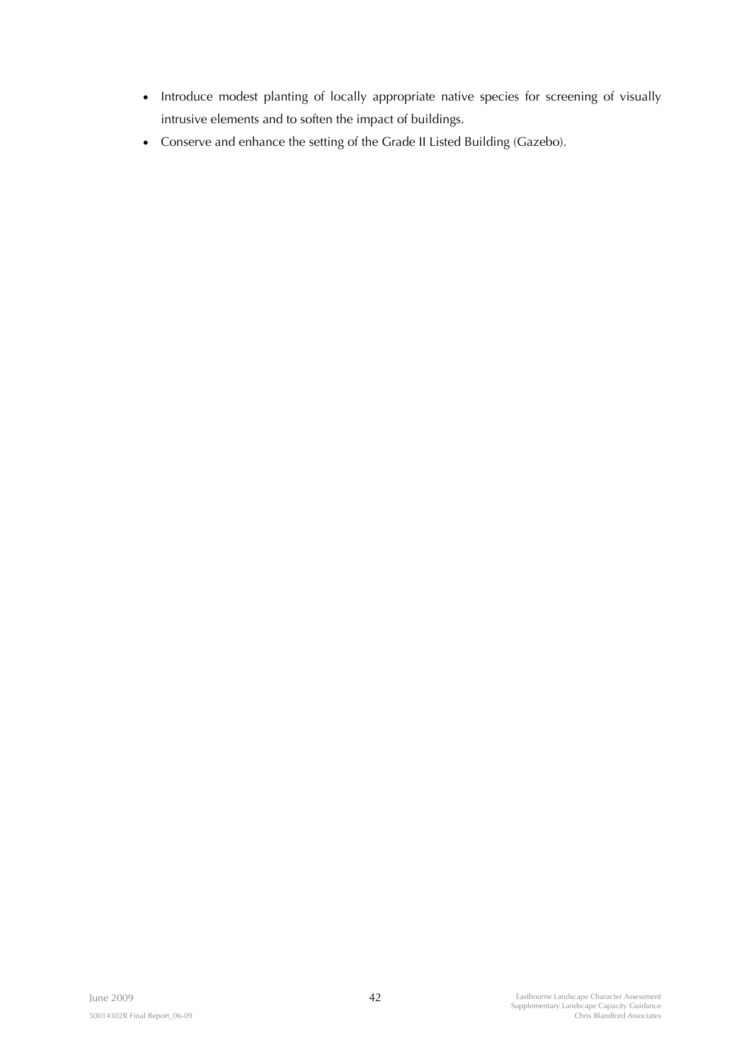- Introduce modest planting of locally appropriate native species for screening of visually intrusive elements and to soften the impact of buildings.
- Conserve and enhance the setting of the Grade II Listed Building (Gazebo).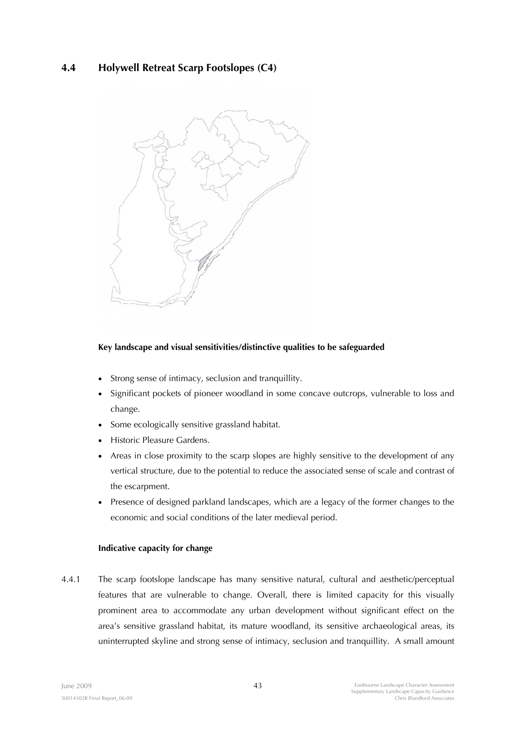## 4.4 Holywell Retreat Scarp Footslopes (C4)

**Key landscape and visual sensitivities/distinctive qualities to be safeguarded**

- Strong sense of intimacy, seclusion and tranquillity.
- Significant pockets of pioneer woodland in some concave outcrops, vulnerable to loss and change.
- Some ecologically sensitive grassland habitat.
- Historic Pleasure Gardens.
- Areas in close proximity to the scarp slopes are highly sensitive to the development of any vertical structure, due to the potential to reduce the associated sense of scale and contrast of the escarpment.
- Presence of designed parkland landscapes, which are a legacy of the former changes to the economic and social conditions of the later medieval period.

**Indicative capacity for change**

4.4.1 The scarp footslope landscape has many sensitive natural, cultural and aesthetic/perceptual features that are vulnerable to change. Overall, there is limited capacity for this visually prominent area to accommodate any urban development without significant effect on the area's sensitive grassland habitat, its mature woodland, its sensitive archaeological areas, its uninterrupted skyline and strong sense of intimacy, seclusion and tranquillity. A small amount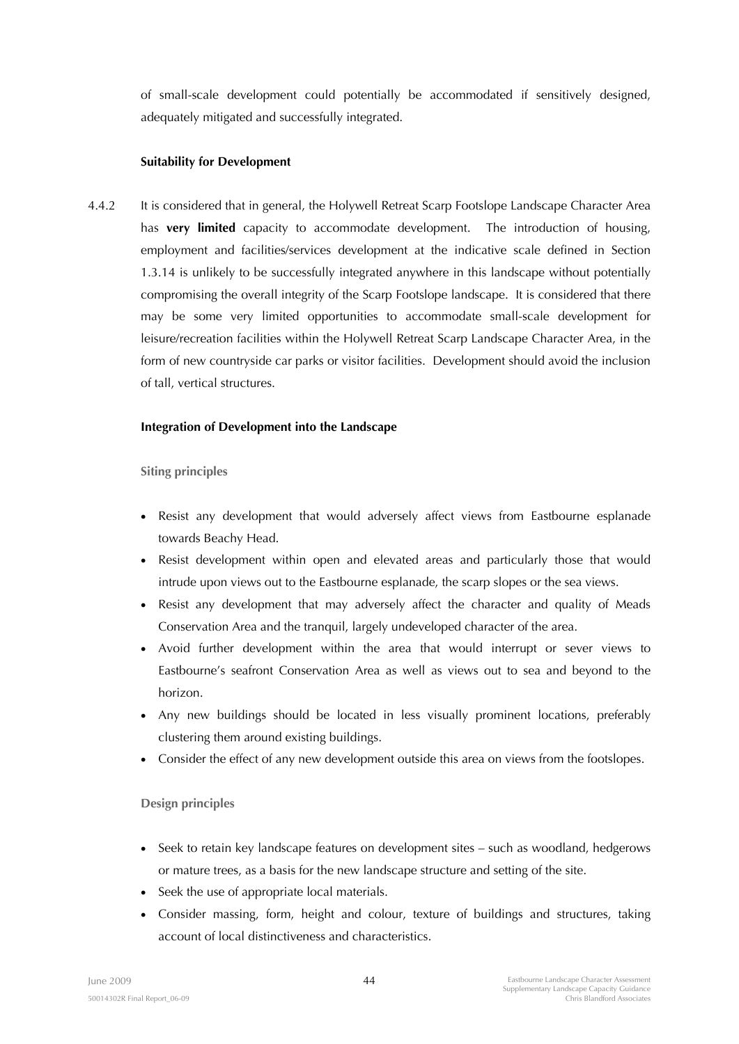of small-scale development could potentially be accommodated if sensitively designed, adequately mitigated and successfully integrated.

**Suitability for Development**

4.4.2 It is considered that in general, the Holywell Retreat Scarp Footslope Landscape Character Area has **very limited** capacity to accommodate development. The introduction of housing, employment and facilities/services development at the indicative scale defined in Section 1.3.14 is unlikely to be successfully integrated anywhere in this landscape without potentially compromising the overall integrity of the Scarp Footslope landscape. It is considered that there may be some very limited opportunities to accommodate small-scale development for leisure/recreation facilities within the Holywell Retreat Scarp Landscape Character Area, in the form of new countryside car parks or visitor facilities. Development should avoid the inclusion of tall, vertical structures.

**Integration of Development into the Landscape**

**Siting principles**

- Resist any development that would adversely affect views from Eastbourne esplanade towards Beachy Head.
- Resist development within open and elevated areas and particularly those that would intrude upon views out to the Eastbourne esplanade, the scarp slopes or the sea views.
- Resist any development that may adversely affect the character and quality of Meads Conservation Area and the tranquil, largely undeveloped character of the area.
- Avoid further development within the area that would interrupt or sever views to Eastbourne's seafront Conservation Area as well as views out to sea and beyond to the horizon.
- Any new buildings should be located in less visually prominent locations, preferably clustering them around existing buildings.
- Consider the effect of any new development outside this area on views from the footslopes.

**Design principles**

- Seek to retain key landscape features on development sites – such as woodland, hedgerows or mature trees, as a basis for the new landscape structure and setting of the site.
- Seek the use of appropriate local materials.
- Consider massing, form, height and colour, texture of buildings and structures, taking account of local distinctiveness and characteristics.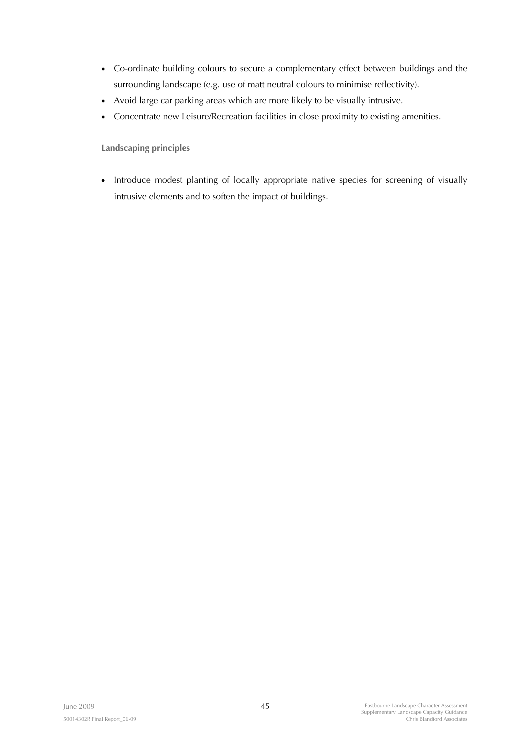- Co-ordinate building colours to secure a complementary effect between buildings and the surrounding landscape (e.g. use of matt neutral colours to minimise reflectivity).
- Avoid large car parking areas which are more likely to be visually intrusive.
- Concentrate new Leisure/Recreation facilities in close proximity to existing amenities.

**Landscaping principles**

- Introduce modest planting of locally appropriate native species for screening of visually intrusive elements and to soften the impact of buildings.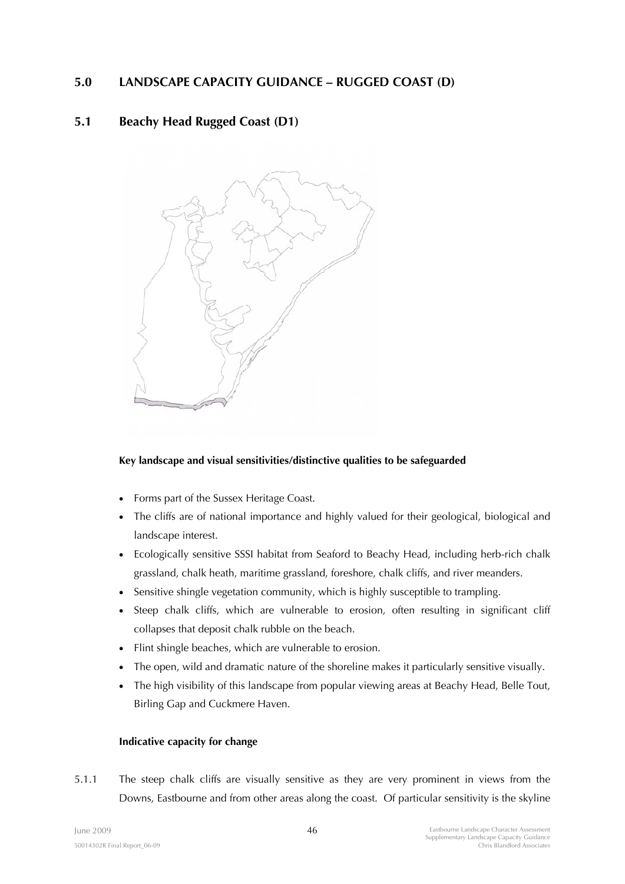## 5.0 LANDSCAPE CAPACITY GUIDANCE – RUGGED COAST (D)

### 5.1 Beachy Head Rugged Coast (D1)

**Key landscape and visual sensitivities/distinctive qualities to be safeguarded**

- Forms part of the Sussex Heritage Coast.
- The cliffs are of national importance and highly valued for their geological, biological and landscape interest.
- Ecologically sensitive SSSI habitat from Seaford to Beachy Head, including herb-rich chalk grassland, chalk heath, maritime grassland, foreshore, chalk cliffs, and river meanders.
- Sensitive shingle vegetation community, which is highly susceptible to trampling.
- Steep chalk cliffs, which are vulnerable to erosion, often resulting in significant cliff collapses that deposit chalk rubble on the beach.
- Flint shingle beaches, which are vulnerable to erosion.
- The open, wild and dramatic nature of the shoreline makes it particularly sensitive visually.
- The high visibility of this landscape from popular viewing areas at Beachy Head, Belle Tout, Birling Gap and Cuckmere Haven.

**Indicative capacity for change**

5.1.1 The steep chalk cliffs are visually sensitive as they are very prominent in views from the Downs, Eastbourne and from other areas along the coast. Of particular sensitivity is the skyline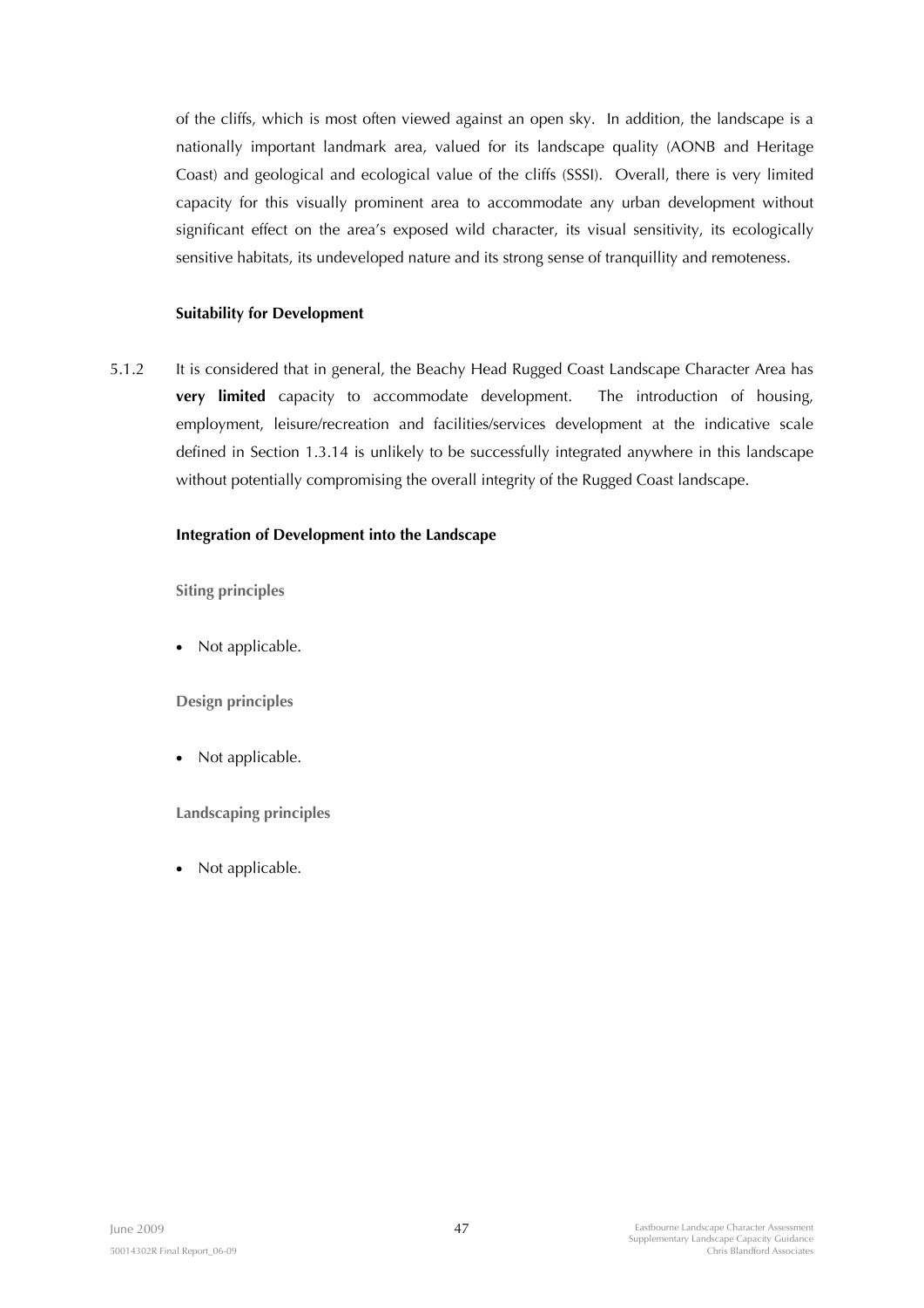of the cliffs, which is most often viewed against an open sky. In addition, the landscape is a nationally important landmark area, valued for its landscape quality (AONB and Heritage Coast) and geological and ecological value of the cliffs (SSSI). Overall, there is very limited capacity for this visually prominent area to accommodate any urban development without significant effect on the area's exposed wild character, its visual sensitivity, its ecologically sensitive habitats, its undeveloped nature and its strong sense of tranquillity and remoteness.

**Suitability for Development**

5.1.2 It is considered that in general, the Beachy Head Rugged Coast Landscape Character Area has **very limited** capacity to accommodate development. The introduction of housing, employment, leisure/recreation and facilities/services development at the indicative scale defined in Section 1.3.14 is unlikely to be successfully integrated anywhere in this landscape without potentially compromising the overall integrity of the Rugged Coast landscape.

**Integration of Development into the Landscape**

**Siting principles**

- Not applicable.

**Design principles**

- Not applicable.

**Landscaping principles**

- Not applicable.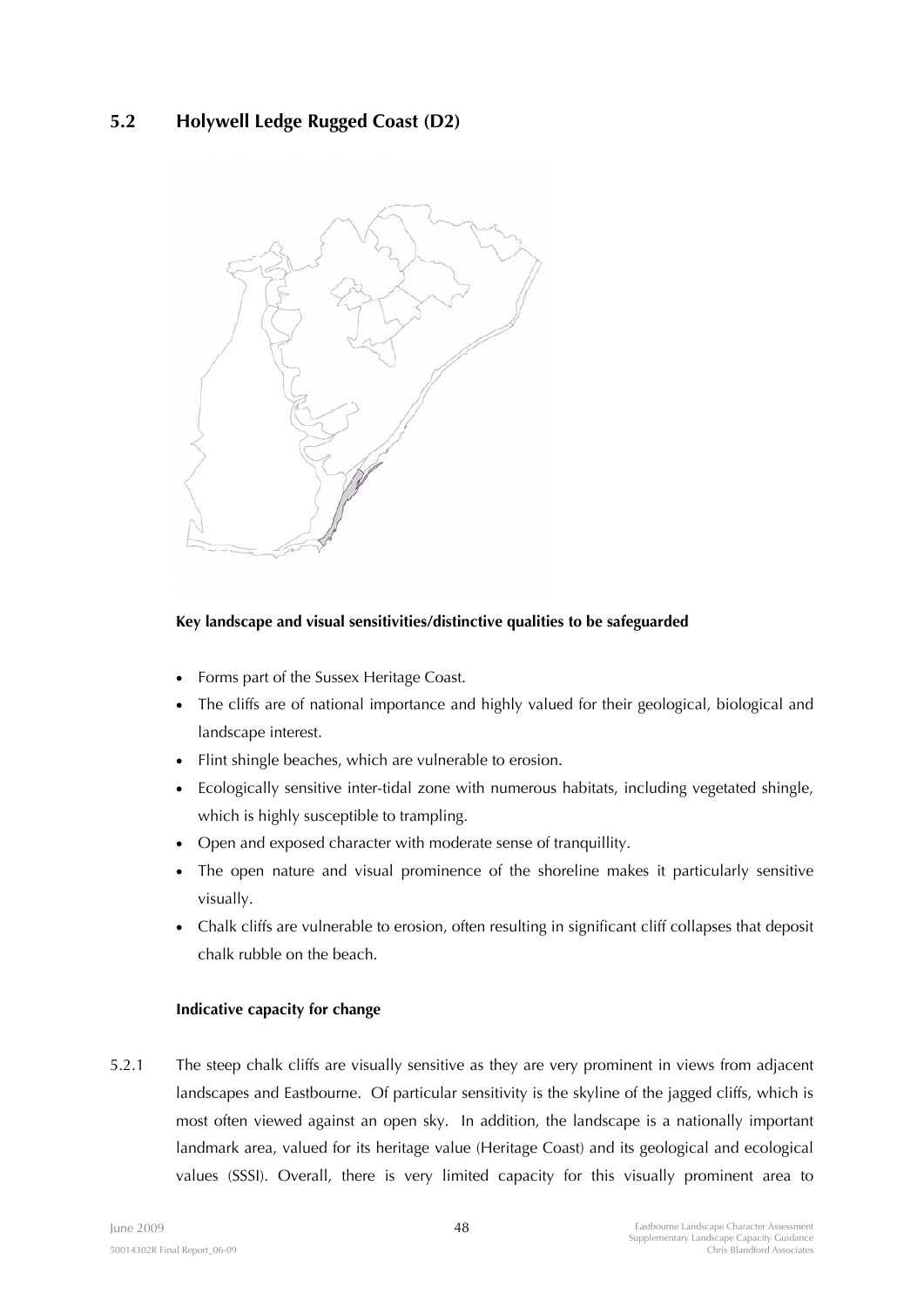## 5.2 Holywell Ledge Rugged Coast (D2)

**Key landscape and visual sensitivities/distinctive qualities to be safeguarded**

- Forms part of the Sussex Heritage Coast.
- The cliffs are of national importance and highly valued for their geological, biological and landscape interest.
- Flint shingle beaches, which are vulnerable to erosion.
- Ecologically sensitive inter-tidal zone with numerous habitats, including vegetated shingle, which is highly susceptible to trampling.
- Open and exposed character with moderate sense of tranquillity.
- The open nature and visual prominence of the shoreline makes it particularly sensitive visually.
- Chalk cliffs are vulnerable to erosion, often resulting in significant cliff collapses that deposit chalk rubble on the beach.

**Indicative capacity for change**

5.2.1 The steep chalk cliffs are visually sensitive as they are very prominent in views from adjacent landscapes and Eastbourne. Of particular sensitivity is the skyline of the jagged cliffs, which is most often viewed against an open sky. In addition, the landscape is a nationally important landmark area, valued for its heritage value (Heritage Coast) and its geological and ecological values (SSSI). Overall, there is very limited capacity for this visually prominent area to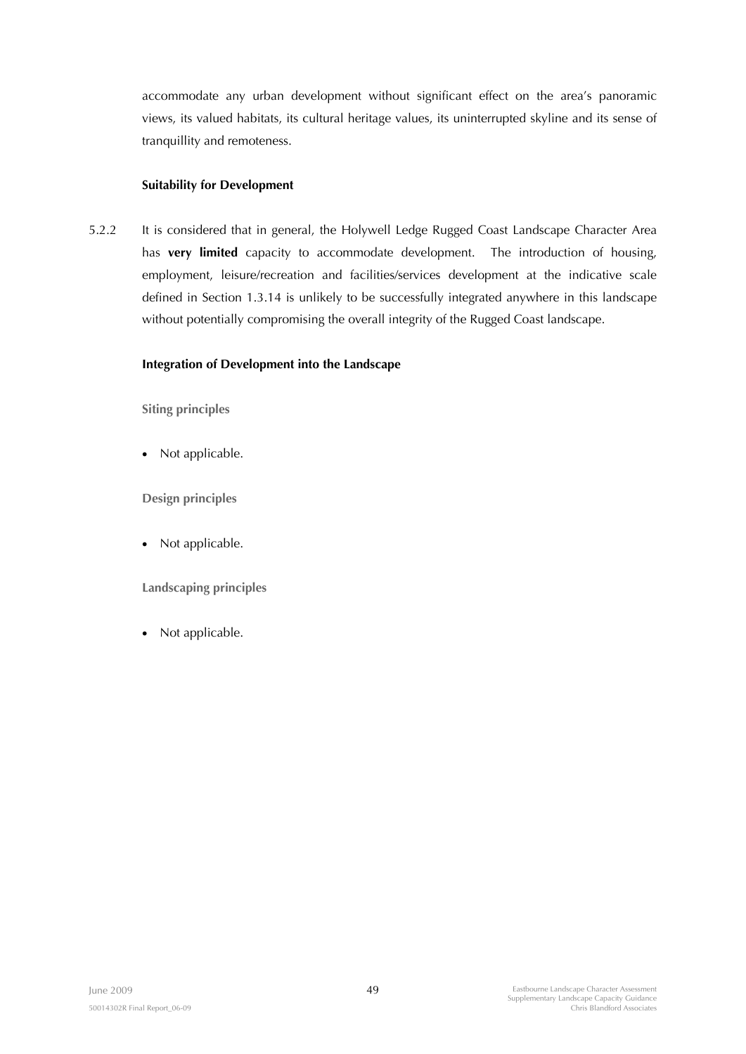accommodate any urban development without significant effect on the area's panoramic views, its valued habitats, its cultural heritage values, its uninterrupted skyline and its sense of tranquillity and remoteness.

**Suitability for Development**

5.2.2 It is considered that in general, the Holywell Ledge Rugged Coast Landscape Character Area has **very limited** capacity to accommodate development. The introduction of housing, employment, leisure/recreation and facilities/services development at the indicative scale defined in Section 1.3.14 is unlikely to be successfully integrated anywhere in this landscape without potentially compromising the overall integrity of the Rugged Coast landscape.

**Integration of Development into the Landscape**

**Siting principles**

- Not applicable.

**Design principles**

- Not applicable.

**Landscaping principles**

- Not applicable.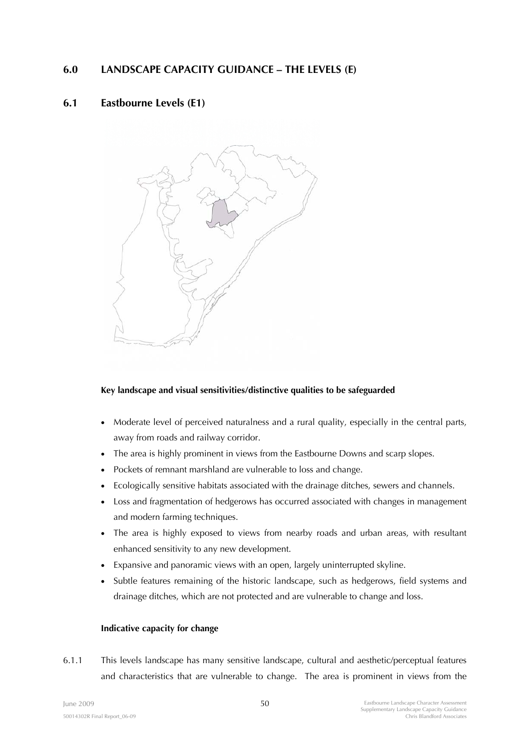# 6.0 LANDSCAPE CAPACITY GUIDANCE – THE LEVELS (E)

## 6.1 Eastbourne Levels (E1)

**Key landscape and visual sensitivities/distinctive qualities to be safeguarded**

- Moderate level of perceived naturalness and a rural quality, especially in the central parts, away from roads and railway corridor.
- The area is highly prominent in views from the Eastbourne Downs and scarp slopes.
- Pockets of remnant marshland are vulnerable to loss and change.
- Ecologically sensitive habitats associated with the drainage ditches, sewers and channels.
- Loss and fragmentation of hedgerows has occurred associated with changes in management and modern farming techniques.
- The area is highly exposed to views from nearby roads and urban areas, with resultant enhanced sensitivity to any new development.
- Expansive and panoramic views with an open, largely uninterrupted skyline.
- Subtle features remaining of the historic landscape, such as hedgerows, field systems and drainage ditches, which are not protected and are vulnerable to change and loss.

**Indicative capacity for change**

6.1.1 This levels landscape has many sensitive landscape, cultural and aesthetic/perceptual features and characteristics that are vulnerable to change. The area is prominent in views from the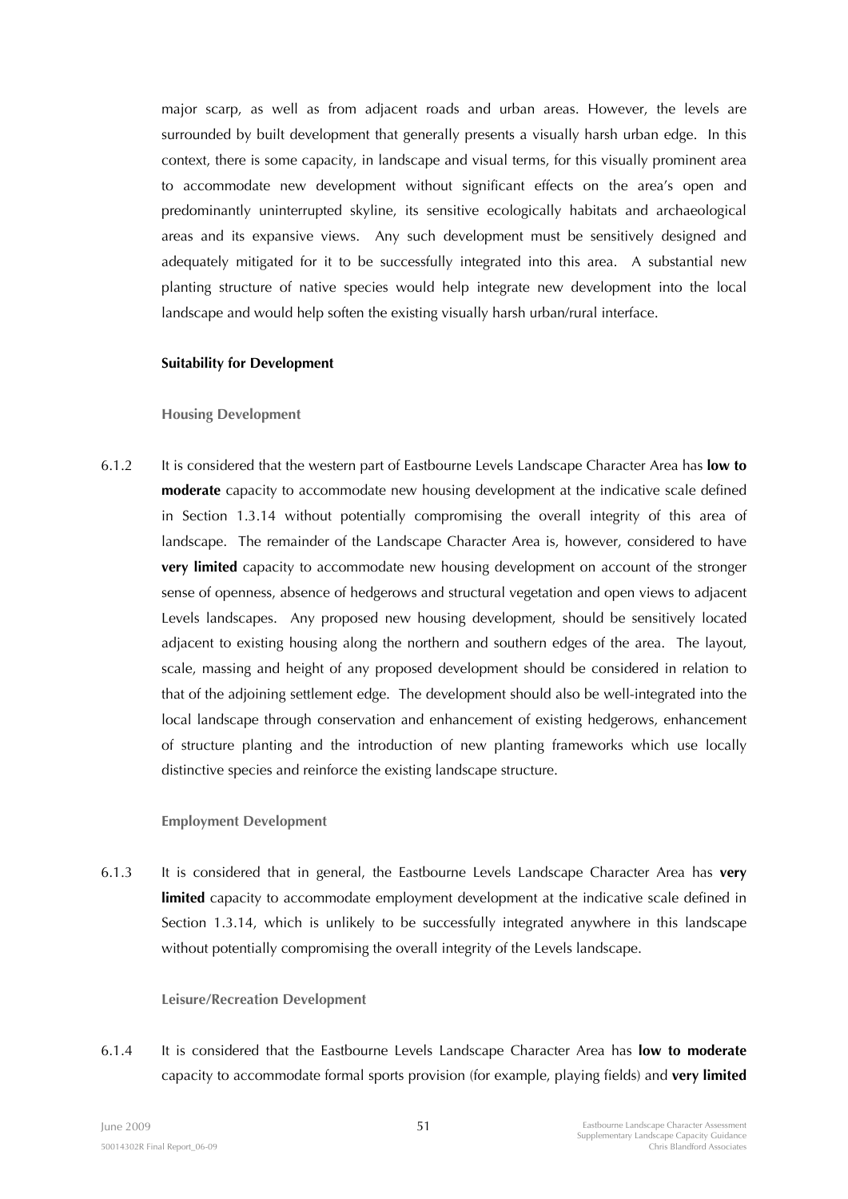major scarp, as well as from adjacent roads and urban areas. However, the levels are surrounded by built development that generally presents a visually harsh urban edge. In this context, there is some capacity, in landscape and visual terms, for this visually prominent area to accommodate new development without significant effects on the area's open and predominantly uninterrupted skyline, its sensitive ecologically habitats and archaeological areas and its expansive views. Any such development must be sensitively designed and adequately mitigated for it to be successfully integrated into this area. A substantial new planting structure of native species would help integrate new development into the local landscape and would help soften the existing visually harsh urban/rural interface.

**Suitability for Development**

**Housing Development**

6.1.2 It is considered that the western part of Eastbourne Levels Landscape Character Area has **low to moderate** capacity to accommodate new housing development at the indicative scale defined in Section 1.3.14 without potentially compromising the overall integrity of this area of landscape. The remainder of the Landscape Character Area is, however, considered to have **very limited** capacity to accommodate new housing development on account of the stronger sense of openness, absence of hedgerows and structural vegetation and open views to adjacent Levels landscapes. Any proposed new housing development, should be sensitively located adjacent to existing housing along the northern and southern edges of the area. The layout, scale, massing and height of any proposed development should be considered in relation to that of the adjoining settlement edge. The development should also be well-integrated into the local landscape through conservation and enhancement of existing hedgerows, enhancement of structure planting and the introduction of new planting frameworks which use locally distinctive species and reinforce the existing landscape structure.

**Employment Development**

6.1.3 It is considered that in general, the Eastbourne Levels Landscape Character Area has **very limited** capacity to accommodate employment development at the indicative scale defined in Section 1.3.14, which is unlikely to be successfully integrated anywhere in this landscape without potentially compromising the overall integrity of the Levels landscape.

**Leisure/Recreation Development**

6.1.4 It is considered that the Eastbourne Levels Landscape Character Area has **low to moderate** capacity to accommodate formal sports provision (for example, playing fields) and **very limited**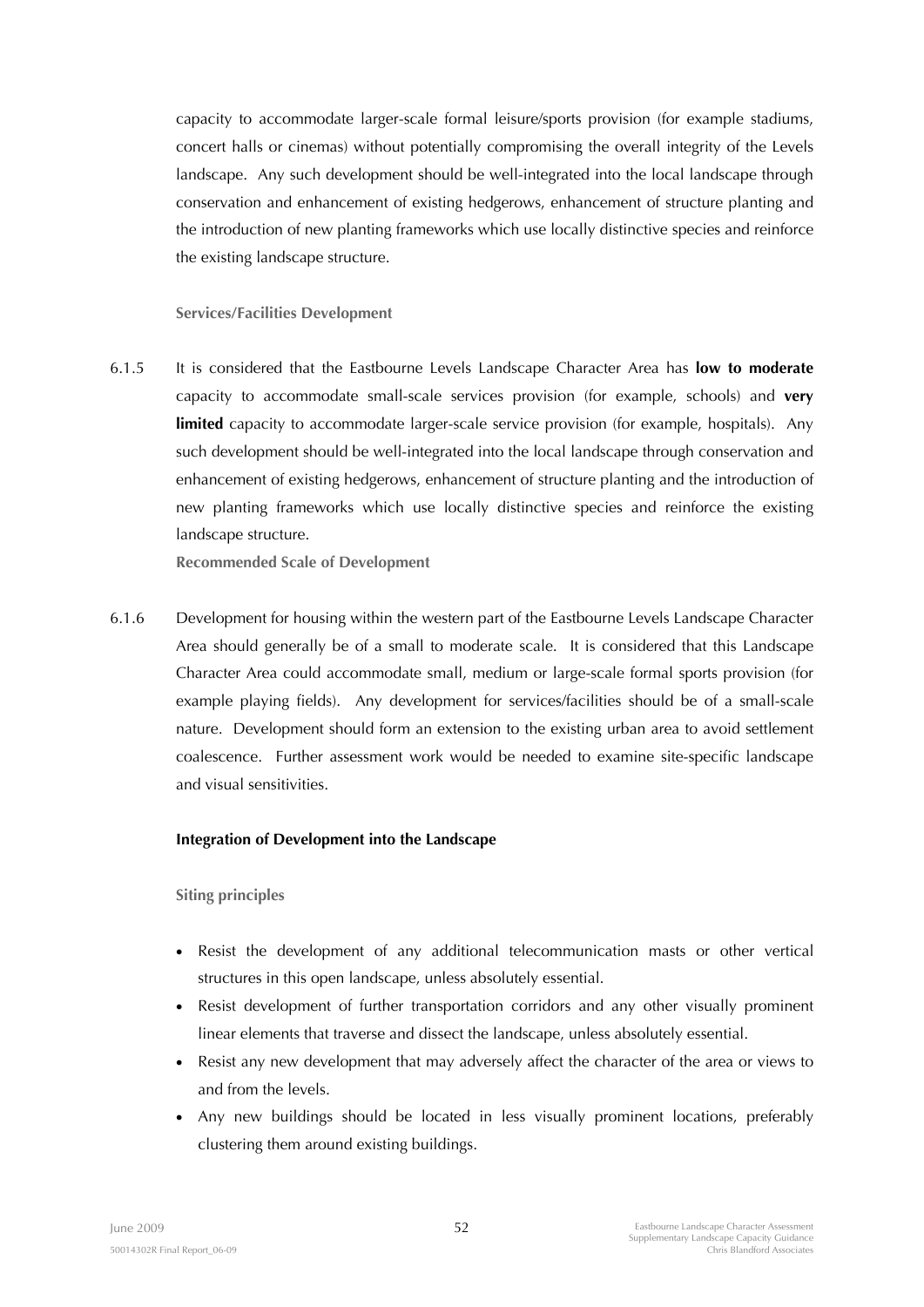capacity to accommodate larger-scale formal leisure/sports provision (for example stadiums, concert halls or cinemas) without potentially compromising the overall integrity of the Levels landscape. Any such development should be well-integrated into the local landscape through conservation and enhancement of existing hedgerows, enhancement of structure planting and the introduction of new planting frameworks which use locally distinctive species and reinforce the existing landscape structure.

**Services/Facilities Development**

6.1.5 It is considered that the Eastbourne Levels Landscape Character Area has **low to moderate** capacity to accommodate small-scale services provision (for example, schools) and **very limited** capacity to accommodate larger-scale service provision (for example, hospitals). Any such development should be well-integrated into the local landscape through conservation and enhancement of existing hedgerows, enhancement of structure planting and the introduction of new planting frameworks which use locally distinctive species and reinforce the existing landscape structure.

**Recommended Scale of Development**

6.1.6 Development for housing within the western part of the Eastbourne Levels Landscape Character Area should generally be of a small to moderate scale. It is considered that this Landscape Character Area could accommodate small, medium or large-scale formal sports provision (for example playing fields). Any development for services/facilities should be of a small-scale nature. Development should form an extension to the existing urban area to avoid settlement coalescence. Further assessment work would be needed to examine site-specific landscape and visual sensitivities.

**Integration of Development into the Landscape**

**Siting principles**

- Resist the development of any additional telecommunication masts or other vertical structures in this open landscape, unless absolutely essential.
- Resist development of further transportation corridors and any other visually prominent linear elements that traverse and dissect the landscape, unless absolutely essential.
- Resist any new development that may adversely affect the character of the area or views to and from the levels.
- Any new buildings should be located in less visually prominent locations, preferably clustering them around existing buildings.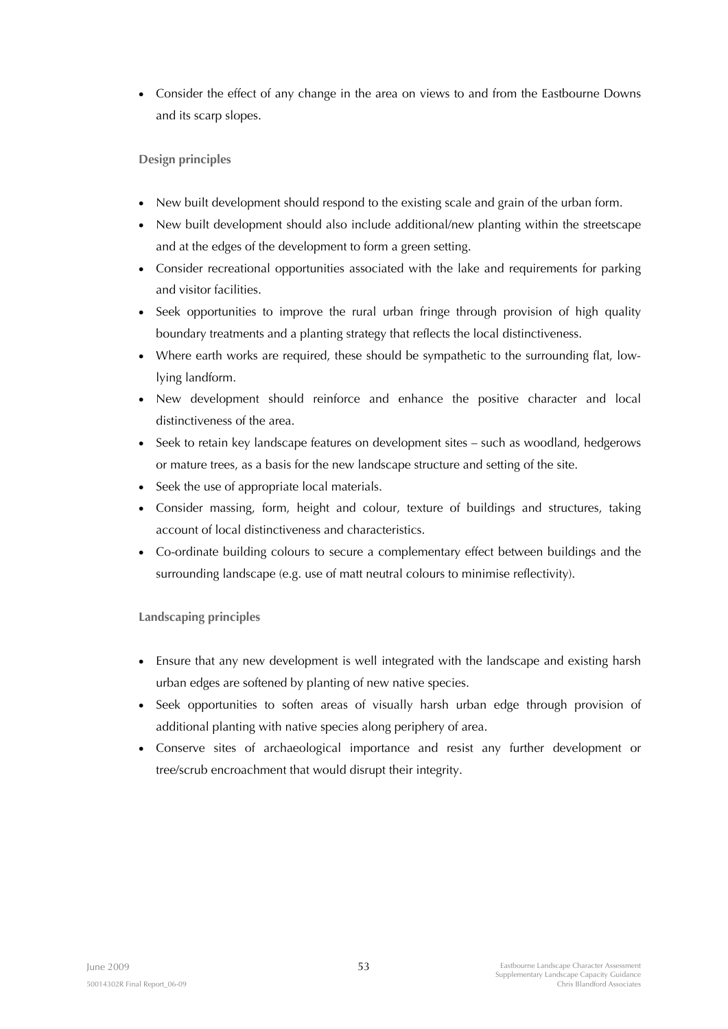- Consider the effect of any change in the area on views to and from the Eastbourne Downs and its scarp slopes.

**Design principles**

- New built development should respond to the existing scale and grain of the urban form.
- New built development should also include additional/new planting within the streetscape and at the edges of the development to form a green setting.
- Consider recreational opportunities associated with the lake and requirements for parking and visitor facilities.
- Seek opportunities to improve the rural urban fringe through provision of high quality boundary treatments and a planting strategy that reflects the local distinctiveness.
- Where earth works are required, these should be sympathetic to the surrounding flat, low-lying landform.
- New development should reinforce and enhance the positive character and local distinctiveness of the area.
- Seek to retain key landscape features on development sites – such as woodland, hedgerows or mature trees, as a basis for the new landscape structure and setting of the site.
- Seek the use of appropriate local materials.
- Consider massing, form, height and colour, texture of buildings and structures, taking account of local distinctiveness and characteristics.
- Co-ordinate building colours to secure a complementary effect between buildings and the surrounding landscape (e.g. use of matt neutral colours to minimise reflectivity).

**Landscaping principles**

- Ensure that any new development is well integrated with the landscape and existing harsh urban edges are softened by planting of new native species.
- Seek opportunities to soften areas of visually harsh urban edge through provision of additional planting with native species along periphery of area.
- Conserve sites of archaeological importance and resist any further development or tree/scrub encroachment that would disrupt their integrity.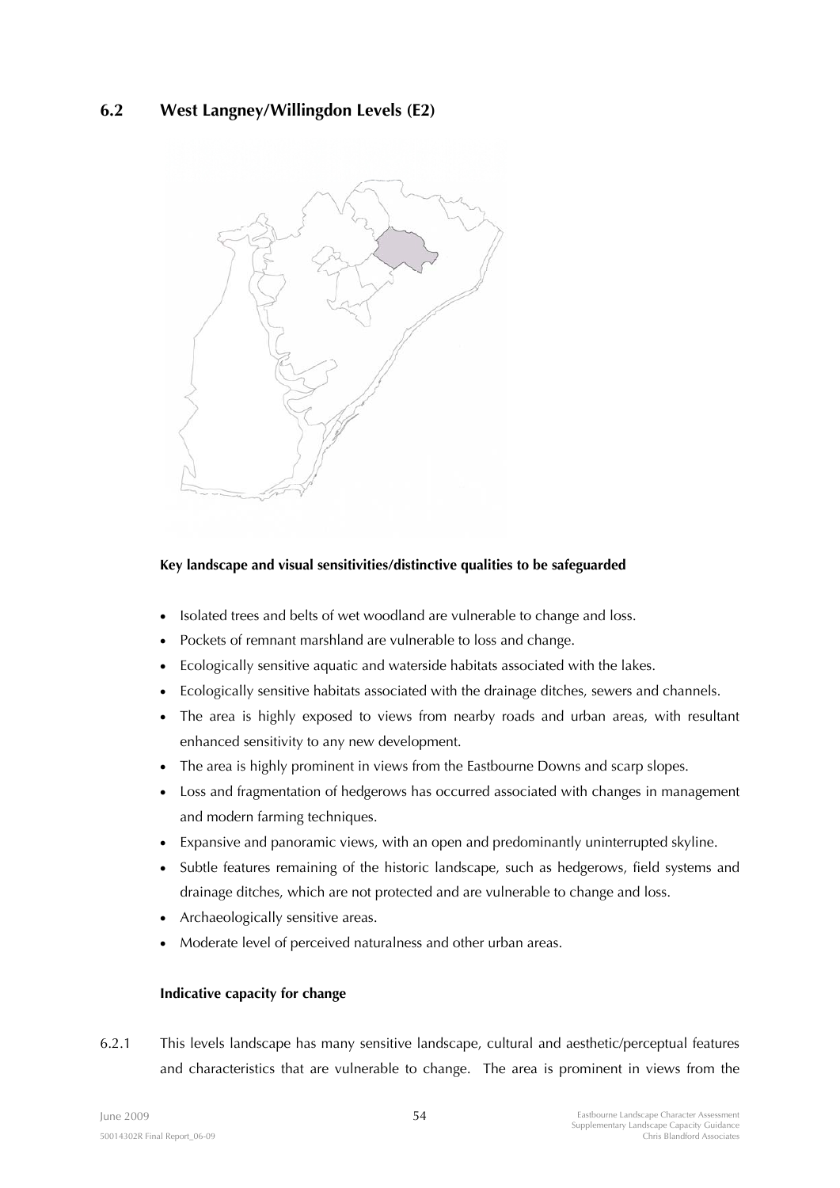## 6.2 West Langney/Willingdon Levels (E2)

**Key landscape and visual sensitivities/distinctive qualities to be safeguarded**

- Isolated trees and belts of wet woodland are vulnerable to change and loss.
- Pockets of remnant marshland are vulnerable to loss and change.
- Ecologically sensitive aquatic and waterside habitats associated with the lakes.
- Ecologically sensitive habitats associated with the drainage ditches, sewers and channels.
- The area is highly exposed to views from nearby roads and urban areas, with resultant enhanced sensitivity to any new development.
- The area is highly prominent in views from the Eastbourne Downs and scarp slopes.
- Loss and fragmentation of hedgerows has occurred associated with changes in management and modern farming techniques.
- Expansive and panoramic views, with an open and predominantly uninterrupted skyline.
- Subtle features remaining of the historic landscape, such as hedgerows, field systems and drainage ditches, which are not protected and are vulnerable to change and loss.
- Archaeologically sensitive areas.
- Moderate level of perceived naturalness and other urban areas.

**Indicative capacity for change**

6.2.1 This levels landscape has many sensitive landscape, cultural and aesthetic/perceptual features and characteristics that are vulnerable to change. The area is prominent in views from the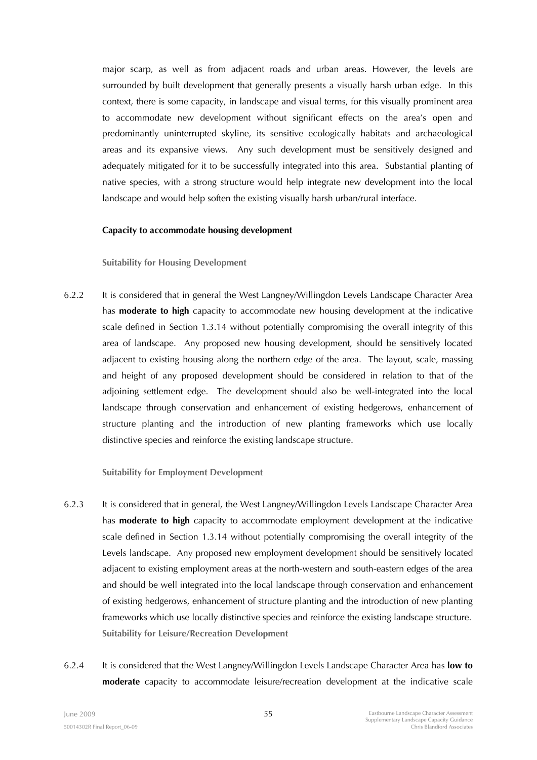major scarp, as well as from adjacent roads and urban areas. However, the levels are surrounded by built development that generally presents a visually harsh urban edge. In this context, there is some capacity, in landscape and visual terms, for this visually prominent area to accommodate new development without significant effects on the area's open and predominantly uninterrupted skyline, its sensitive ecologically habitats and archaeological areas and its expansive views. Any such development must be sensitively designed and adequately mitigated for it to be successfully integrated into this area. Substantial planting of native species, with a strong structure would help integrate new development into the local landscape and would help soften the existing visually harsh urban/rural interface.

**Capacity to accommodate housing development**

#### Suitability for Housing Development

6.2.2 It is considered that in general the West Langney/Willingdon Levels Landscape Character Area has **moderate to high** capacity to accommodate new housing development at the indicative scale defined in Section 1.3.14 without potentially compromising the overall integrity of this area of landscape. Any proposed new housing development, should be sensitively located adjacent to existing housing along the northern edge of the area. The layout, scale, massing and height of any proposed development should be considered in relation to that of the adjoining settlement edge. The development should also be well-integrated into the local landscape through conservation and enhancement of existing hedgerows, enhancement of structure planting and the introduction of new planting frameworks which use locally distinctive species and reinforce the existing landscape structure.

#### Suitability for Employment Development

6.2.3 It is considered that in general, the West Langney/Willingdon Levels Landscape Character Area has **moderate to high** capacity to accommodate employment development at the indicative scale defined in Section 1.3.14 without potentially compromising the overall integrity of the Levels landscape. Any proposed new employment development should be sensitively located adjacent to existing employment areas at the north-western and south-eastern edges of the area and should be well integrated into the local landscape through conservation and enhancement of existing hedgerows, enhancement of structure planting and the introduction of new planting frameworks which use locally distinctive species and reinforce the existing landscape structure.

#### Suitability for Leisure/Recreation Development

6.2.4 It is considered that the West Langney/Willingdon Levels Landscape Character Area has **low to moderate** capacity to accommodate leisure/recreation development at the indicative scale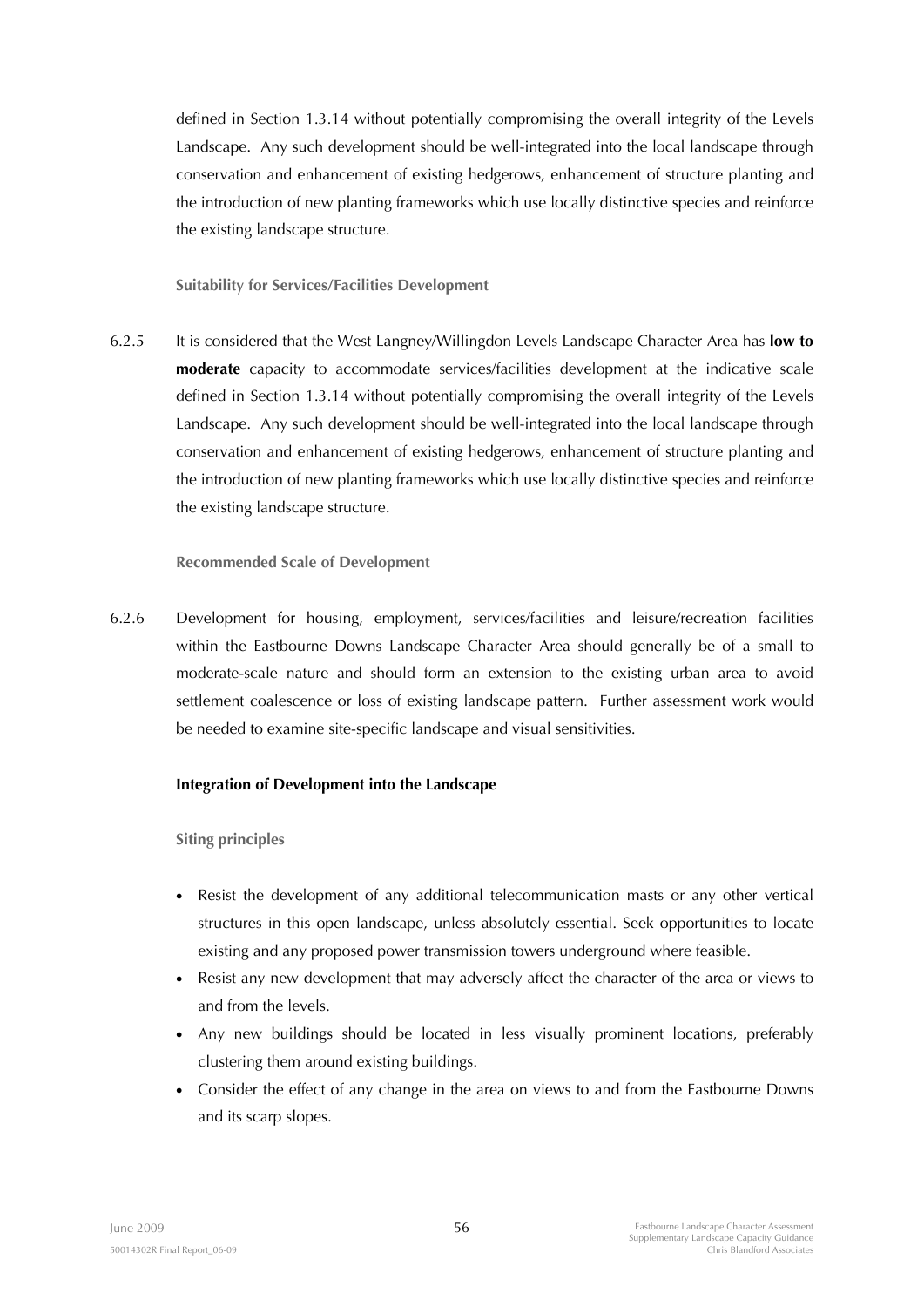defined in Section 1.3.14 without potentially compromising the overall integrity of the Levels Landscape. Any such development should be well-integrated into the local landscape through conservation and enhancement of existing hedgerows, enhancement of structure planting and the introduction of new planting frameworks which use locally distinctive species and reinforce the existing landscape structure.

#### Suitability for Services/Facilities Development

6.2.5 It is considered that the West Langney/Willingdon Levels Landscape Character Area has **low to moderate** capacity to accommodate services/facilities development at the indicative scale defined in Section 1.3.14 without potentially compromising the overall integrity of the Levels Landscape. Any such development should be well-integrated into the local landscape through conservation and enhancement of existing hedgerows, enhancement of structure planting and the introduction of new planting frameworks which use locally distinctive species and reinforce the existing landscape structure.

#### Recommended Scale of Development

6.2.6 Development for housing, employment, services/facilities and leisure/recreation facilities within the Eastbourne Downs Landscape Character Area should generally be of a small to moderate-scale nature and should form an extension to the existing urban area to avoid settlement coalescence or loss of existing landscape pattern. Further assessment work would be needed to examine site-specific landscape and visual sensitivities.

### Integration of Development into the Landscape

#### Siting principles

- Resist the development of any additional telecommunication masts or any other vertical structures in this open landscape, unless absolutely essential. Seek opportunities to locate existing and any proposed power transmission towers underground where feasible.
- Resist any new development that may adversely affect the character of the area or views to and from the levels.
- Any new buildings should be located in less visually prominent locations, preferably clustering them around existing buildings.
- Consider the effect of any change in the area on views to and from the Eastbourne Downs and its scarp slopes.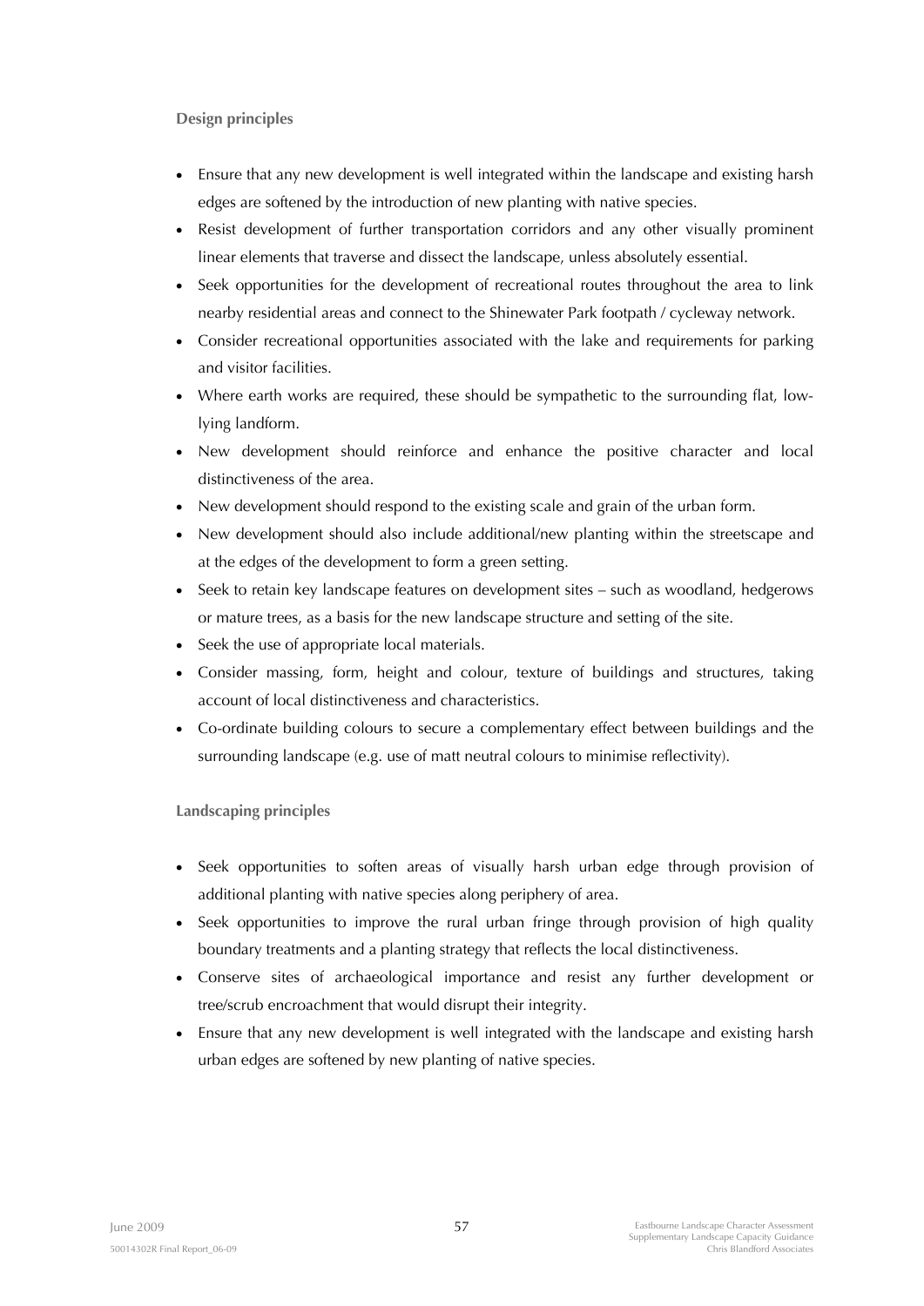### Design principles

- Ensure that any new development is well integrated within the landscape and existing harsh edges are softened by the introduction of new planting with native species.
- Resist development of further transportation corridors and any other visually prominent linear elements that traverse and dissect the landscape, unless absolutely essential.
- Seek opportunities for the development of recreational routes throughout the area to link nearby residential areas and connect to the Shinewater Park footpath / cycleway network.
- Consider recreational opportunities associated with the lake and requirements for parking and visitor facilities.
- Where earth works are required, these should be sympathetic to the surrounding flat, low-lying landform.
- New development should reinforce and enhance the positive character and local distinctiveness of the area.
- New development should respond to the existing scale and grain of the urban form.
- New development should also include additional/new planting within the streetscape and at the edges of the development to form a green setting.
- Seek to retain key landscape features on development sites – such as woodland, hedgerows or mature trees, as a basis for the new landscape structure and setting of the site.
- Seek the use of appropriate local materials.
- Consider massing, form, height and colour, texture of buildings and structures, taking account of local distinctiveness and characteristics.
- Co-ordinate building colours to secure a complementary effect between buildings and the surrounding landscape (e.g. use of matt neutral colours to minimise reflectivity).

### Landscaping principles

- Seek opportunities to soften areas of visually harsh urban edge through provision of additional planting with native species along periphery of area.
- Seek opportunities to improve the rural urban fringe through provision of high quality boundary treatments and a planting strategy that reflects the local distinctiveness.
- Conserve sites of archaeological importance and resist any further development or tree/scrub encroachment that would disrupt their integrity.
- Ensure that any new development is well integrated with the landscape and existing harsh urban edges are softened by new planting of native species.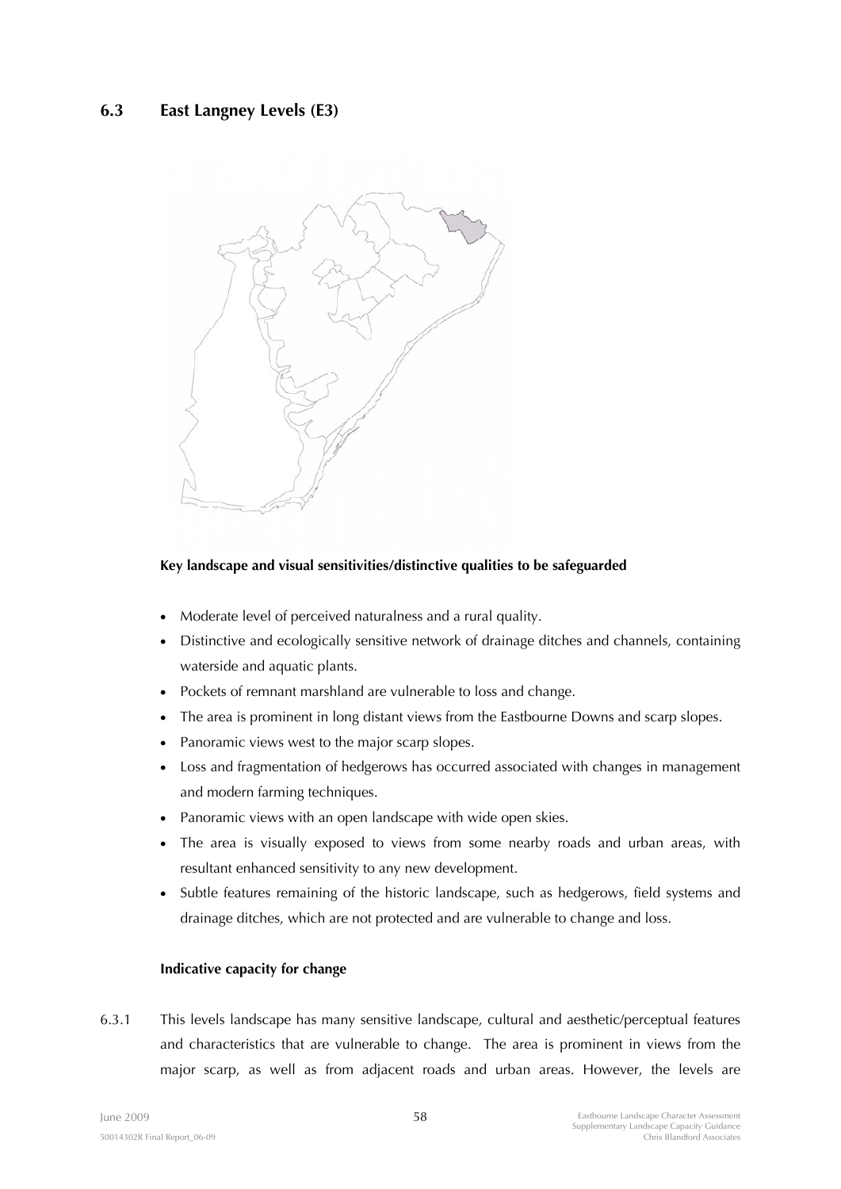## 6.3 East Langney Levels (E3)

**Key landscape and visual sensitivities/distinctive qualities to be safeguarded**

- Moderate level of perceived naturalness and a rural quality.
- Distinctive and ecologically sensitive network of drainage ditches and channels, containing waterside and aquatic plants.
- Pockets of remnant marshland are vulnerable to loss and change.
- The area is prominent in long distant views from the Eastbourne Downs and scarp slopes.
- Panoramic views west to the major scarp slopes.
- Loss and fragmentation of hedgerows has occurred associated with changes in management and modern farming techniques.
- Panoramic views with an open landscape with wide open skies.
- The area is visually exposed to views from some nearby roads and urban areas, with resultant enhanced sensitivity to any new development.
- Subtle features remaining of the historic landscape, such as hedgerows, field systems and drainage ditches, which are not protected and are vulnerable to change and loss.

**Indicative capacity for change**

6.3.1 This levels landscape has many sensitive landscape, cultural and aesthetic/perceptual features and characteristics that are vulnerable to change. The area is prominent in views from the major scarp, as well as from adjacent roads and urban areas. However, the levels are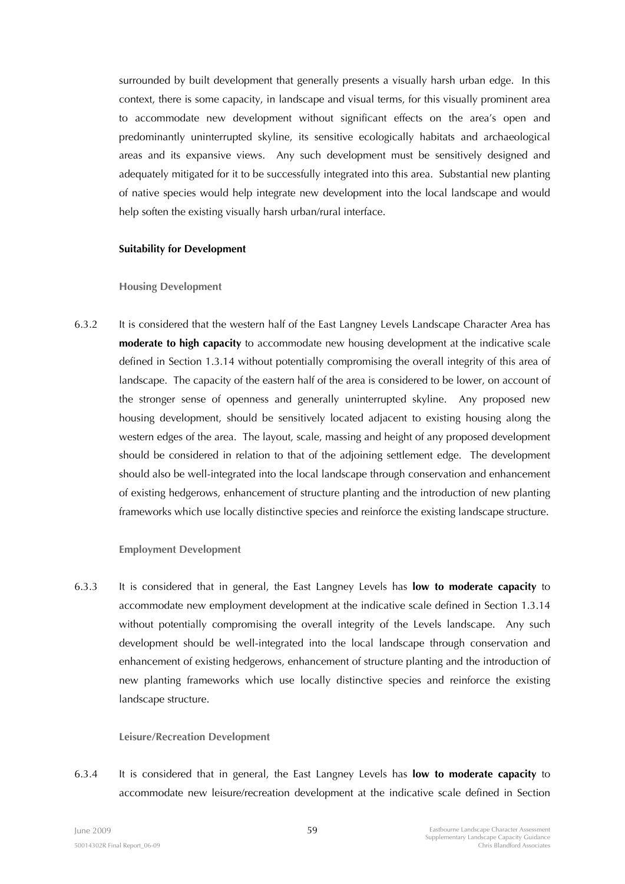surrounded by built development that generally presents a visually harsh urban edge. In this context, there is some capacity, in landscape and visual terms, for this visually prominent area to accommodate new development without significant effects on the area's open and predominantly uninterrupted skyline, its sensitive ecologically habitats and archaeological areas and its expansive views. Any such development must be sensitively designed and adequately mitigated for it to be successfully integrated into this area. Substantial new planting of native species would help integrate new development into the local landscape and would help soften the existing visually harsh urban/rural interface.

**Suitability for Development**

#### Housing Development

6.3.2 It is considered that the western half of the East Langney Levels Landscape Character Area has **moderate to high capacity** to accommodate new housing development at the indicative scale defined in Section 1.3.14 without potentially compromising the overall integrity of this area of landscape. The capacity of the eastern half of the area is considered to be lower, on account of the stronger sense of openness and generally uninterrupted skyline. Any proposed new housing development, should be sensitively located adjacent to existing housing along the western edges of the area. The layout, scale, massing and height of any proposed development should be considered in relation to that of the adjoining settlement edge. The development should also be well-integrated into the local landscape through conservation and enhancement of existing hedgerows, enhancement of structure planting and the introduction of new planting frameworks which use locally distinctive species and reinforce the existing landscape structure.

#### Employment Development

6.3.3 It is considered that in general, the East Langney Levels has **low to moderate capacity** to accommodate new employment development at the indicative scale defined in Section 1.3.14 without potentially compromising the overall integrity of the Levels landscape. Any such development should be well-integrated into the local landscape through conservation and enhancement of existing hedgerows, enhancement of structure planting and the introduction of new planting frameworks which use locally distinctive species and reinforce the existing landscape structure.

#### Leisure/Recreation Development

6.3.4 It is considered that in general, the East Langney Levels has **low to moderate capacity** to accommodate new leisure/recreation development at the indicative scale defined in Section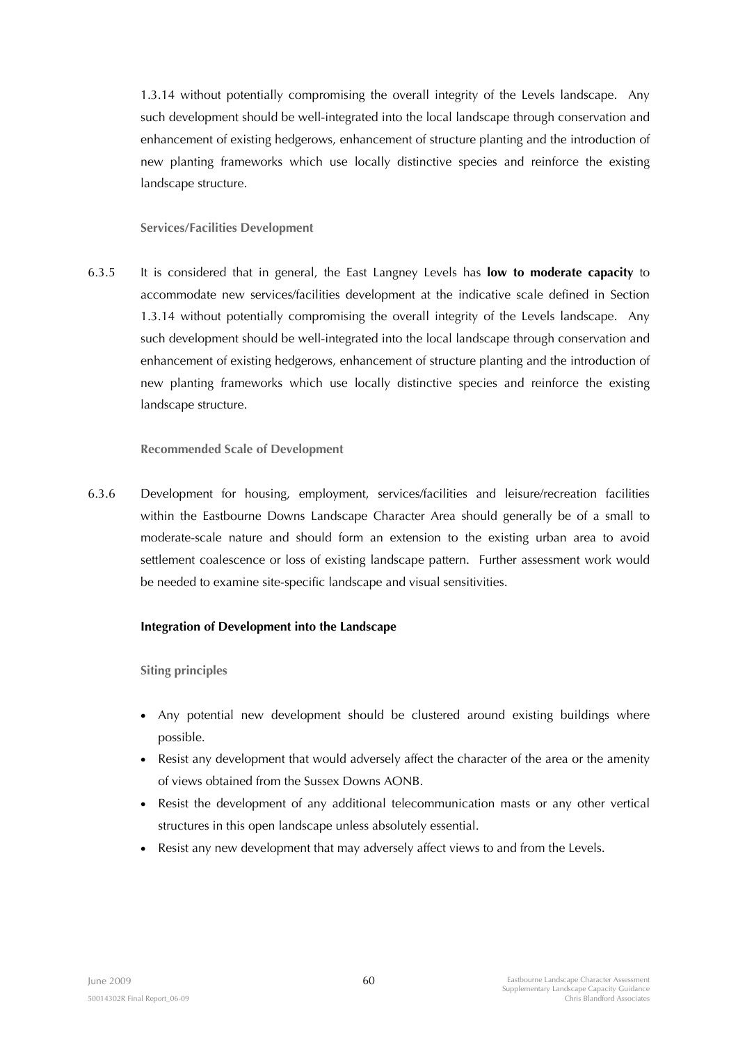1.3.14 without potentially compromising the overall integrity of the Levels landscape. Any such development should be well-integrated into the local landscape through conservation and enhancement of existing hedgerows, enhancement of structure planting and the introduction of new planting frameworks which use locally distinctive species and reinforce the existing landscape structure.

### Services/Facilities Development

6.3.5 It is considered that in general, the East Langney Levels has **low to moderate capacity** to accommodate new services/facilities development at the indicative scale defined in Section 1.3.14 without potentially compromising the overall integrity of the Levels landscape. Any such development should be well-integrated into the local landscape through conservation and enhancement of existing hedgerows, enhancement of structure planting and the introduction of new planting frameworks which use locally distinctive species and reinforce the existing landscape structure.

### Recommended Scale of Development

6.3.6 Development for housing, employment, services/facilities and leisure/recreation facilities within the Eastbourne Downs Landscape Character Area should generally be of a small to moderate-scale nature and should form an extension to the existing urban area to avoid settlement coalescence or loss of existing landscape pattern. Further assessment work would be needed to examine site-specific landscape and visual sensitivities.

## Integration of Development into the Landscape

### Siting principles

- Any potential new development should be clustered around existing buildings where possible.
- Resist any development that would adversely affect the character of the area or the amenity of views obtained from the Sussex Downs AONB.
- Resist the development of any additional telecommunication masts or any other vertical structures in this open landscape unless absolutely essential.
- Resist any new development that may adversely affect views to and from the Levels.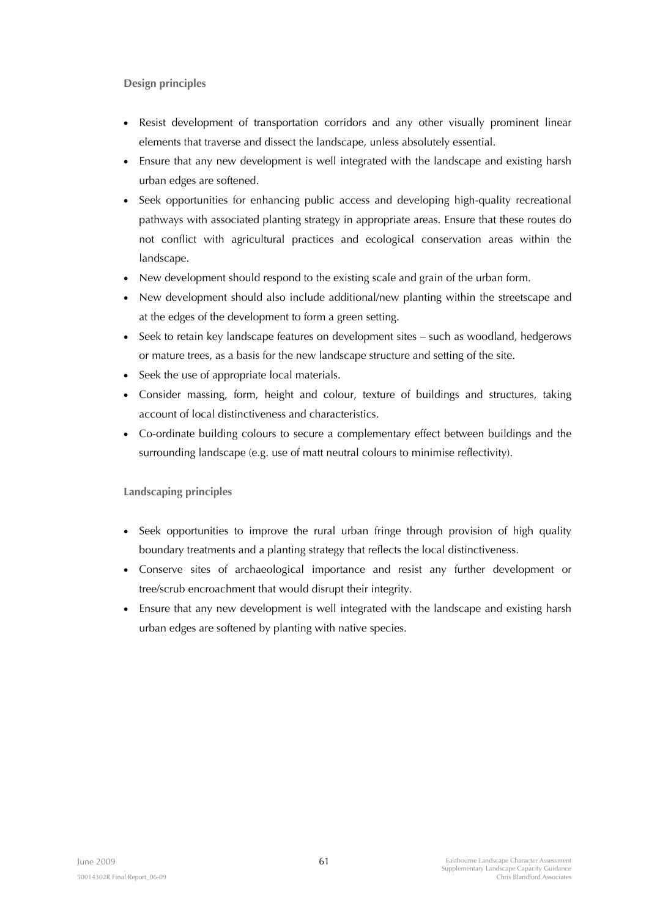### Design principles

- Resist development of transportation corridors and any other visually prominent linear elements that traverse and dissect the landscape, unless absolutely essential.
- Ensure that any new development is well integrated with the landscape and existing harsh urban edges are softened.
- Seek opportunities for enhancing public access and developing high-quality recreational pathways with associated planting strategy in appropriate areas. Ensure that these routes do not conflict with agricultural practices and ecological conservation areas within the landscape.
- New development should respond to the existing scale and grain of the urban form.
- New development should also include additional/new planting within the streetscape and at the edges of the development to form a green setting.
- Seek to retain key landscape features on development sites – such as woodland, hedgerows or mature trees, as a basis for the new landscape structure and setting of the site.
- Seek the use of appropriate local materials.
- Consider massing, form, height and colour, texture of buildings and structures, taking account of local distinctiveness and characteristics.
- Co-ordinate building colours to secure a complementary effect between buildings and the surrounding landscape (e.g. use of matt neutral colours to minimise reflectivity).

### Landscaping principles

- Seek opportunities to improve the rural urban fringe through provision of high quality boundary treatments and a planting strategy that reflects the local distinctiveness.
- Conserve sites of archaeological importance and resist any further development or tree/scrub encroachment that would disrupt their integrity.
- Ensure that any new development is well integrated with the landscape and existing harsh urban edges are softened by planting with native species.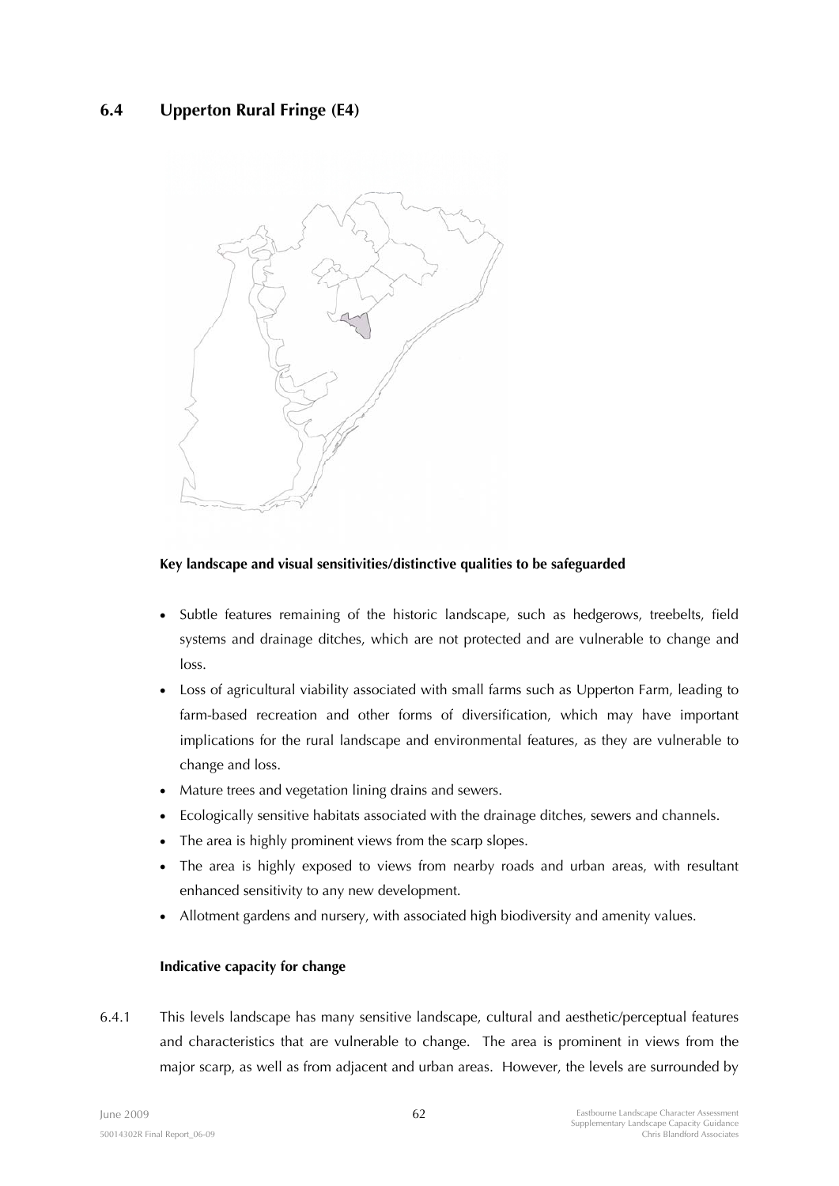## 6.4 Upperton Rural Fringe (E4)

**Key landscape and visual sensitivities/distinctive qualities to be safeguarded**

- Subtle features remaining of the historic landscape, such as hedgerows, treebelts, field systems and drainage ditches, which are not protected and are vulnerable to change and loss.
- Loss of agricultural viability associated with small farms such as Upperton Farm, leading to farm-based recreation and other forms of diversification, which may have important implications for the rural landscape and environmental features, as they are vulnerable to change and loss.
- Mature trees and vegetation lining drains and sewers.
- Ecologically sensitive habitats associated with the drainage ditches, sewers and channels.
- The area is highly prominent views from the scarp slopes.
- The area is highly exposed to views from nearby roads and urban areas, with resultant enhanced sensitivity to any new development.
- Allotment gardens and nursery, with associated high biodiversity and amenity values.

**Indicative capacity for change**

6.4.1 This levels landscape has many sensitive landscape, cultural and aesthetic/perceptual features and characteristics that are vulnerable to change. The area is prominent in views from the major scarp, as well as from adjacent and urban areas. However, the levels are surrounded by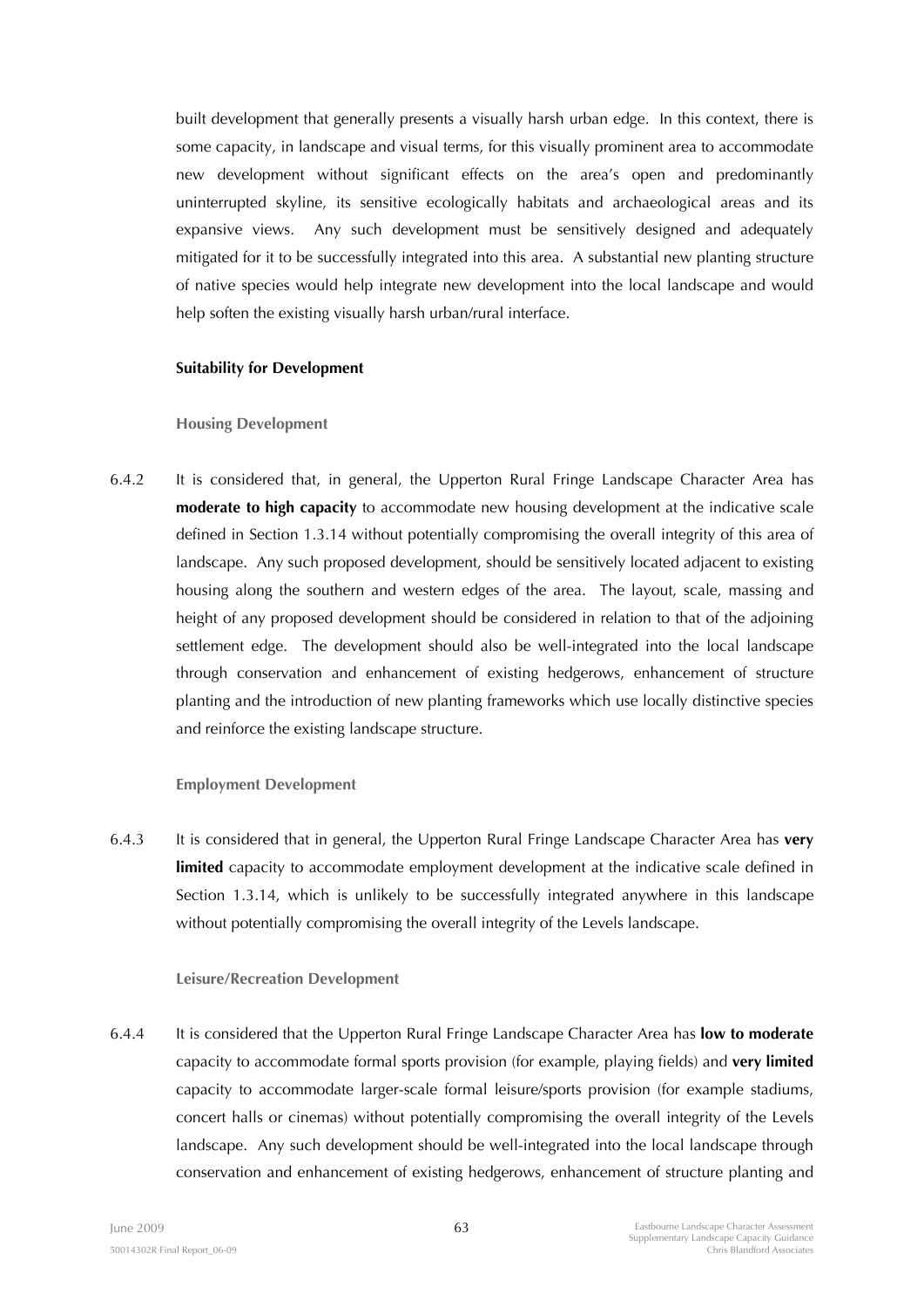built development that generally presents a visually harsh urban edge. In this context, there is some capacity, in landscape and visual terms, for this visually prominent area to accommodate new development without significant effects on the area's open and predominantly uninterrupted skyline, its sensitive ecologically habitats and archaeological areas and its expansive views. Any such development must be sensitively designed and adequately mitigated for it to be successfully integrated into this area. A substantial new planting structure of native species would help integrate new development into the local landscape and would help soften the existing visually harsh urban/rural interface.

**Suitability for Development**

### Housing Development

6.4.2 It is considered that, in general, the Upperton Rural Fringe Landscape Character Area has **moderate to high capacity** to accommodate new housing development at the indicative scale defined in Section 1.3.14 without potentially compromising the overall integrity of this area of landscape. Any such proposed development, should be sensitively located adjacent to existing housing along the southern and western edges of the area. The layout, scale, massing and height of any proposed development should be considered in relation to that of the adjoining settlement edge. The development should also be well-integrated into the local landscape through conservation and enhancement of existing hedgerows, enhancement of structure planting and the introduction of new planting frameworks which use locally distinctive species and reinforce the existing landscape structure.

### Employment Development

6.4.3 It is considered that in general, the Upperton Rural Fringe Landscape Character Area has **very limited** capacity to accommodate employment development at the indicative scale defined in Section 1.3.14, which is unlikely to be successfully integrated anywhere in this landscape without potentially compromising the overall integrity of the Levels landscape.

### Leisure/Recreation Development

6.4.4 It is considered that the Upperton Rural Fringe Landscape Character Area has **low to moderate** capacity to accommodate formal sports provision (for example, playing fields) and **very limited** capacity to accommodate larger-scale formal leisure/sports provision (for example stadiums, concert halls or cinemas) without potentially compromising the overall integrity of the Levels landscape. Any such development should be well-integrated into the local landscape through conservation and enhancement of existing hedgerows, enhancement of structure planting and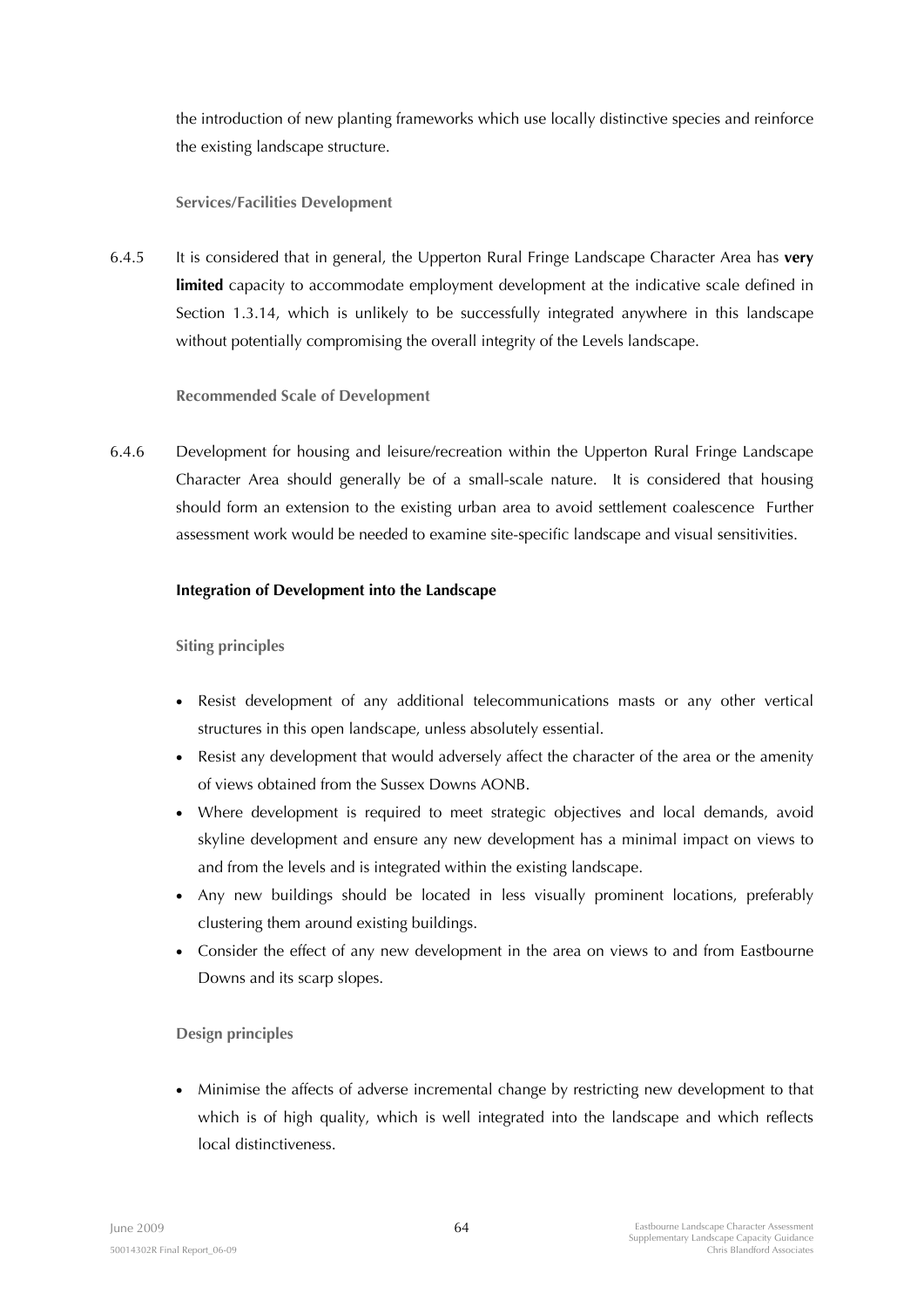the introduction of new planting frameworks which use locally distinctive species and reinforce the existing landscape structure.

**Services/Facilities Development**

6.4.5 It is considered that in general, the Upperton Rural Fringe Landscape Character Area has **very limited** capacity to accommodate employment development at the indicative scale defined in Section 1.3.14, which is unlikely to be successfully integrated anywhere in this landscape without potentially compromising the overall integrity of the Levels landscape.

**Recommended Scale of Development**

6.4.6 Development for housing and leisure/recreation within the Upperton Rural Fringe Landscape Character Area should generally be of a small-scale nature. It is considered that housing should form an extension to the existing urban area to avoid settlement coalescence Further assessment work would be needed to examine site-specific landscape and visual sensitivities.

### Integration of Development into the Landscape

**Siting principles**

- Resist development of any additional telecommunications masts or any other vertical structures in this open landscape, unless absolutely essential.
- Resist any development that would adversely affect the character of the area or the amenity of views obtained from the Sussex Downs AONB.
- Where development is required to meet strategic objectives and local demands, avoid skyline development and ensure any new development has a minimal impact on views to and from the levels and is integrated within the existing landscape.
- Any new buildings should be located in less visually prominent locations, preferably clustering them around existing buildings.
- Consider the effect of any new development in the area on views to and from Eastbourne Downs and its scarp slopes.

**Design principles**

- Minimise the affects of adverse incremental change by restricting new development to that which is of high quality, which is well integrated into the landscape and which reflects local distinctiveness.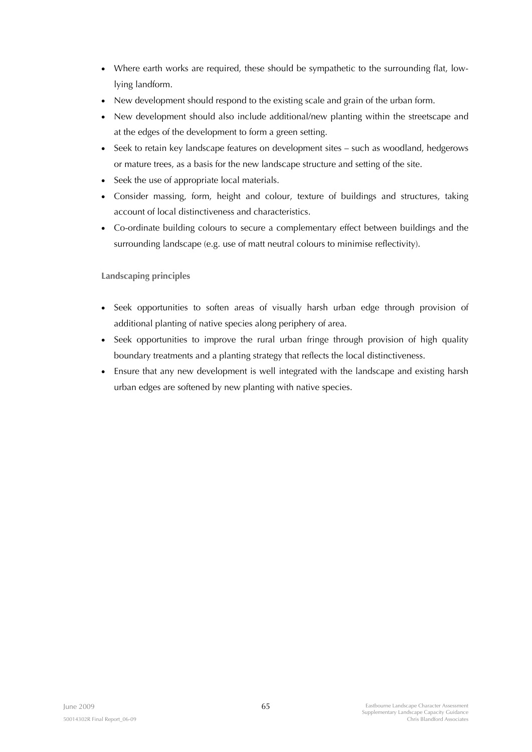- Where earth works are required, these should be sympathetic to the surrounding flat, low-lying landform.
- New development should respond to the existing scale and grain of the urban form.
- New development should also include additional/new planting within the streetscape and at the edges of the development to form a green setting.
- Seek to retain key landscape features on development sites – such as woodland, hedgerows or mature trees, as a basis for the new landscape structure and setting of the site.
- Seek the use of appropriate local materials.
- Consider massing, form, height and colour, texture of buildings and structures, taking account of local distinctiveness and characteristics.
- Co-ordinate building colours to secure a complementary effect between buildings and the surrounding landscape (e.g. use of matt neutral colours to minimise reflectivity).

**Landscaping principles**

- Seek opportunities to soften areas of visually harsh urban edge through provision of additional planting of native species along periphery of area.
- Seek opportunities to improve the rural urban fringe through provision of high quality boundary treatments and a planting strategy that reflects the local distinctiveness.
- Ensure that any new development is well integrated with the landscape and existing harsh urban edges are softened by new planting with native species.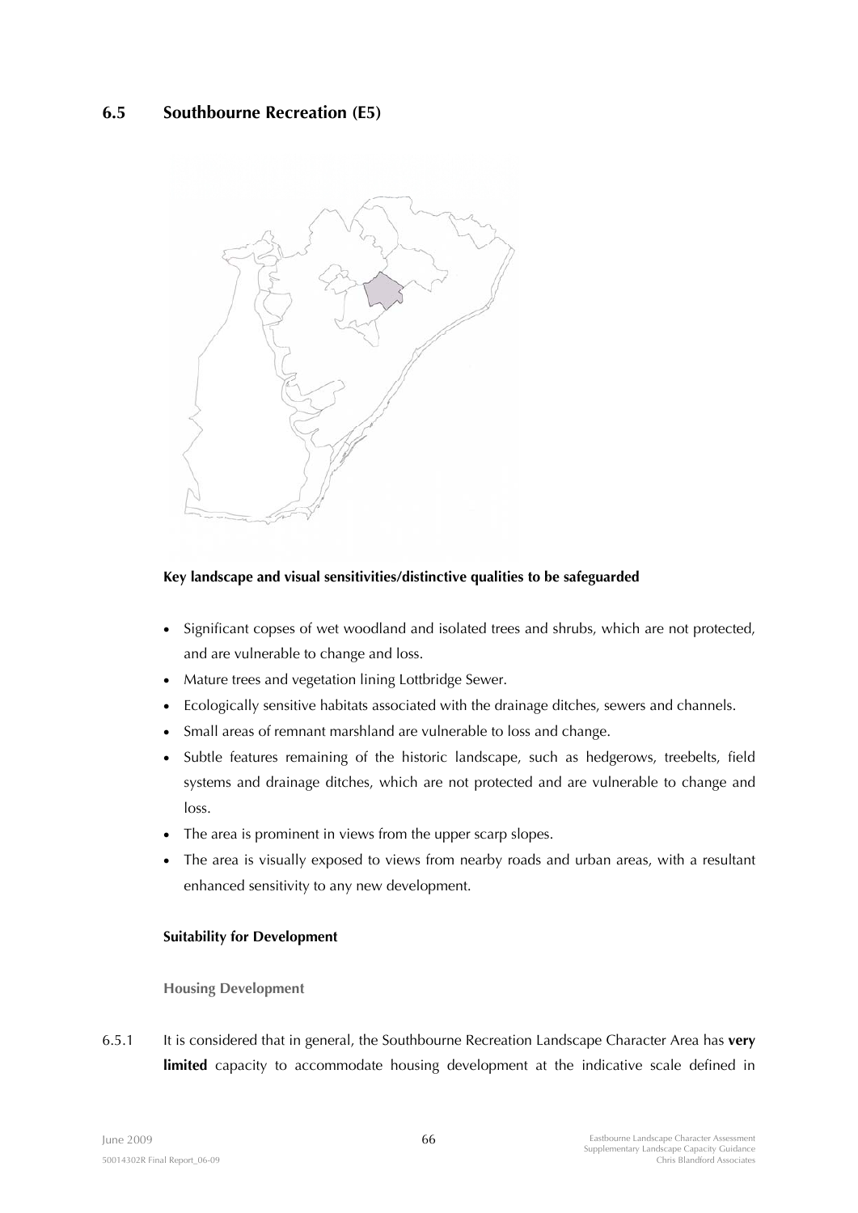## 6.5 Southbourne Recreation (E5)

**Key landscape and visual sensitivities/distinctive qualities to be safeguarded**

- Significant copses of wet woodland and isolated trees and shrubs, which are not protected, and are vulnerable to change and loss.
- Mature trees and vegetation lining Lottbridge Sewer.
- Ecologically sensitive habitats associated with the drainage ditches, sewers and channels.
- Small areas of remnant marshland are vulnerable to loss and change.
- Subtle features remaining of the historic landscape, such as hedgerows, treebelts, field systems and drainage ditches, which are not protected and are vulnerable to change and loss.
- The area is prominent in views from the upper scarp slopes.
- The area is visually exposed to views from nearby roads and urban areas, with a resultant enhanced sensitivity to any new development.

**Suitability for Development**

**Housing Development**

6.5.1 It is considered that in general, the Southbourne Recreation Landscape Character Area has **very limited** capacity to accommodate housing development at the indicative scale defined in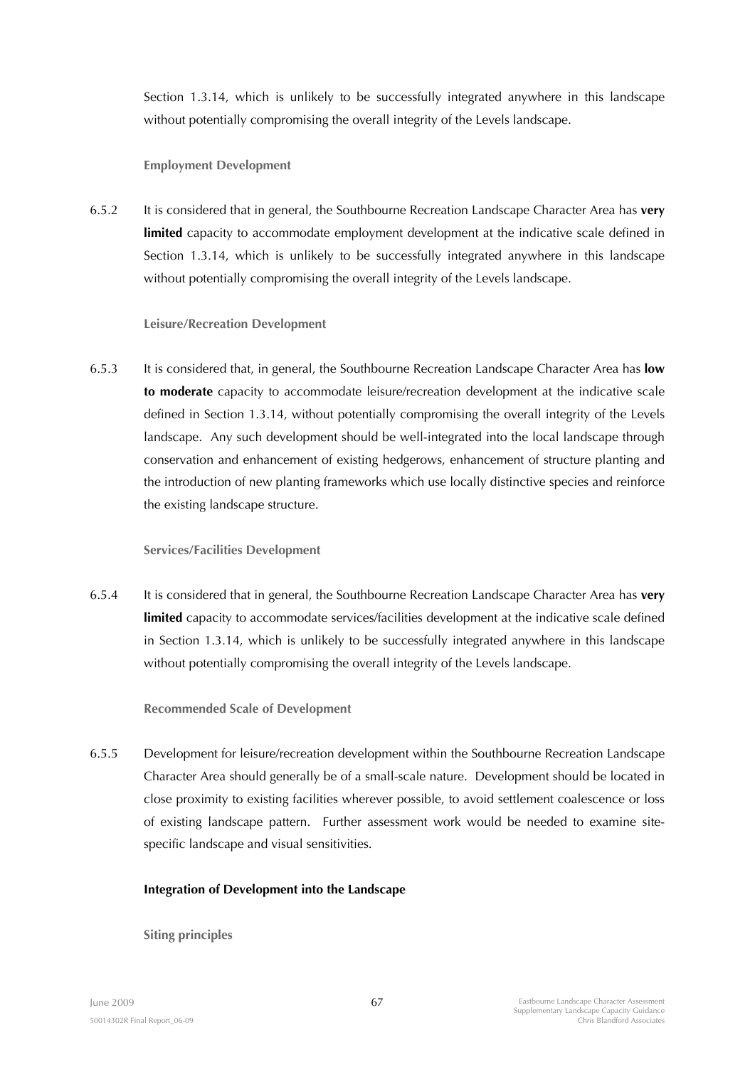Section 1.3.14, which is unlikely to be successfully integrated anywhere in this landscape without potentially compromising the overall integrity of the Levels landscape.

#### Employment Development

6.5.2 It is considered that in general, the Southbourne Recreation Landscape Character Area has **very limited** capacity to accommodate employment development at the indicative scale defined in Section 1.3.14, which is unlikely to be successfully integrated anywhere in this landscape without potentially compromising the overall integrity of the Levels landscape.

#### Leisure/Recreation Development

6.5.3 It is considered that, in general, the Southbourne Recreation Landscape Character Area has **low to moderate** capacity to accommodate leisure/recreation development at the indicative scale defined in Section 1.3.14, without potentially compromising the overall integrity of the Levels landscape. Any such development should be well-integrated into the local landscape through conservation and enhancement of existing hedgerows, enhancement of structure planting and the introduction of new planting frameworks which use locally distinctive species and reinforce the existing landscape structure.

#### Services/Facilities Development

6.5.4 It is considered that in general, the Southbourne Recreation Landscape Character Area has **very limited** capacity to accommodate services/facilities development at the indicative scale defined in Section 1.3.14, which is unlikely to be successfully integrated anywhere in this landscape without potentially compromising the overall integrity of the Levels landscape.

#### Recommended Scale of Development

6.5.5 Development for leisure/recreation development within the Southbourne Recreation Landscape Character Area should generally be of a small-scale nature. Development should be located in close proximity to existing facilities wherever possible, to avoid settlement coalescence or loss of existing landscape pattern. Further assessment work would be needed to examine site-specific landscape and visual sensitivities.

### Integration of Development into the Landscape

#### Siting principles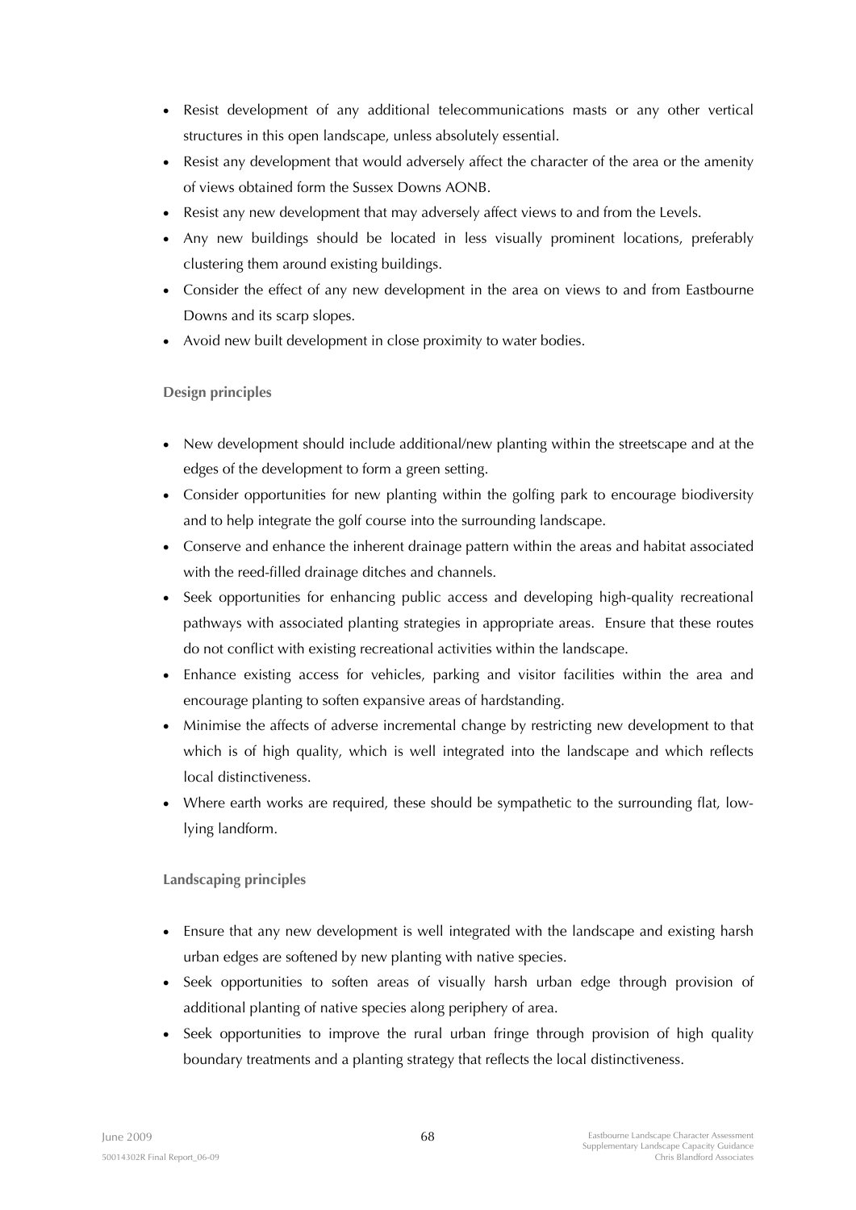- Resist development of any additional telecommunications masts or any other vertical structures in this open landscape, unless absolutely essential.
- Resist any development that would adversely affect the character of the area or the amenity of views obtained form the Sussex Downs AONB.
- Resist any new development that may adversely affect views to and from the Levels.
- Any new buildings should be located in less visually prominent locations, preferably clustering them around existing buildings.
- Consider the effect of any new development in the area on views to and from Eastbourne Downs and its scarp slopes.
- Avoid new built development in close proximity to water bodies.

**Design principles**

- New development should include additional/new planting within the streetscape and at the edges of the development to form a green setting.
- Consider opportunities for new planting within the golfing park to encourage biodiversity and to help integrate the golf course into the surrounding landscape.
- Conserve and enhance the inherent drainage pattern within the areas and habitat associated with the reed-filled drainage ditches and channels.
- Seek opportunities for enhancing public access and developing high-quality recreational pathways with associated planting strategies in appropriate areas. Ensure that these routes do not conflict with existing recreational activities within the landscape.
- Enhance existing access for vehicles, parking and visitor facilities within the area and encourage planting to soften expansive areas of hardstanding.
- Minimise the affects of adverse incremental change by restricting new development to that which is of high quality, which is well integrated into the landscape and which reflects local distinctiveness.
- Where earth works are required, these should be sympathetic to the surrounding flat, low-lying landform.

**Landscaping principles**

- Ensure that any new development is well integrated with the landscape and existing harsh urban edges are softened by new planting with native species.
- Seek opportunities to soften areas of visually harsh urban edge through provision of additional planting of native species along periphery of area.
- Seek opportunities to improve the rural urban fringe through provision of high quality boundary treatments and a planting strategy that reflects the local distinctiveness.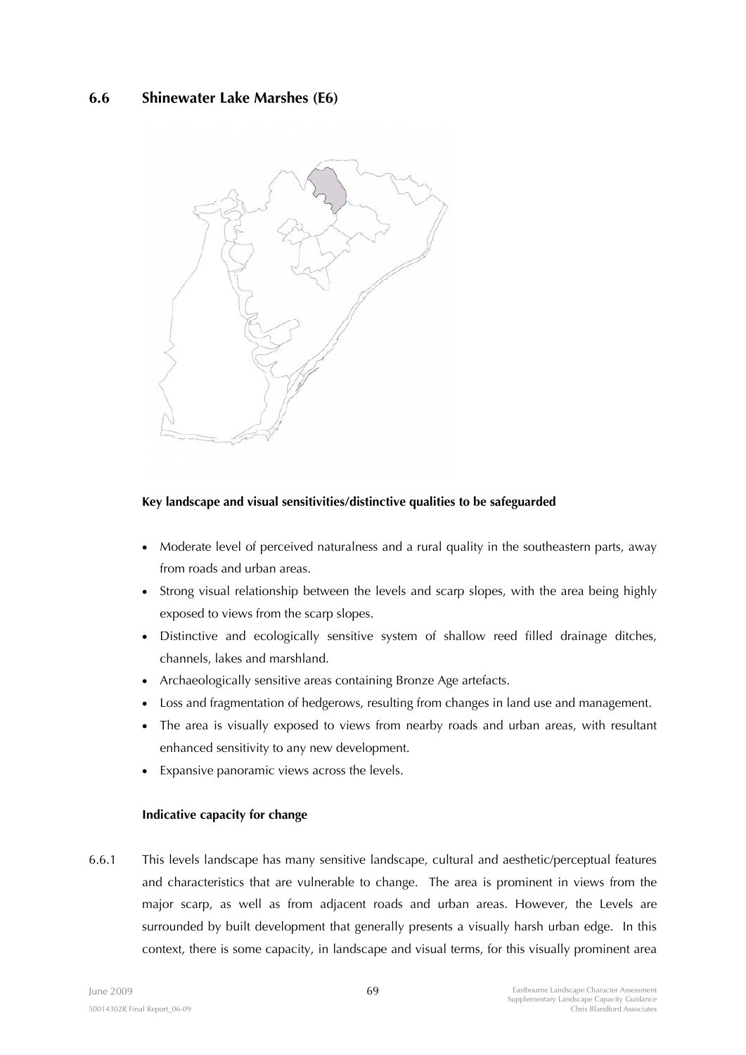## 6.6 Shinewater Lake Marshes (E6)

**Key landscape and visual sensitivities/distinctive qualities to be safeguarded**

- Moderate level of perceived naturalness and a rural quality in the southeastern parts, away from roads and urban areas.
- Strong visual relationship between the levels and scarp slopes, with the area being highly exposed to views from the scarp slopes.
- Distinctive and ecologically sensitive system of shallow reed filled drainage ditches, channels, lakes and marshland.
- Archaeologically sensitive areas containing Bronze Age artefacts.
- Loss and fragmentation of hedgerows, resulting from changes in land use and management.
- The area is visually exposed to views from nearby roads and urban areas, with resultant enhanced sensitivity to any new development.
- Expansive panoramic views across the levels.

**Indicative capacity for change**

6.6.1 This levels landscape has many sensitive landscape, cultural and aesthetic/perceptual features and characteristics that are vulnerable to change. The area is prominent in views from the major scarp, as well as from adjacent roads and urban areas. However, the Levels are surrounded by built development that generally presents a visually harsh urban edge. In this context, there is some capacity, in landscape and visual terms, for this visually prominent area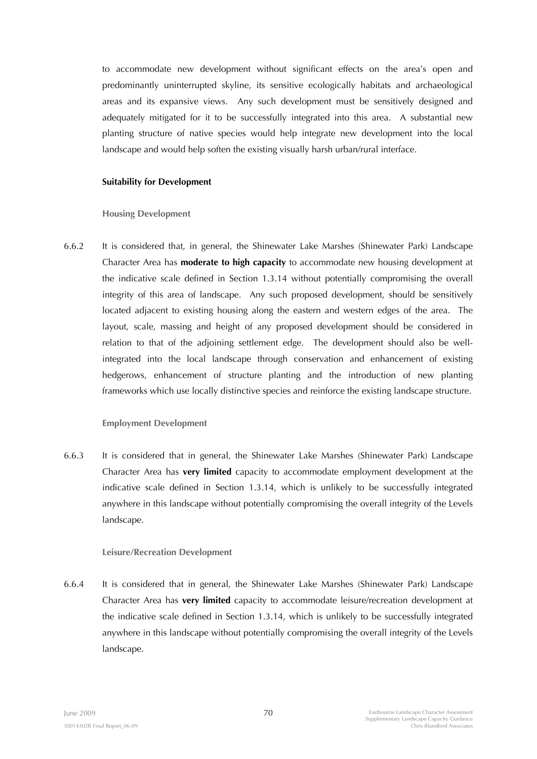to accommodate new development without significant effects on the area's open and predominantly uninterrupted skyline, its sensitive ecologically habitats and archaeological areas and its expansive views. Any such development must be sensitively designed and adequately mitigated for it to be successfully integrated into this area. A substantial new planting structure of native species would help integrate new development into the local landscape and would help soften the existing visually harsh urban/rural interface.

### Suitability for Development

#### Housing Development

6.6.2 It is considered that, in general, the Shinewater Lake Marshes (Shinewater Park) Landscape Character Area has **moderate to high capacity** to accommodate new housing development at the indicative scale defined in Section 1.3.14 without potentially compromising the overall integrity of this area of landscape. Any such proposed development, should be sensitively located adjacent to existing housing along the eastern and western edges of the area. The layout, scale, massing and height of any proposed development should be considered in relation to that of the adjoining settlement edge. The development should also be well-integrated into the local landscape through conservation and enhancement of existing hedgerows, enhancement of structure planting and the introduction of new planting frameworks which use locally distinctive species and reinforce the existing landscape structure.

#### Employment Development

6.6.3 It is considered that in general, the Shinewater Lake Marshes (Shinewater Park) Landscape Character Area has **very limited** capacity to accommodate employment development at the indicative scale defined in Section 1.3.14, which is unlikely to be successfully integrated anywhere in this landscape without potentially compromising the overall integrity of the Levels landscape.

#### Leisure/Recreation Development

6.6.4 It is considered that in general, the Shinewater Lake Marshes (Shinewater Park) Landscape Character Area has **very limited** capacity to accommodate leisure/recreation development at the indicative scale defined in Section 1.3.14, which is unlikely to be successfully integrated anywhere in this landscape without potentially compromising the overall integrity of the Levels landscape.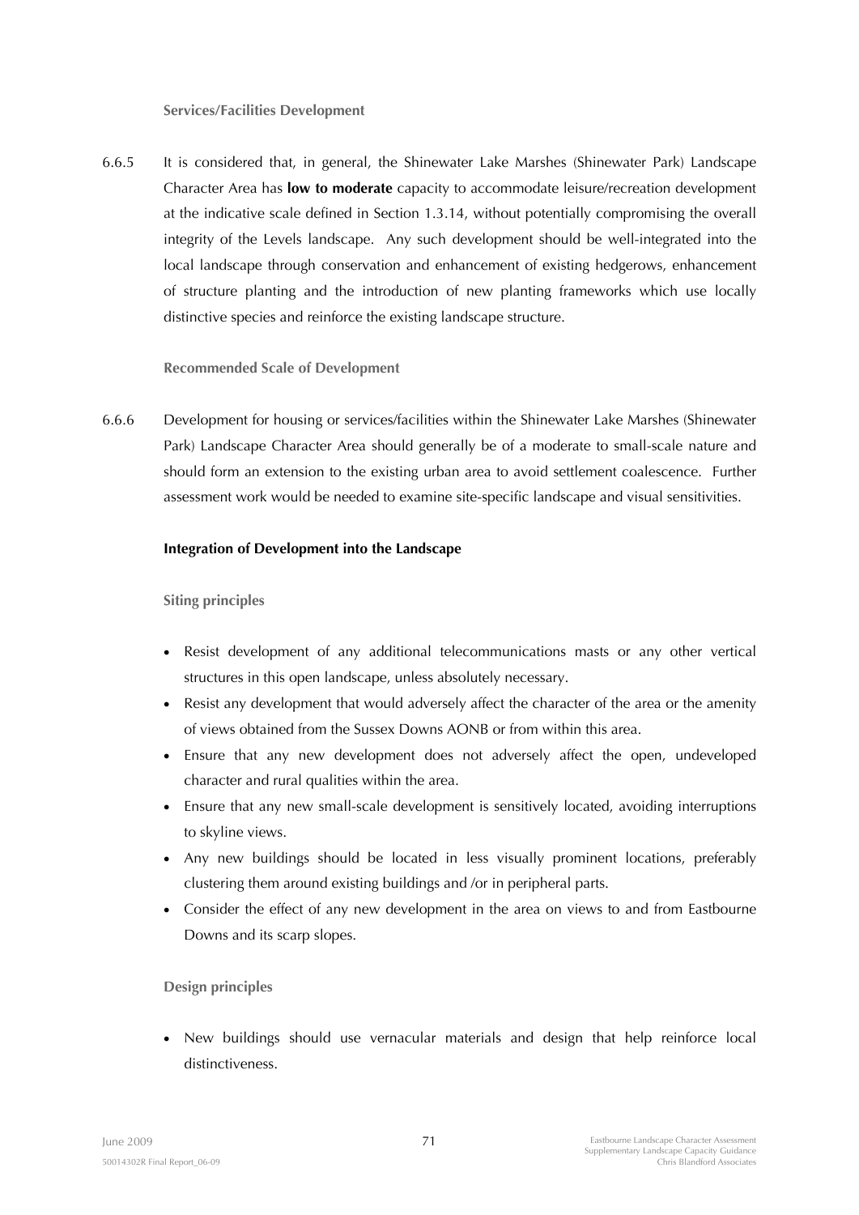**Services/Facilities Development**

6.6.5 It is considered that, in general, the Shinewater Lake Marshes (Shinewater Park) Landscape Character Area has **low to moderate** capacity to accommodate leisure/recreation development at the indicative scale defined in Section 1.3.14, without potentially compromising the overall integrity of the Levels landscape. Any such development should be well-integrated into the local landscape through conservation and enhancement of existing hedgerows, enhancement of structure planting and the introduction of new planting frameworks which use locally distinctive species and reinforce the existing landscape structure.

**Recommended Scale of Development**

6.6.6 Development for housing or services/facilities within the Shinewater Lake Marshes (Shinewater Park) Landscape Character Area should generally be of a moderate to small-scale nature and should form an extension to the existing urban area to avoid settlement coalescence. Further assessment work would be needed to examine site-specific landscape and visual sensitivities.

**Integration of Development into the Landscape**

**Siting principles**

- Resist development of any additional telecommunications masts or any other vertical structures in this open landscape, unless absolutely necessary.
- Resist any development that would adversely affect the character of the area or the amenity of views obtained from the Sussex Downs AONB or from within this area.
- Ensure that any new development does not adversely affect the open, undeveloped character and rural qualities within the area.
- Ensure that any new small-scale development is sensitively located, avoiding interruptions to skyline views.
- Any new buildings should be located in less visually prominent locations, preferably clustering them around existing buildings and /or in peripheral parts.
- Consider the effect of any new development in the area on views to and from Eastbourne Downs and its scarp slopes.

**Design principles**

- New buildings should use vernacular materials and design that help reinforce local distinctiveness.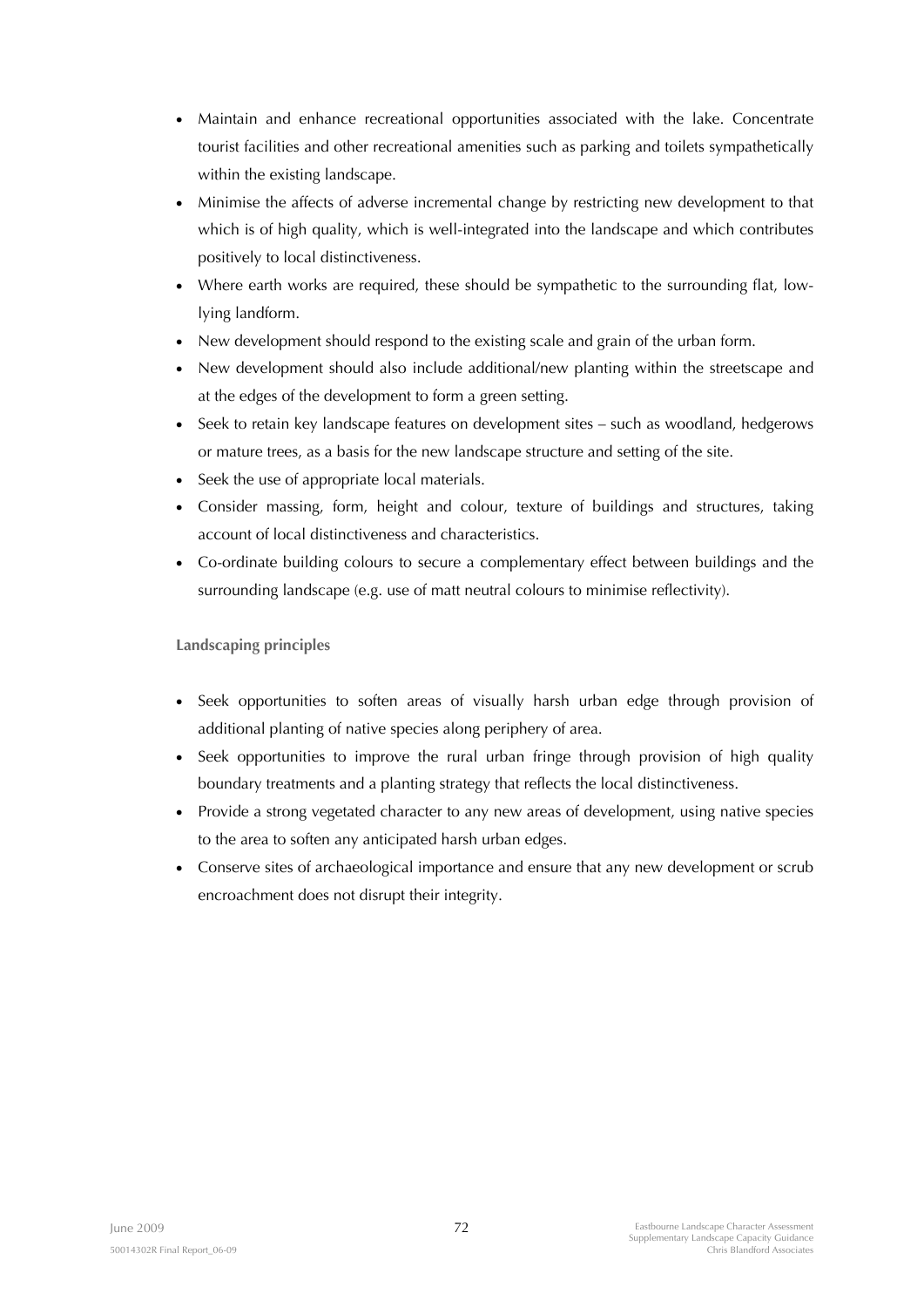- Maintain and enhance recreational opportunities associated with the lake. Concentrate tourist facilities and other recreational amenities such as parking and toilets sympathetically within the existing landscape.
- Minimise the affects of adverse incremental change by restricting new development to that which is of high quality, which is well-integrated into the landscape and which contributes positively to local distinctiveness.
- Where earth works are required, these should be sympathetic to the surrounding flat, low-lying landform.
- New development should respond to the existing scale and grain of the urban form.
- New development should also include additional/new planting within the streetscape and at the edges of the development to form a green setting.
- Seek to retain key landscape features on development sites – such as woodland, hedgerows or mature trees, as a basis for the new landscape structure and setting of the site.
- Seek the use of appropriate local materials.
- Consider massing, form, height and colour, texture of buildings and structures, taking account of local distinctiveness and characteristics.
- Co-ordinate building colours to secure a complementary effect between buildings and the surrounding landscape (e.g. use of matt neutral colours to minimise reflectivity).

**Landscaping principles**

- Seek opportunities to soften areas of visually harsh urban edge through provision of additional planting of native species along periphery of area.
- Seek opportunities to improve the rural urban fringe through provision of high quality boundary treatments and a planting strategy that reflects the local distinctiveness.
- Provide a strong vegetated character to any new areas of development, using native species to the area to soften any anticipated harsh urban edges.
- Conserve sites of archaeological importance and ensure that any new development or scrub encroachment does not disrupt their integrity.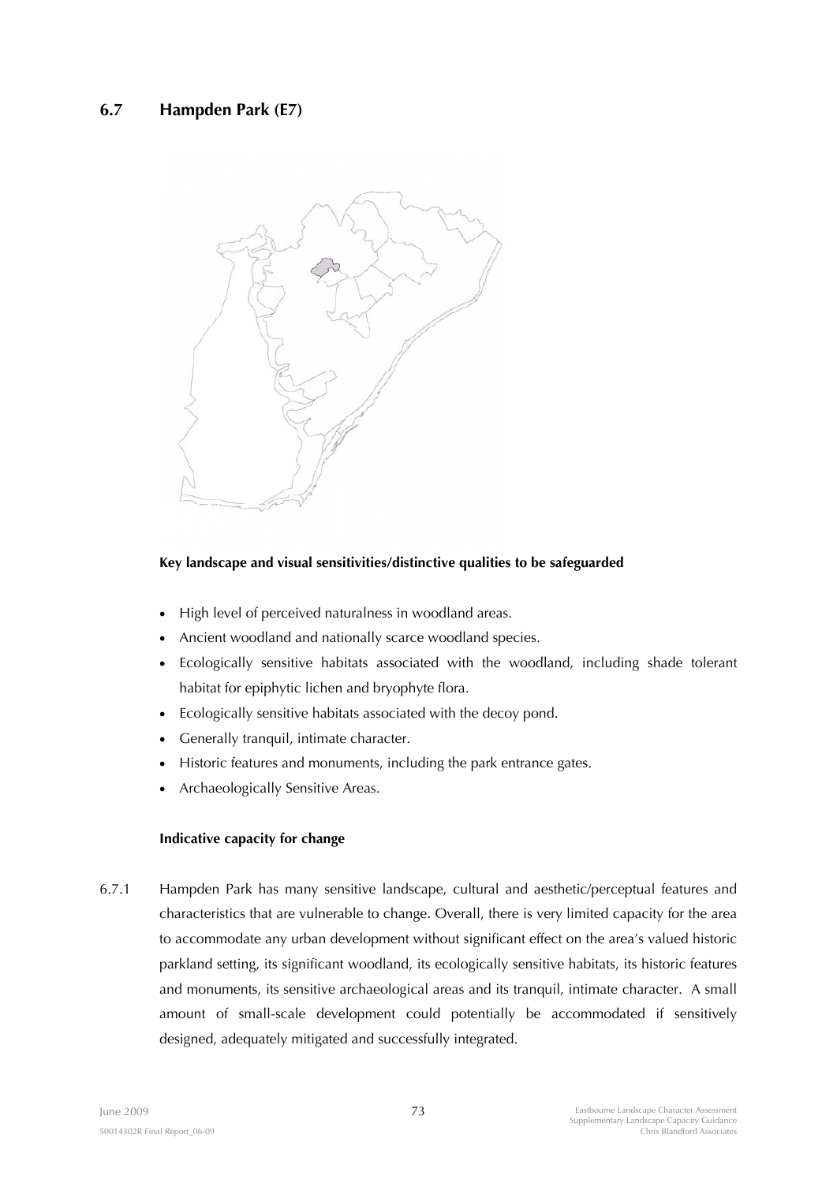## 6.7 Hampden Park (E7)

**Key landscape and visual sensitivities/distinctive qualities to be safeguarded**

- High level of perceived naturalness in woodland areas.
- Ancient woodland and nationally scarce woodland species.
- Ecologically sensitive habitats associated with the woodland, including shade tolerant habitat for epiphytic lichen and bryophyte flora.
- Ecologically sensitive habitats associated with the decoy pond.
- Generally tranquil, intimate character.
- Historic features and monuments, including the park entrance gates.
- Archaeologically Sensitive Areas.

**Indicative capacity for change**

6.7.1 Hampden Park has many sensitive landscape, cultural and aesthetic/perceptual features and characteristics that are vulnerable to change. Overall, there is very limited capacity for the area to accommodate any urban development without significant effect on the area's valued historic parkland setting, its significant woodland, its ecologically sensitive habitats, its historic features and monuments, its sensitive archaeological areas and its tranquil, intimate character. A small amount of small-scale development could potentially be accommodated if sensitively designed, adequately mitigated and successfully integrated.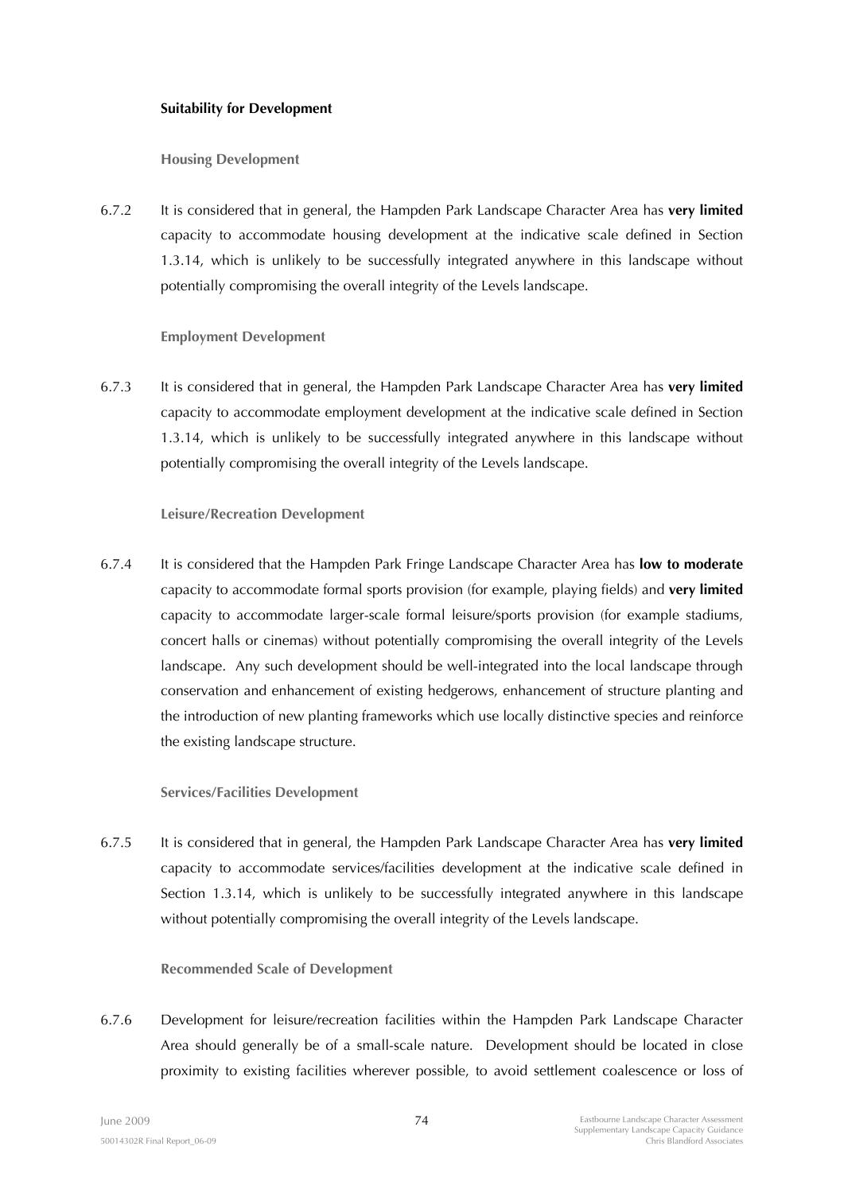**Suitability for Development**

**Housing Development**

6.7.2 It is considered that in general, the Hampden Park Landscape Character Area has **very limited** capacity to accommodate housing development at the indicative scale defined in Section 1.3.14, which is unlikely to be successfully integrated anywhere in this landscape without potentially compromising the overall integrity of the Levels landscape.

**Employment Development**

6.7.3 It is considered that in general, the Hampden Park Landscape Character Area has **very limited** capacity to accommodate employment development at the indicative scale defined in Section 1.3.14, which is unlikely to be successfully integrated anywhere in this landscape without potentially compromising the overall integrity of the Levels landscape.

**Leisure/Recreation Development**

6.7.4 It is considered that the Hampden Park Fringe Landscape Character Area has **low to moderate** capacity to accommodate formal sports provision (for example, playing fields) and **very limited** capacity to accommodate larger-scale formal leisure/sports provision (for example stadiums, concert halls or cinemas) without potentially compromising the overall integrity of the Levels landscape. Any such development should be well-integrated into the local landscape through conservation and enhancement of existing hedgerows, enhancement of structure planting and the introduction of new planting frameworks which use locally distinctive species and reinforce the existing landscape structure.

**Services/Facilities Development**

6.7.5 It is considered that in general, the Hampden Park Landscape Character Area has **very limited** capacity to accommodate services/facilities development at the indicative scale defined in Section 1.3.14, which is unlikely to be successfully integrated anywhere in this landscape without potentially compromising the overall integrity of the Levels landscape.

**Recommended Scale of Development**

6.7.6 Development for leisure/recreation facilities within the Hampden Park Landscape Character Area should generally be of a small-scale nature. Development should be located in close proximity to existing facilities wherever possible, to avoid settlement coalescence or loss of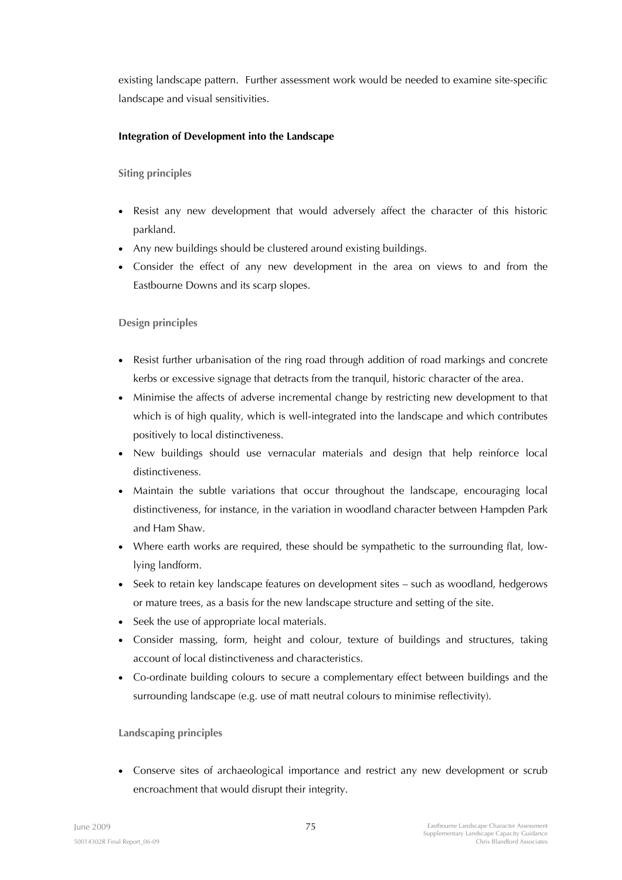existing landscape pattern. Further assessment work would be needed to examine site-specific landscape and visual sensitivities.

**Integration of Development into the Landscape**

**Siting principles**

- Resist any new development that would adversely affect the character of this historic parkland.
- Any new buildings should be clustered around existing buildings.
- Consider the effect of any new development in the area on views to and from the Eastbourne Downs and its scarp slopes.

**Design principles**

- Resist further urbanisation of the ring road through addition of road markings and concrete kerbs or excessive signage that detracts from the tranquil, historic character of the area.
- Minimise the affects of adverse incremental change by restricting new development to that which is of high quality, which is well-integrated into the landscape and which contributes positively to local distinctiveness.
- New buildings should use vernacular materials and design that help reinforce local distinctiveness.
- Maintain the subtle variations that occur throughout the landscape, encouraging local distinctiveness, for instance, in the variation in woodland character between Hampden Park and Ham Shaw.
- Where earth works are required, these should be sympathetic to the surrounding flat, low-lying landform.
- Seek to retain key landscape features on development sites – such as woodland, hedgerows or mature trees, as a basis for the new landscape structure and setting of the site.
- Seek the use of appropriate local materials.
- Consider massing, form, height and colour, texture of buildings and structures, taking account of local distinctiveness and characteristics.
- Co-ordinate building colours to secure a complementary effect between buildings and the surrounding landscape (e.g. use of matt neutral colours to minimise reflectivity).

**Landscaping principles**

- Conserve sites of archaeological importance and restrict any new development or scrub encroachment that would disrupt their integrity.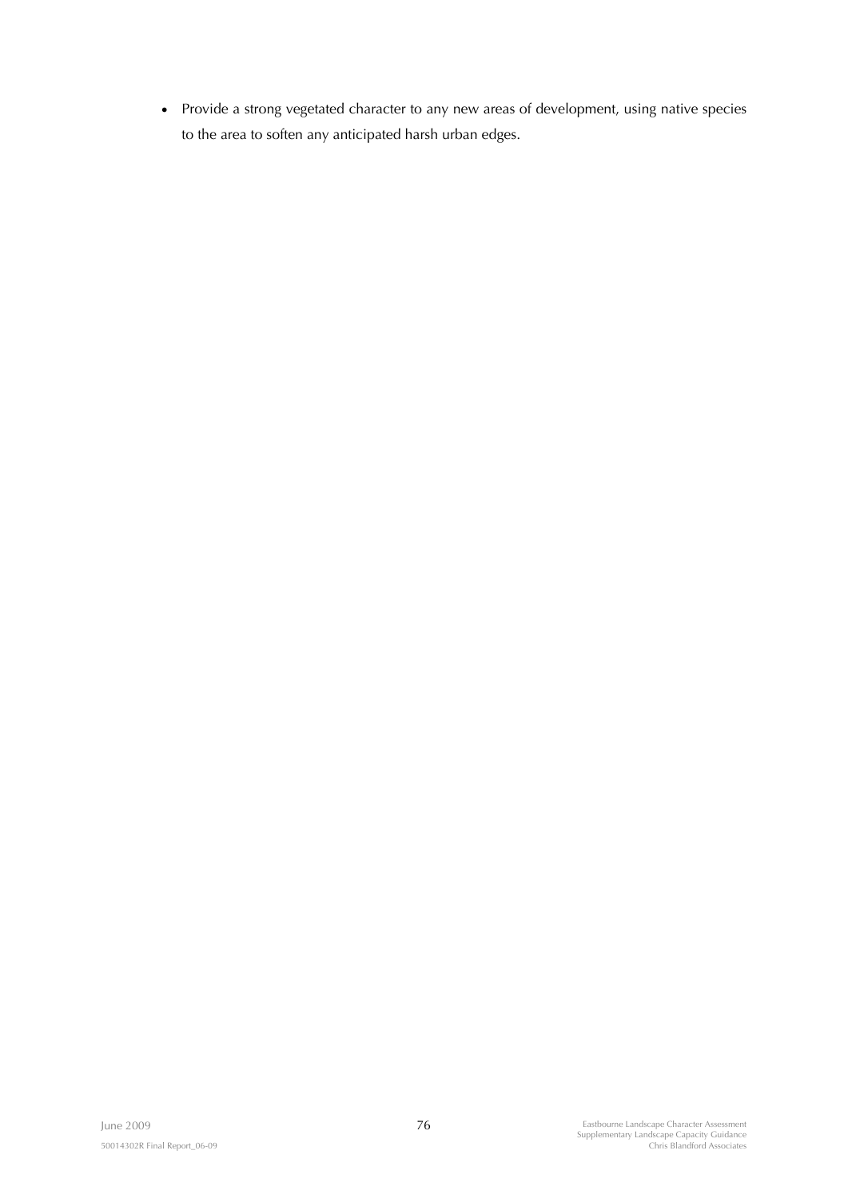- Provide a strong vegetated character to any new areas of development, using native species to the area to soften any anticipated harsh urban edges.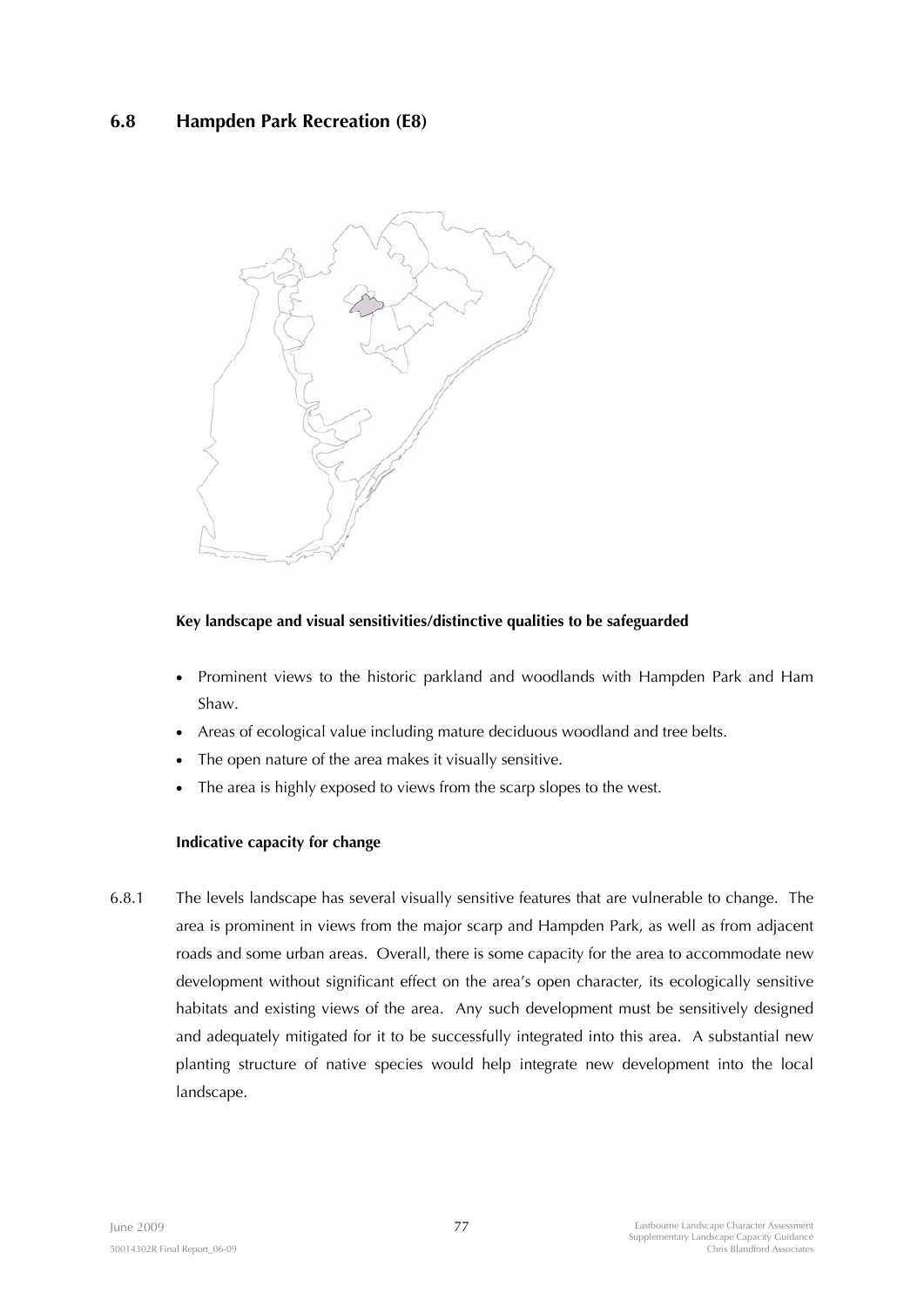## 6.8 Hampden Park Recreation (E8)

**Key landscape and visual sensitivities/distinctive qualities to be safeguarded**

- Prominent views to the historic parkland and woodlands with Hampden Park and Ham Shaw.
- Areas of ecological value including mature deciduous woodland and tree belts.
- The open nature of the area makes it visually sensitive.
- The area is highly exposed to views from the scarp slopes to the west.

**Indicative capacity for change**

6.8.1 The levels landscape has several visually sensitive features that are vulnerable to change. The area is prominent in views from the major scarp and Hampden Park, as well as from adjacent roads and some urban areas. Overall, there is some capacity for the area to accommodate new development without significant effect on the area's open character, its ecologically sensitive habitats and existing views of the area. Any such development must be sensitively designed and adequately mitigated for it to be successfully integrated into this area. A substantial new planting structure of native species would help integrate new development into the local landscape.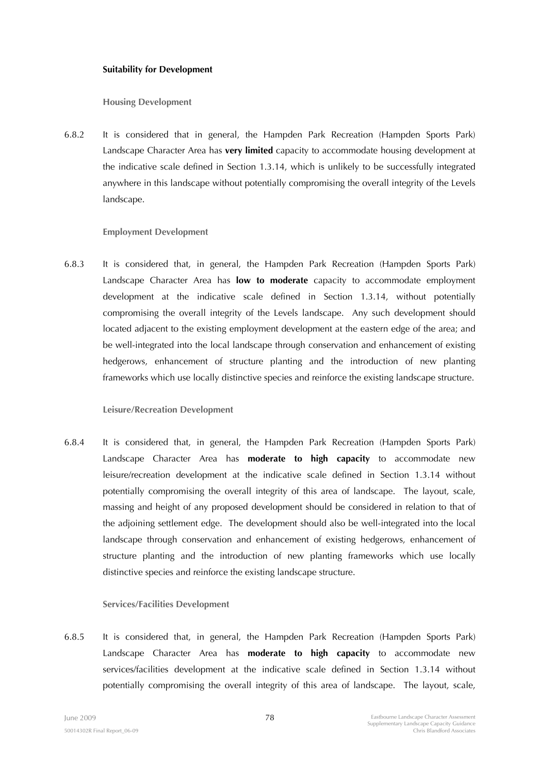**Suitability for Development**

**Housing Development**

6.8.2 It is considered that in general, the Hampden Park Recreation (Hampden Sports Park) Landscape Character Area has **very limited** capacity to accommodate housing development at the indicative scale defined in Section 1.3.14, which is unlikely to be successfully integrated anywhere in this landscape without potentially compromising the overall integrity of the Levels landscape.

**Employment Development**

6.8.3 It is considered that, in general, the Hampden Park Recreation (Hampden Sports Park) Landscape Character Area has **low to moderate** capacity to accommodate employment development at the indicative scale defined in Section 1.3.14, without potentially compromising the overall integrity of the Levels landscape. Any such development should located adjacent to the existing employment development at the eastern edge of the area; and be well-integrated into the local landscape through conservation and enhancement of existing hedgerows, enhancement of structure planting and the introduction of new planting frameworks which use locally distinctive species and reinforce the existing landscape structure.

**Leisure/Recreation Development**

6.8.4 It is considered that, in general, the Hampden Park Recreation (Hampden Sports Park) Landscape Character Area has **moderate to high capacity** to accommodate new leisure/recreation development at the indicative scale defined in Section 1.3.14 without potentially compromising the overall integrity of this area of landscape. The layout, scale, massing and height of any proposed development should be considered in relation to that of the adjoining settlement edge. The development should also be well-integrated into the local landscape through conservation and enhancement of existing hedgerows, enhancement of structure planting and the introduction of new planting frameworks which use locally distinctive species and reinforce the existing landscape structure.

**Services/Facilities Development**

6.8.5 It is considered that, in general, the Hampden Park Recreation (Hampden Sports Park) Landscape Character Area has **moderate to high capacity** to accommodate new services/facilities development at the indicative scale defined in Section 1.3.14 without potentially compromising the overall integrity of this area of landscape. The layout, scale,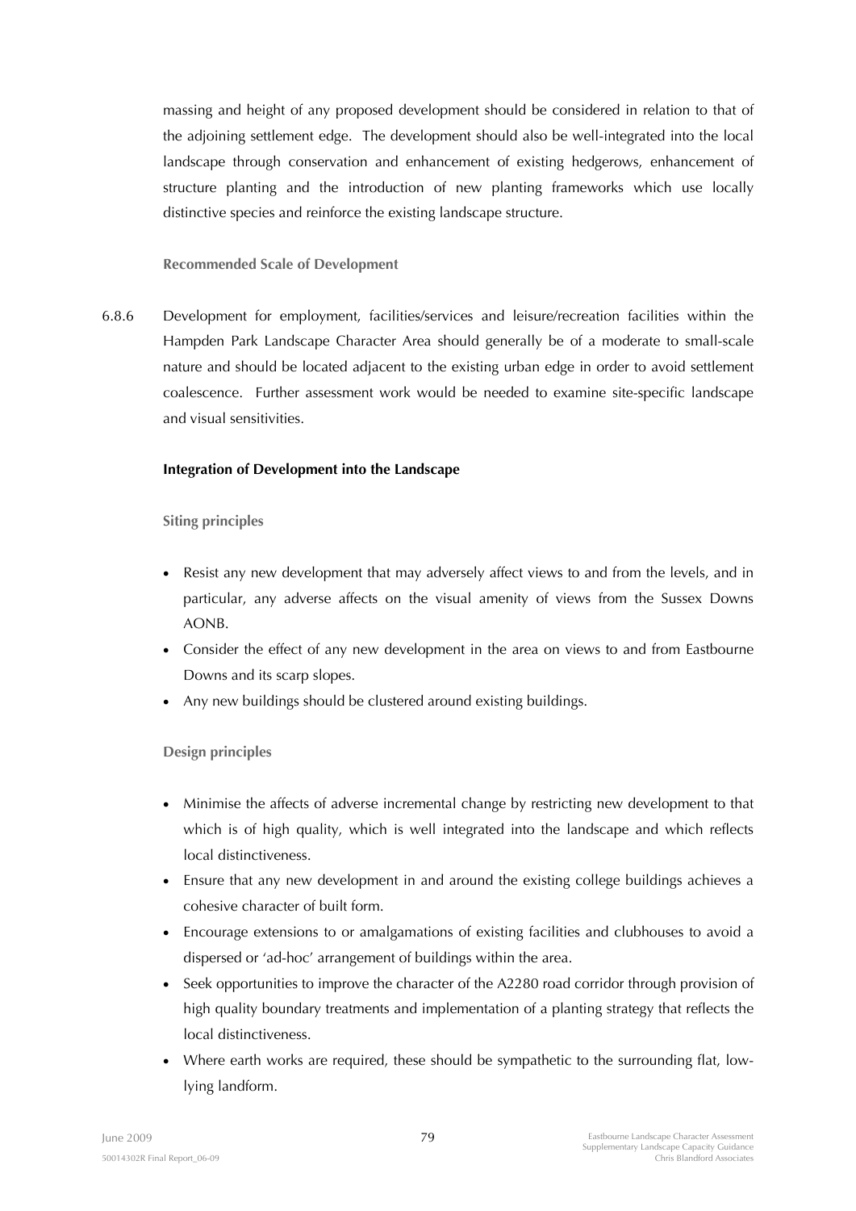massing and height of any proposed development should be considered in relation to that of the adjoining settlement edge. The development should also be well-integrated into the local landscape through conservation and enhancement of existing hedgerows, enhancement of structure planting and the introduction of new planting frameworks which use locally distinctive species and reinforce the existing landscape structure.

#### Recommended Scale of Development

6.8.6 Development for employment, facilities/services and leisure/recreation facilities within the Hampden Park Landscape Character Area should generally be of a moderate to small-scale nature and should be located adjacent to the existing urban edge in order to avoid settlement coalescence. Further assessment work would be needed to examine site-specific landscape and visual sensitivities.

### Integration of Development into the Landscape

#### Siting principles

- Resist any new development that may adversely affect views to and from the levels, and in particular, any adverse affects on the visual amenity of views from the Sussex Downs AONB.
- Consider the effect of any new development in the area on views to and from Eastbourne Downs and its scarp slopes.
- Any new buildings should be clustered around existing buildings.

#### Design principles

- Minimise the affects of adverse incremental change by restricting new development to that which is of high quality, which is well integrated into the landscape and which reflects local distinctiveness.
- Ensure that any new development in and around the existing college buildings achieves a cohesive character of built form.
- Encourage extensions to or amalgamations of existing facilities and clubhouses to avoid a dispersed or 'ad-hoc' arrangement of buildings within the area.
- Seek opportunities to improve the character of the A2280 road corridor through provision of high quality boundary treatments and implementation of a planting strategy that reflects the local distinctiveness.
- Where earth works are required, these should be sympathetic to the surrounding flat, low-lying landform.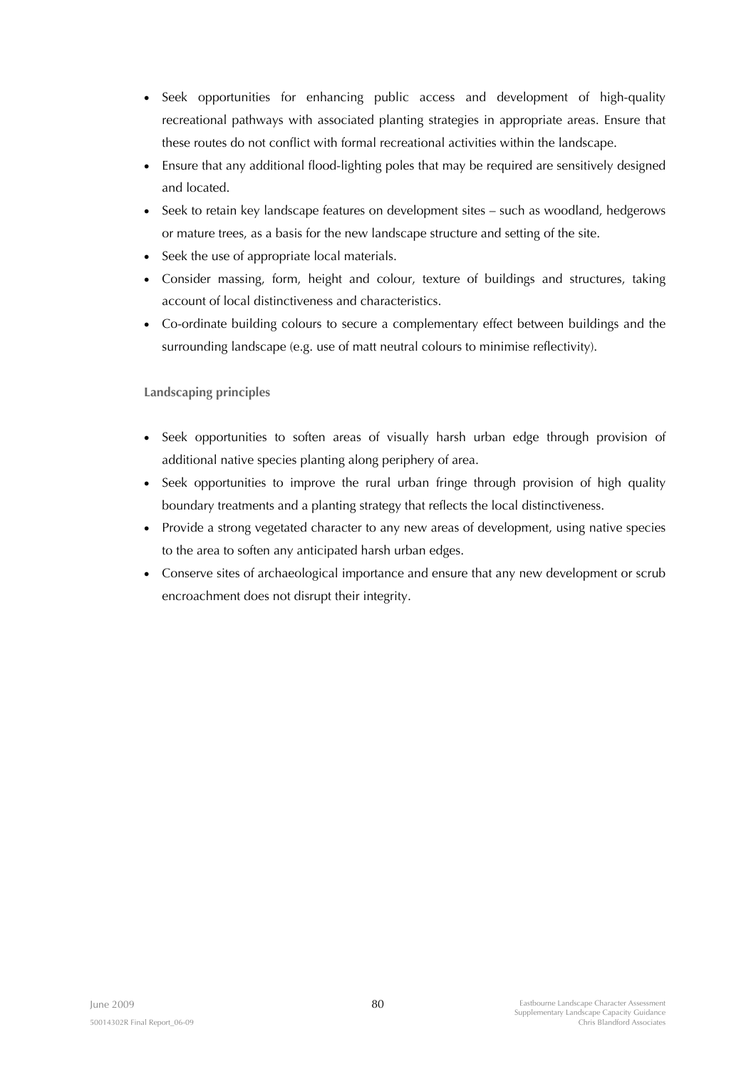- Seek opportunities for enhancing public access and development of high-quality recreational pathways with associated planting strategies in appropriate areas. Ensure that these routes do not conflict with formal recreational activities within the landscape.
- Ensure that any additional flood-lighting poles that may be required are sensitively designed and located.
- Seek to retain key landscape features on development sites – such as woodland, hedgerows or mature trees, as a basis for the new landscape structure and setting of the site.
- Seek the use of appropriate local materials.
- Consider massing, form, height and colour, texture of buildings and structures, taking account of local distinctiveness and characteristics.
- Co-ordinate building colours to secure a complementary effect between buildings and the surrounding landscape (e.g. use of matt neutral colours to minimise reflectivity).

**Landscaping principles**

- Seek opportunities to soften areas of visually harsh urban edge through provision of additional native species planting along periphery of area.
- Seek opportunities to improve the rural urban fringe through provision of high quality boundary treatments and a planting strategy that reflects the local distinctiveness.
- Provide a strong vegetated character to any new areas of development, using native species to the area to soften any anticipated harsh urban edges.
- Conserve sites of archaeological importance and ensure that any new development or scrub encroachment does not disrupt their integrity.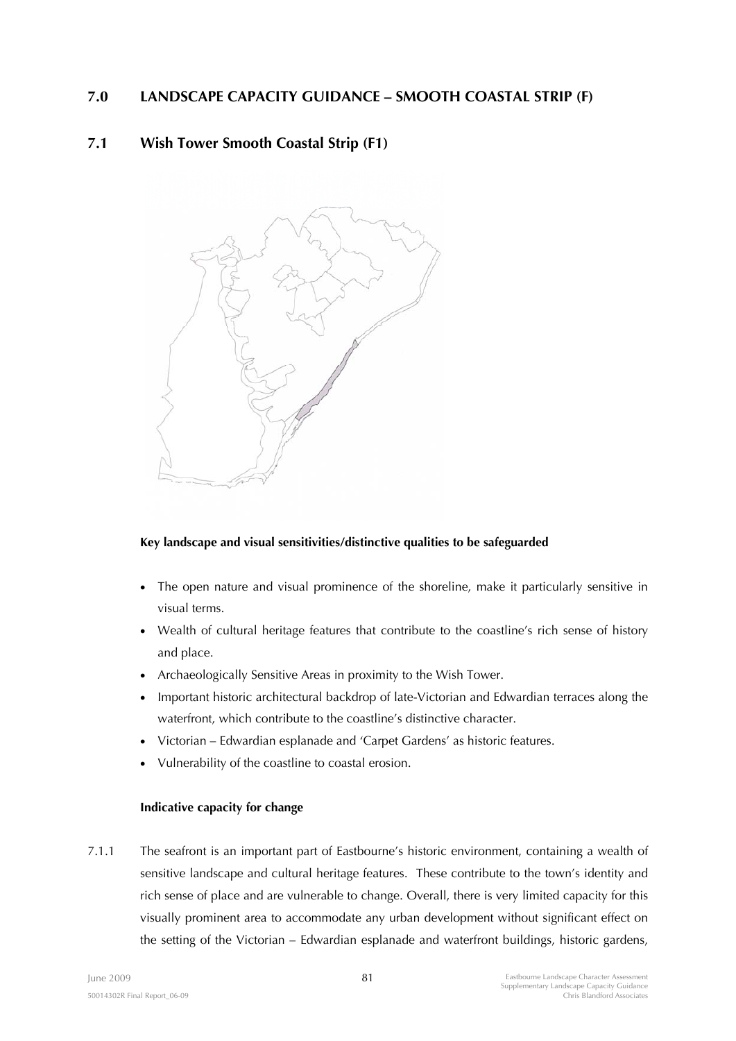# 7.0 LANDSCAPE CAPACITY GUIDANCE – SMOOTH COASTAL STRIP (F)

## 7.1 Wish Tower Smooth Coastal Strip (F1)

**Key landscape and visual sensitivities/distinctive qualities to be safeguarded**

- The open nature and visual prominence of the shoreline, make it particularly sensitive in visual terms.
- Wealth of cultural heritage features that contribute to the coastline's rich sense of history and place.
- Archaeologically Sensitive Areas in proximity to the Wish Tower.
- Important historic architectural backdrop of late-Victorian and Edwardian terraces along the waterfront, which contribute to the coastline's distinctive character.
- Victorian – Edwardian esplanade and 'Carpet Gardens' as historic features.
- Vulnerability of the coastline to coastal erosion.

**Indicative capacity for change**

7.1.1 The seafront is an important part of Eastbourne's historic environment, containing a wealth of sensitive landscape and cultural heritage features. These contribute to the town's identity and rich sense of place and are vulnerable to change. Overall, there is very limited capacity for this visually prominent area to accommodate any urban development without significant effect on the setting of the Victorian – Edwardian esplanade and waterfront buildings, historic gardens,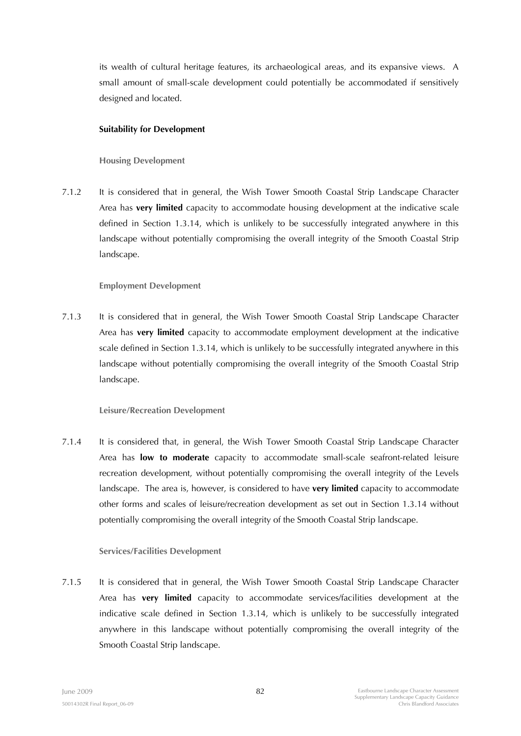its wealth of cultural heritage features, its archaeological areas, and its expansive views. A small amount of small-scale development could potentially be accommodated if sensitively designed and located.

**Suitability for Development**

**Housing Development**

7.1.2 It is considered that in general, the Wish Tower Smooth Coastal Strip Landscape Character Area has **very limited** capacity to accommodate housing development at the indicative scale defined in Section 1.3.14, which is unlikely to be successfully integrated anywhere in this landscape without potentially compromising the overall integrity of the Smooth Coastal Strip landscape.

**Employment Development**

7.1.3 It is considered that in general, the Wish Tower Smooth Coastal Strip Landscape Character Area has **very limited** capacity to accommodate employment development at the indicative scale defined in Section 1.3.14, which is unlikely to be successfully integrated anywhere in this landscape without potentially compromising the overall integrity of the Smooth Coastal Strip landscape.

**Leisure/Recreation Development**

7.1.4 It is considered that, in general, the Wish Tower Smooth Coastal Strip Landscape Character Area has **low to moderate** capacity to accommodate small-scale seafront-related leisure recreation development, without potentially compromising the overall integrity of the Levels landscape. The area is, however, is considered to have **very limited** capacity to accommodate other forms and scales of leisure/recreation development as set out in Section 1.3.14 without potentially compromising the overall integrity of the Smooth Coastal Strip landscape.

**Services/Facilities Development**

7.1.5 It is considered that in general, the Wish Tower Smooth Coastal Strip Landscape Character Area has **very limited** capacity to accommodate services/facilities development at the indicative scale defined in Section 1.3.14, which is unlikely to be successfully integrated anywhere in this landscape without potentially compromising the overall integrity of the Smooth Coastal Strip landscape.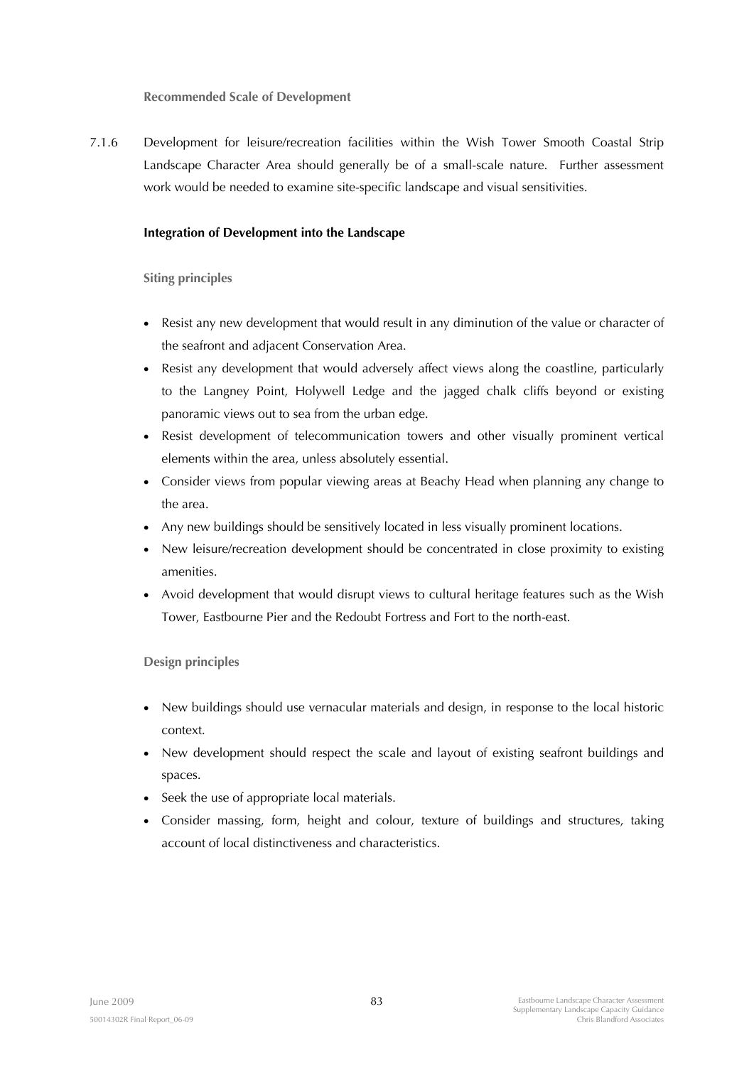**Recommended Scale of Development**

7.1.6 Development for leisure/recreation facilities within the Wish Tower Smooth Coastal Strip Landscape Character Area should generally be of a small-scale nature. Further assessment work would be needed to examine site-specific landscape and visual sensitivities.

**Integration of Development into the Landscape**

**Siting principles**

- Resist any new development that would result in any diminution of the value or character of the seafront and adjacent Conservation Area.
- Resist any development that would adversely affect views along the coastline, particularly to the Langney Point, Holywell Ledge and the jagged chalk cliffs beyond or existing panoramic views out to sea from the urban edge.
- Resist development of telecommunication towers and other visually prominent vertical elements within the area, unless absolutely essential.
- Consider views from popular viewing areas at Beachy Head when planning any change to the area.
- Any new buildings should be sensitively located in less visually prominent locations.
- New leisure/recreation development should be concentrated in close proximity to existing amenities.
- Avoid development that would disrupt views to cultural heritage features such as the Wish Tower, Eastbourne Pier and the Redoubt Fortress and Fort to the north-east.

**Design principles**

- New buildings should use vernacular materials and design, in response to the local historic context.
- New development should respect the scale and layout of existing seafront buildings and spaces.
- Seek the use of appropriate local materials.
- Consider massing, form, height and colour, texture of buildings and structures, taking account of local distinctiveness and characteristics.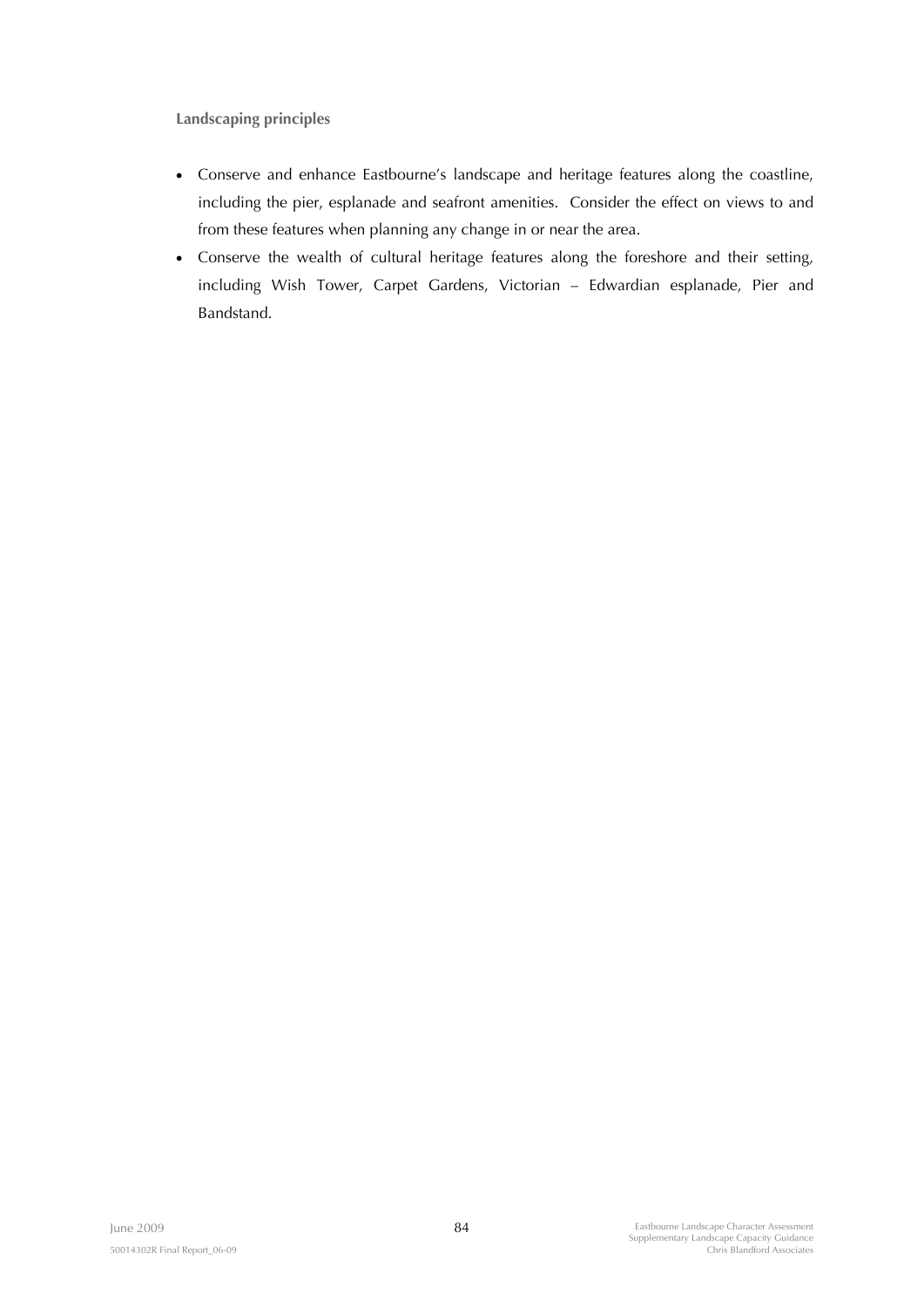**Landscaping principles**

- Conserve and enhance Eastbourne's landscape and heritage features along the coastline, including the pier, esplanade and seafront amenities. Consider the effect on views to and from these features when planning any change in or near the area.
- Conserve the wealth of cultural heritage features along the foreshore and their setting, including Wish Tower, Carpet Gardens, Victorian – Edwardian esplanade, Pier and Bandstand.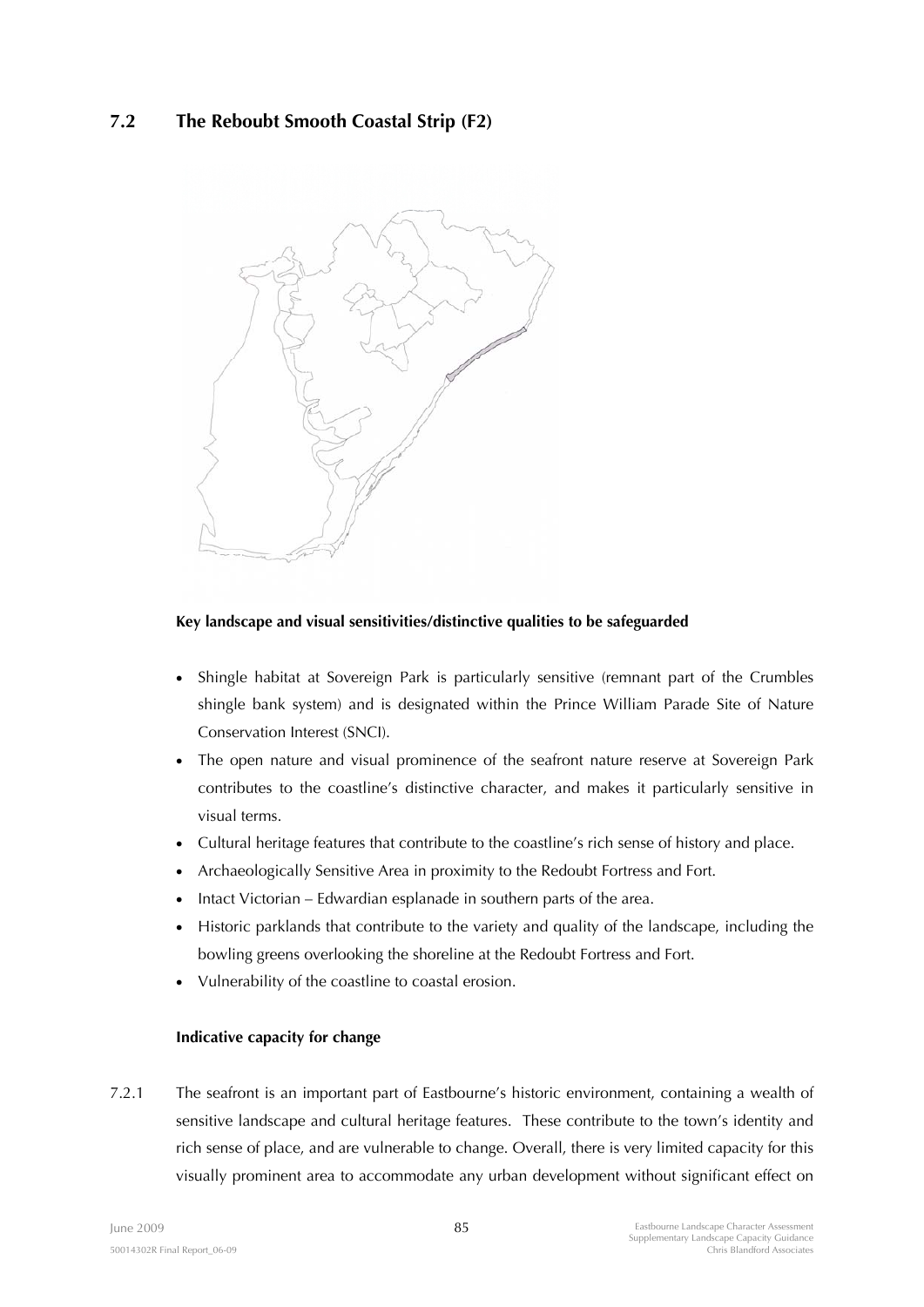## 7.2 The Reboubt Smooth Coastal Strip (F2)

**Key landscape and visual sensitivities/distinctive qualities to be safeguarded**

- Shingle habitat at Sovereign Park is particularly sensitive (remnant part of the Crumbles shingle bank system) and is designated within the Prince William Parade Site of Nature Conservation Interest (SNCI).
- The open nature and visual prominence of the seafront nature reserve at Sovereign Park contributes to the coastline's distinctive character, and makes it particularly sensitive in visual terms.
- Cultural heritage features that contribute to the coastline's rich sense of history and place.
- Archaeologically Sensitive Area in proximity to the Redoubt Fortress and Fort.
- Intact Victorian – Edwardian esplanade in southern parts of the area.
- Historic parklands that contribute to the variety and quality of the landscape, including the bowling greens overlooking the shoreline at the Redoubt Fortress and Fort.
- Vulnerability of the coastline to coastal erosion.

**Indicative capacity for change**

7.2.1 The seafront is an important part of Eastbourne's historic environment, containing a wealth of sensitive landscape and cultural heritage features. These contribute to the town's identity and rich sense of place, and are vulnerable to change. Overall, there is very limited capacity for this visually prominent area to accommodate any urban development without significant effect on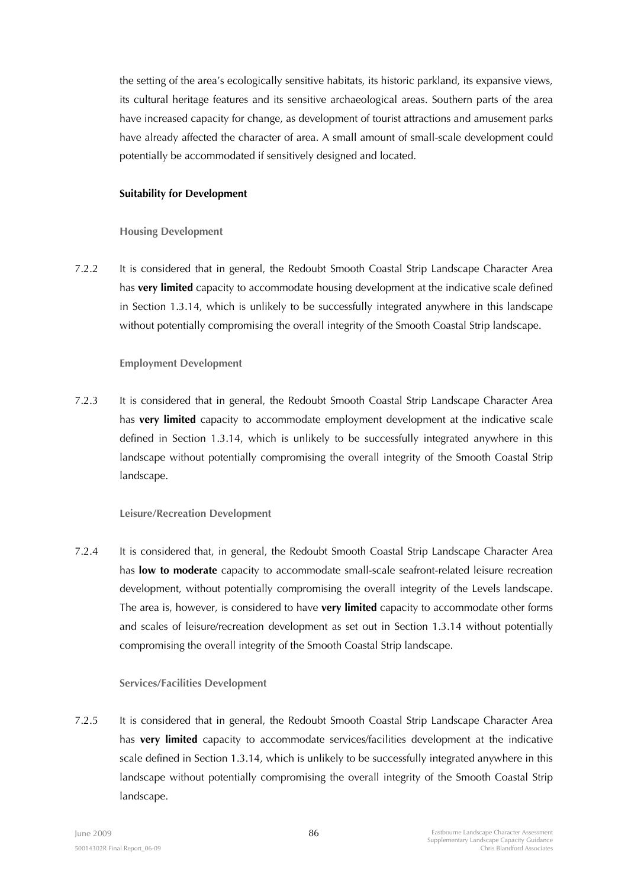the setting of the area's ecologically sensitive habitats, its historic parkland, its expansive views, its cultural heritage features and its sensitive archaeological areas. Southern parts of the area have increased capacity for change, as development of tourist attractions and amusement parks have already affected the character of area. A small amount of small-scale development could potentially be accommodated if sensitively designed and located.

**Suitability for Development**

**Housing Development**

7.2.2 It is considered that in general, the Redoubt Smooth Coastal Strip Landscape Character Area has **very limited** capacity to accommodate housing development at the indicative scale defined in Section 1.3.14, which is unlikely to be successfully integrated anywhere in this landscape without potentially compromising the overall integrity of the Smooth Coastal Strip landscape.

**Employment Development**

7.2.3 It is considered that in general, the Redoubt Smooth Coastal Strip Landscape Character Area has **very limited** capacity to accommodate employment development at the indicative scale defined in Section 1.3.14, which is unlikely to be successfully integrated anywhere in this landscape without potentially compromising the overall integrity of the Smooth Coastal Strip landscape.

**Leisure/Recreation Development**

7.2.4 It is considered that, in general, the Redoubt Smooth Coastal Strip Landscape Character Area has **low to moderate** capacity to accommodate small-scale seafront-related leisure recreation development, without potentially compromising the overall integrity of the Levels landscape. The area is, however, is considered to have **very limited** capacity to accommodate other forms and scales of leisure/recreation development as set out in Section 1.3.14 without potentially compromising the overall integrity of the Smooth Coastal Strip landscape.

**Services/Facilities Development**

7.2.5 It is considered that in general, the Redoubt Smooth Coastal Strip Landscape Character Area has **very limited** capacity to accommodate services/facilities development at the indicative scale defined in Section 1.3.14, which is unlikely to be successfully integrated anywhere in this landscape without potentially compromising the overall integrity of the Smooth Coastal Strip landscape.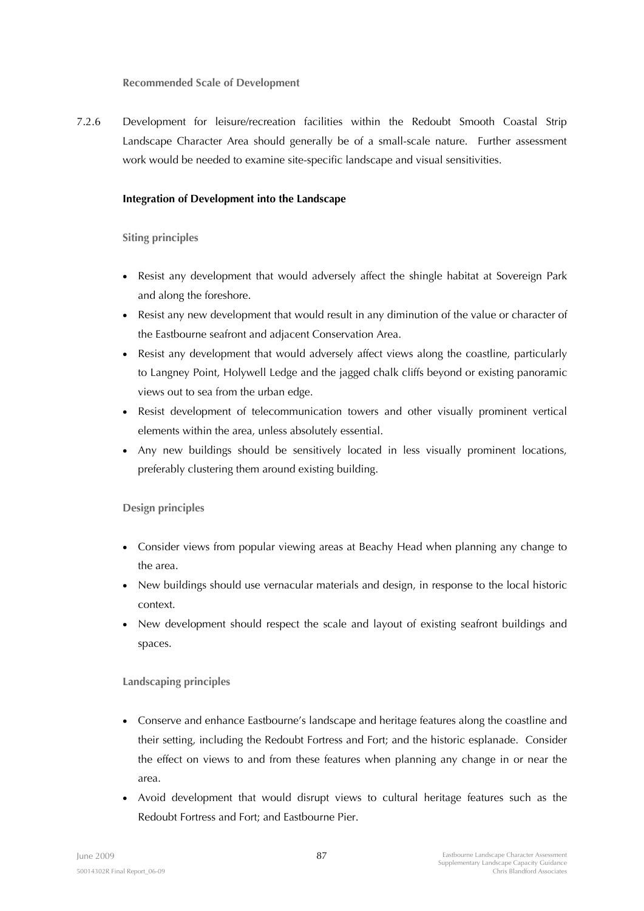**Recommended Scale of Development**

7.2.6 Development for leisure/recreation facilities within the Redoubt Smooth Coastal Strip Landscape Character Area should generally be of a small-scale nature. Further assessment work would be needed to examine site-specific landscape and visual sensitivities.

**Integration of Development into the Landscape**

**Siting principles**

- Resist any development that would adversely affect the shingle habitat at Sovereign Park and along the foreshore.
- Resist any new development that would result in any diminution of the value or character of the Eastbourne seafront and adjacent Conservation Area.
- Resist any development that would adversely affect views along the coastline, particularly to Langney Point, Holywell Ledge and the jagged chalk cliffs beyond or existing panoramic views out to sea from the urban edge.
- Resist development of telecommunication towers and other visually prominent vertical elements within the area, unless absolutely essential.
- Any new buildings should be sensitively located in less visually prominent locations, preferably clustering them around existing building.

**Design principles**

- Consider views from popular viewing areas at Beachy Head when planning any change to the area.
- New buildings should use vernacular materials and design, in response to the local historic context.
- New development should respect the scale and layout of existing seafront buildings and spaces.

**Landscaping principles**

- Conserve and enhance Eastbourne's landscape and heritage features along the coastline and their setting, including the Redoubt Fortress and Fort; and the historic esplanade. Consider the effect on views to and from these features when planning any change in or near the area.
- Avoid development that would disrupt views to cultural heritage features such as the Redoubt Fortress and Fort; and Eastbourne Pier.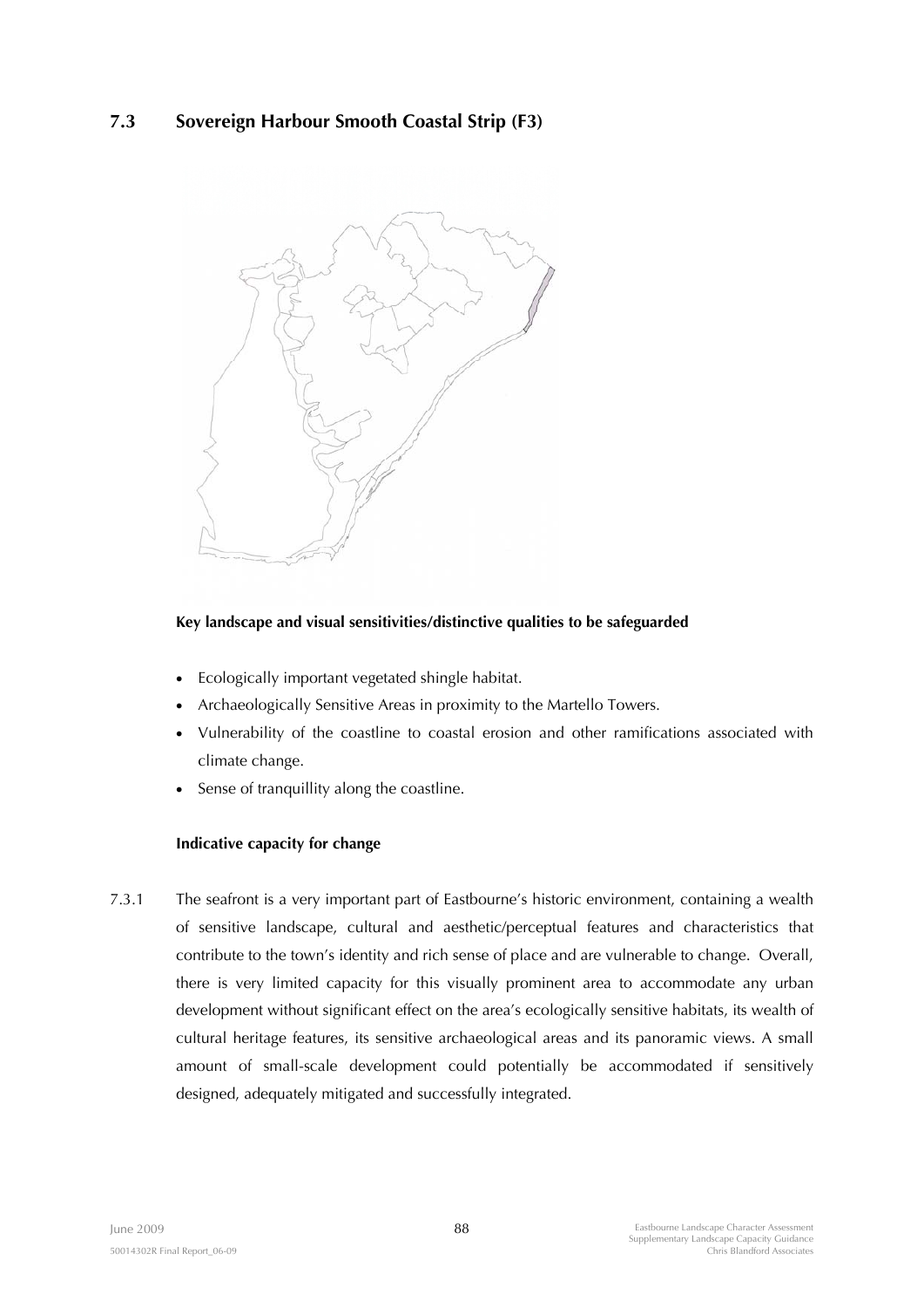## 7.3 Sovereign Harbour Smooth Coastal Strip (F3)

**Key landscape and visual sensitivities/distinctive qualities to be safeguarded**

- Ecologically important vegetated shingle habitat.
- Archaeologically Sensitive Areas in proximity to the Martello Towers.
- Vulnerability of the coastline to coastal erosion and other ramifications associated with climate change.
- Sense of tranquillity along the coastline.

**Indicative capacity for change**

7.3.1 The seafront is a very important part of Eastbourne's historic environment, containing a wealth of sensitive landscape, cultural and aesthetic/perceptual features and characteristics that contribute to the town's identity and rich sense of place and are vulnerable to change. Overall, there is very limited capacity for this visually prominent area to accommodate any urban development without significant effect on the area's ecologically sensitive habitats, its wealth of cultural heritage features, its sensitive archaeological areas and its panoramic views. A small amount of small-scale development could potentially be accommodated if sensitively designed, adequately mitigated and successfully integrated.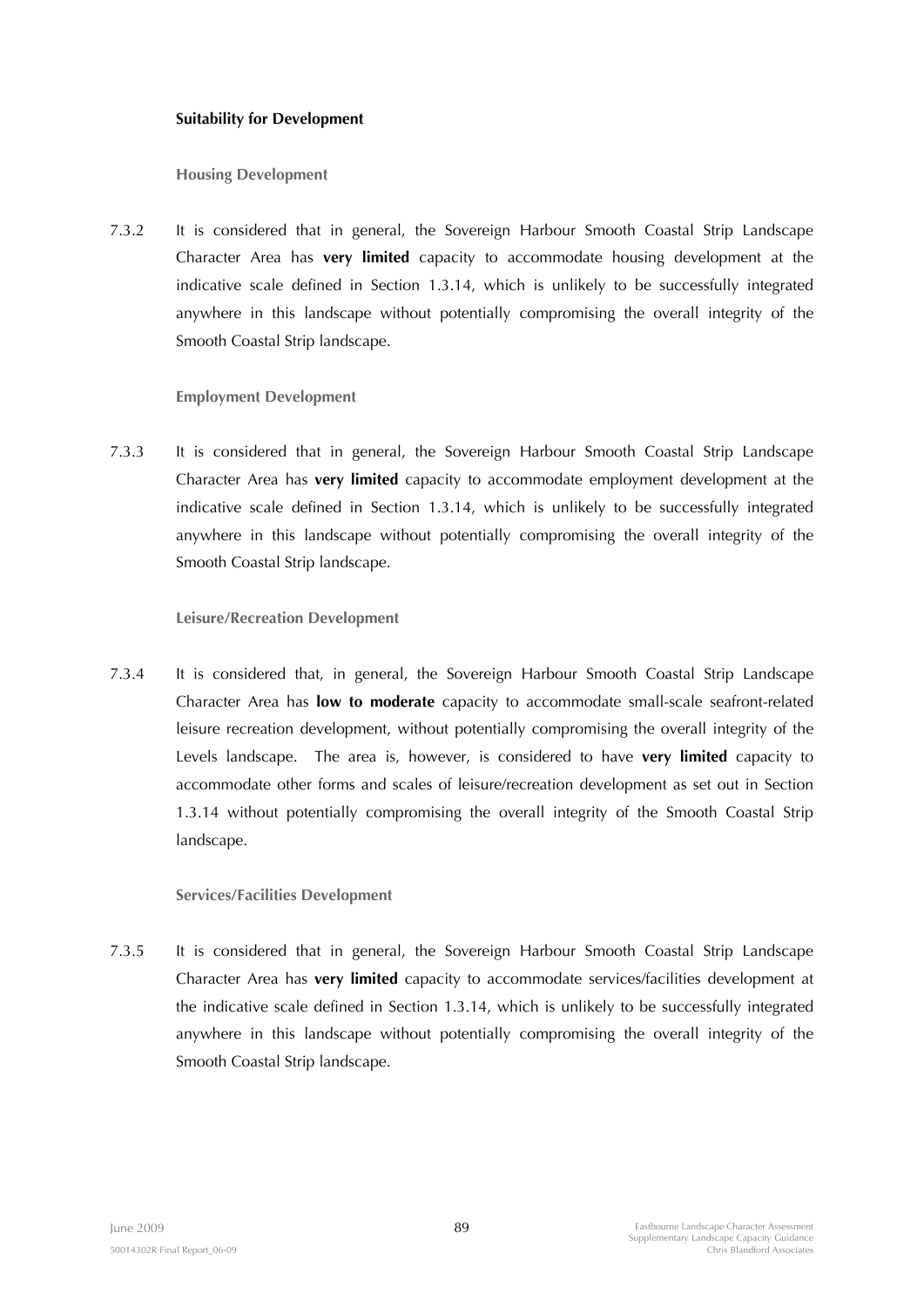**Suitability for Development**

**Housing Development**

7.3.2 It is considered that in general, the Sovereign Harbour Smooth Coastal Strip Landscape Character Area has **very limited** capacity to accommodate housing development at the indicative scale defined in Section 1.3.14, which is unlikely to be successfully integrated anywhere in this landscape without potentially compromising the overall integrity of the Smooth Coastal Strip landscape.

**Employment Development**

7.3.3 It is considered that in general, the Sovereign Harbour Smooth Coastal Strip Landscape Character Area has **very limited** capacity to accommodate employment development at the indicative scale defined in Section 1.3.14, which is unlikely to be successfully integrated anywhere in this landscape without potentially compromising the overall integrity of the Smooth Coastal Strip landscape.

**Leisure/Recreation Development**

7.3.4 It is considered that, in general, the Sovereign Harbour Smooth Coastal Strip Landscape Character Area has **low to moderate** capacity to accommodate small-scale seafront-related leisure recreation development, without potentially compromising the overall integrity of the Levels landscape. The area is, however, is considered to have **very limited** capacity to accommodate other forms and scales of leisure/recreation development as set out in Section 1.3.14 without potentially compromising the overall integrity of the Smooth Coastal Strip landscape.

**Services/Facilities Development**

7.3.5 It is considered that in general, the Sovereign Harbour Smooth Coastal Strip Landscape Character Area has **very limited** capacity to accommodate services/facilities development at the indicative scale defined in Section 1.3.14, which is unlikely to be successfully integrated anywhere in this landscape without potentially compromising the overall integrity of the Smooth Coastal Strip landscape.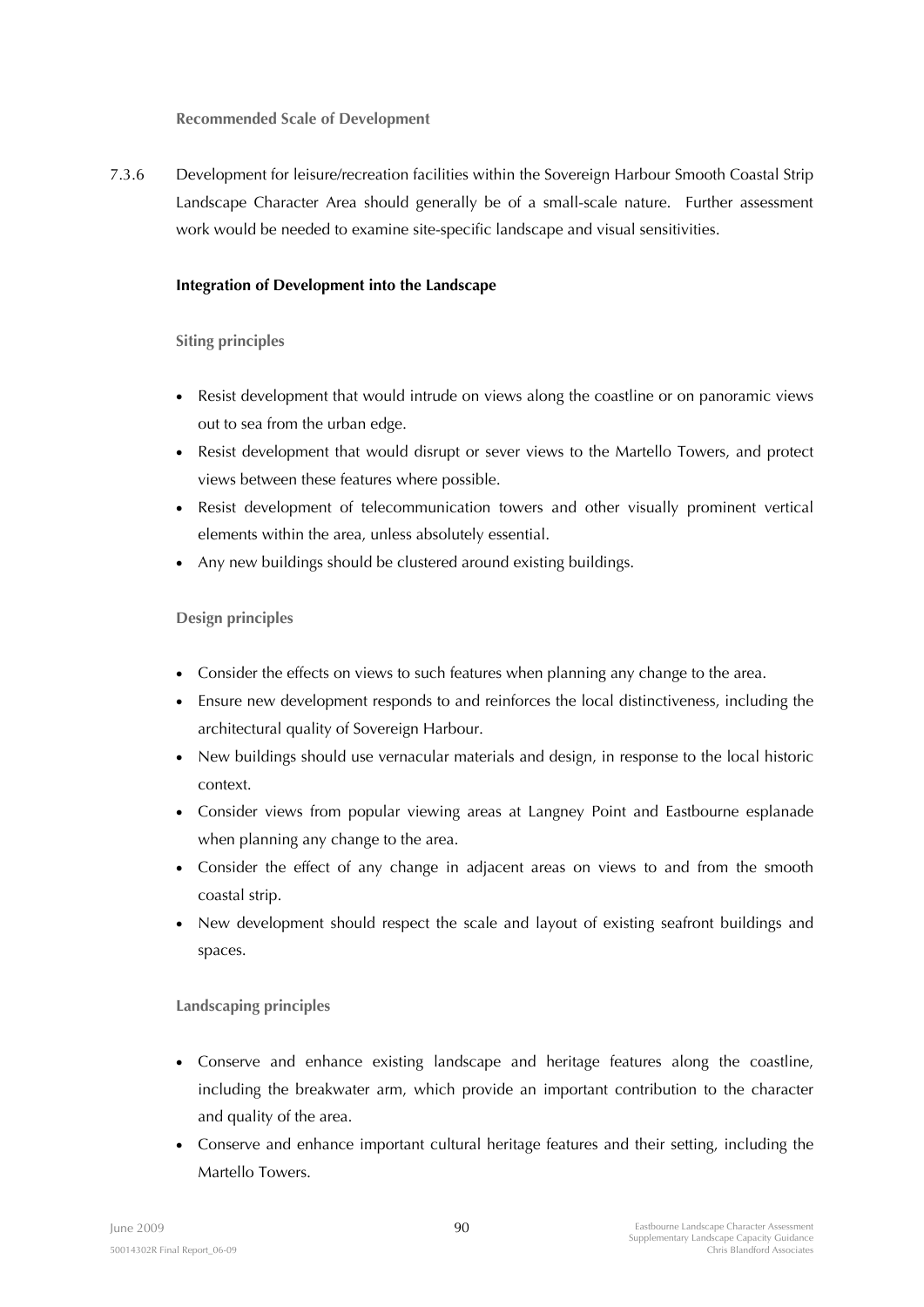### Recommended Scale of Development

7.3.6 Development for leisure/recreation facilities within the Sovereign Harbour Smooth Coastal Strip Landscape Character Area should generally be of a small-scale nature. Further assessment work would be needed to examine site-specific landscape and visual sensitivities.

**Integration of Development into the Landscape**

#### Siting principles

- Resist development that would intrude on views along the coastline or on panoramic views out to sea from the urban edge.
- Resist development that would disrupt or sever views to the Martello Towers, and protect views between these features where possible.
- Resist development of telecommunication towers and other visually prominent vertical elements within the area, unless absolutely essential.
- Any new buildings should be clustered around existing buildings.

#### Design principles

- Consider the effects on views to such features when planning any change to the area.
- Ensure new development responds to and reinforces the local distinctiveness, including the architectural quality of Sovereign Harbour.
- New buildings should use vernacular materials and design, in response to the local historic context.
- Consider views from popular viewing areas at Langney Point and Eastbourne esplanade when planning any change to the area.
- Consider the effect of any change in adjacent areas on views to and from the smooth coastal strip.
- New development should respect the scale and layout of existing seafront buildings and spaces.

#### Landscaping principles

- Conserve and enhance existing landscape and heritage features along the coastline, including the breakwater arm, which provide an important contribution to the character and quality of the area.
- Conserve and enhance important cultural heritage features and their setting, including the Martello Towers.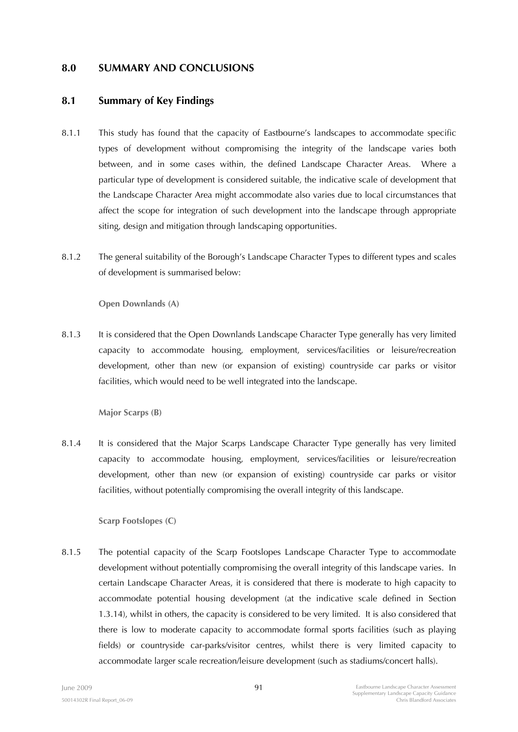## 8.0 SUMMARY AND CONCLUSIONS

### 8.1 Summary of Key Findings

8.1.1 This study has found that the capacity of Eastbourne's landscapes to accommodate specific types of development without compromising the integrity of the landscape varies both between, and in some cases within, the defined Landscape Character Areas. Where a particular type of development is considered suitable, the indicative scale of development that the Landscape Character Area might accommodate also varies due to local circumstances that affect the scope for integration of such development into the landscape through appropriate siting, design and mitigation through landscaping opportunities.

8.1.2 The general suitability of the Borough's Landscape Character Types to different types and scales of development is summarised below:

**Open Downlands (A)**

8.1.3 It is considered that the Open Downlands Landscape Character Type generally has very limited capacity to accommodate housing, employment, services/facilities or leisure/recreation development, other than new (or expansion of existing) countryside car parks or visitor facilities, which would need to be well integrated into the landscape.

**Major Scarps (B)**

8.1.4 It is considered that the Major Scarps Landscape Character Type generally has very limited capacity to accommodate housing, employment, services/facilities or leisure/recreation development, other than new (or expansion of existing) countryside car parks or visitor facilities, without potentially compromising the overall integrity of this landscape.

**Scarp Footslopes (C)**

8.1.5 The potential capacity of the Scarp Footslopes Landscape Character Type to accommodate development without potentially compromising the overall integrity of this landscape varies. In certain Landscape Character Areas, it is considered that there is moderate to high capacity to accommodate potential housing development (at the indicative scale defined in Section 1.3.14), whilst in others, the capacity is considered to be very limited. It is also considered that there is low to moderate capacity to accommodate formal sports facilities (such as playing fields) or countryside car-parks/visitor centres, whilst there is very limited capacity to accommodate larger scale recreation/leisure development (such as stadiums/concert halls).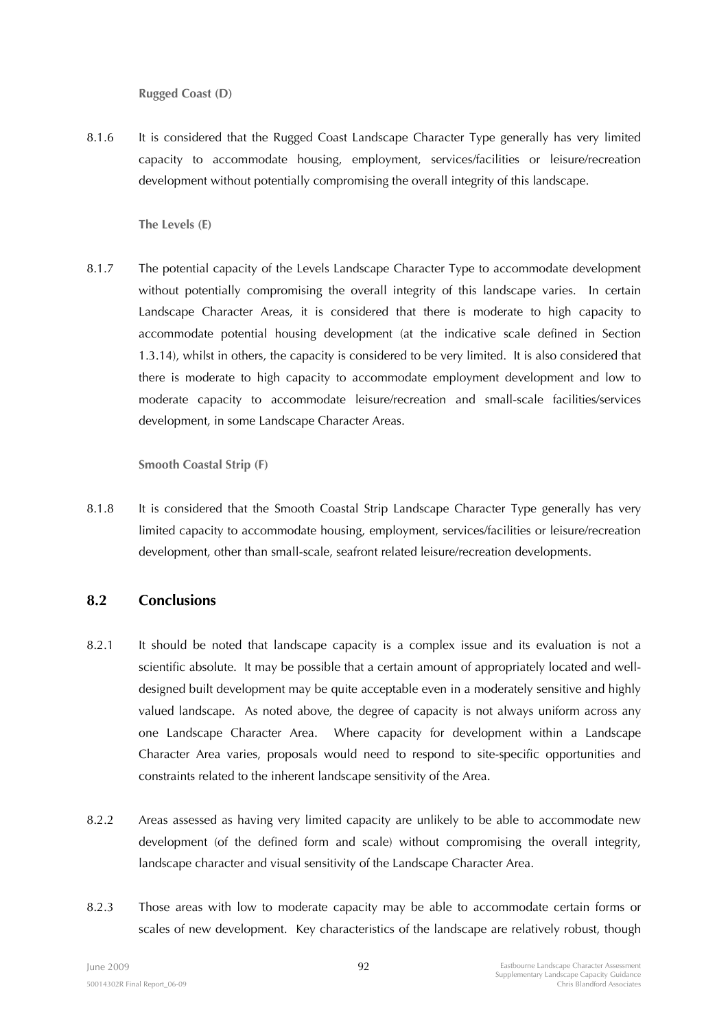**Rugged Coast (D)**

8.1.6 It is considered that the Rugged Coast Landscape Character Type generally has very limited capacity to accommodate housing, employment, services/facilities or leisure/recreation development without potentially compromising the overall integrity of this landscape.

**The Levels (E)**

8.1.7 The potential capacity of the Levels Landscape Character Type to accommodate development without potentially compromising the overall integrity of this landscape varies. In certain Landscape Character Areas, it is considered that there is moderate to high capacity to accommodate potential housing development (at the indicative scale defined in Section 1.3.14), whilst in others, the capacity is considered to be very limited. It is also considered that there is moderate to high capacity to accommodate employment development and low to moderate capacity to accommodate leisure/recreation and small-scale facilities/services development, in some Landscape Character Areas.

**Smooth Coastal Strip (F)**

8.1.8 It is considered that the Smooth Coastal Strip Landscape Character Type generally has very limited capacity to accommodate housing, employment, services/facilities or leisure/recreation development, other than small-scale, seafront related leisure/recreation developments.

## 8.2 Conclusions

8.2.1 It should be noted that landscape capacity is a complex issue and its evaluation is not a scientific absolute. It may be possible that a certain amount of appropriately located and well-designed built development may be quite acceptable even in a moderately sensitive and highly valued landscape. As noted above, the degree of capacity is not always uniform across any one Landscape Character Area. Where capacity for development within a Landscape Character Area varies, proposals would need to respond to site-specific opportunities and constraints related to the inherent landscape sensitivity of the Area.

8.2.2 Areas assessed as having very limited capacity are unlikely to be able to accommodate new development (of the defined form and scale) without compromising the overall integrity, landscape character and visual sensitivity of the Landscape Character Area.

8.2.3 Those areas with low to moderate capacity may be able to accommodate certain forms or scales of new development. Key characteristics of the landscape are relatively robust, though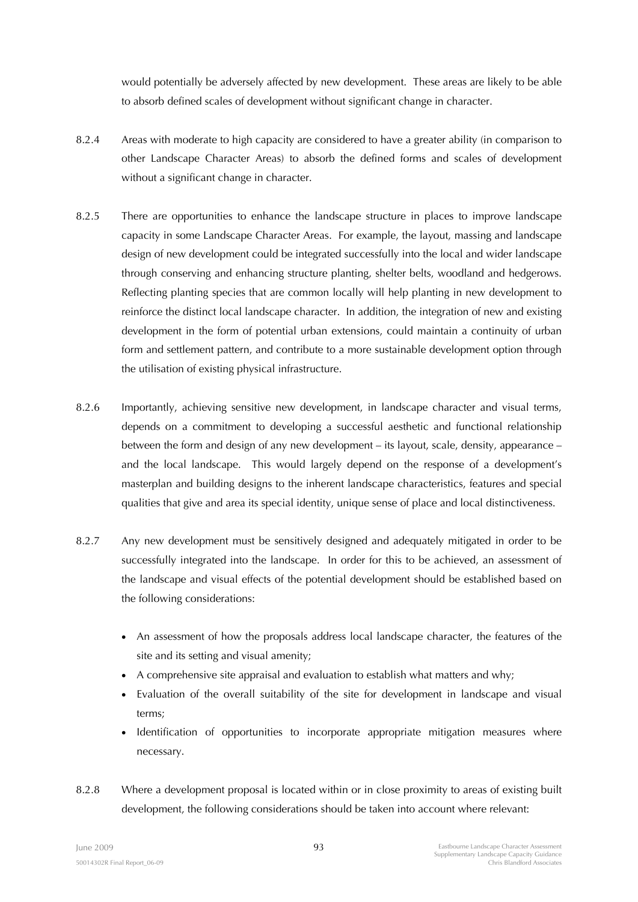would potentially be adversely affected by new development. These areas are likely to be able to absorb defined scales of development without significant change in character.

8.2.4 Areas with moderate to high capacity are considered to have a greater ability (in comparison to other Landscape Character Areas) to absorb the defined forms and scales of development without a significant change in character.

8.2.5 There are opportunities to enhance the landscape structure in places to improve landscape capacity in some Landscape Character Areas. For example, the layout, massing and landscape design of new development could be integrated successfully into the local and wider landscape through conserving and enhancing structure planting, shelter belts, woodland and hedgerows. Reflecting planting species that are common locally will help planting in new development to reinforce the distinct local landscape character. In addition, the integration of new and existing development in the form of potential urban extensions, could maintain a continuity of urban form and settlement pattern, and contribute to a more sustainable development option through the utilisation of existing physical infrastructure.

8.2.6 Importantly, achieving sensitive new development, in landscape character and visual terms, depends on a commitment to developing a successful aesthetic and functional relationship between the form and design of any new development – its layout, scale, density, appearance – and the local landscape. This would largely depend on the response of a development's masterplan and building designs to the inherent landscape characteristics, features and special qualities that give and area its special identity, unique sense of place and local distinctiveness.

8.2.7 Any new development must be sensitively designed and adequately mitigated in order to be successfully integrated into the landscape. In order for this to be achieved, an assessment of the landscape and visual effects of the potential development should be established based on the following considerations:

- An assessment of how the proposals address local landscape character, the features of the site and its setting and visual amenity;
- A comprehensive site appraisal and evaluation to establish what matters and why;
- Evaluation of the overall suitability of the site for development in landscape and visual terms;
- Identification of opportunities to incorporate appropriate mitigation measures where necessary.

8.2.8 Where a development proposal is located within or in close proximity to areas of existing built development, the following considerations should be taken into account where relevant: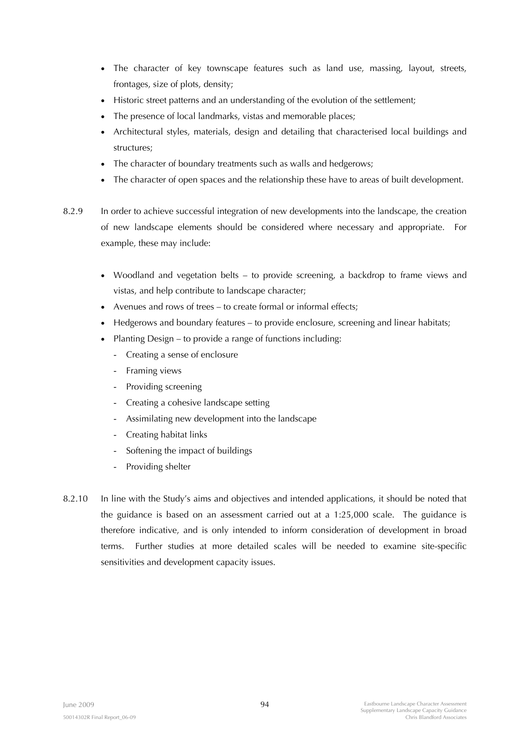- The character of key townscape features such as land use, massing, layout, streets, frontages, size of plots, density;
- Historic street patterns and an understanding of the evolution of the settlement;
- The presence of local landmarks, vistas and memorable places;
- Architectural styles, materials, design and detailing that characterised local buildings and structures;
- The character of boundary treatments such as walls and hedgerows;
- The character of open spaces and the relationship these have to areas of built development.

8.2.9 In order to achieve successful integration of new developments into the landscape, the creation of new landscape elements should be considered where necessary and appropriate. For example, these may include:

- Woodland and vegetation belts – to provide screening, a backdrop to frame views and vistas, and help contribute to landscape character;
- Avenues and rows of trees – to create formal or informal effects;
- Hedgerows and boundary features – to provide enclosure, screening and linear habitats;
- Planting Design – to provide a range of functions including:
  - Creating a sense of enclosure
  - Framing views
  - Providing screening
  - Creating a cohesive landscape setting
  - Assimilating new development into the landscape
  - Creating habitat links
  - Softening the impact of buildings
  - Providing shelter

8.2.10 In line with the Study's aims and objectives and intended applications, it should be noted that the guidance is based on an assessment carried out at a 1:25,000 scale. The guidance is therefore indicative, and is only intended to inform consideration of development in broad terms. Further studies at more detailed scales will be needed to examine site-specific sensitivities and development capacity issues.